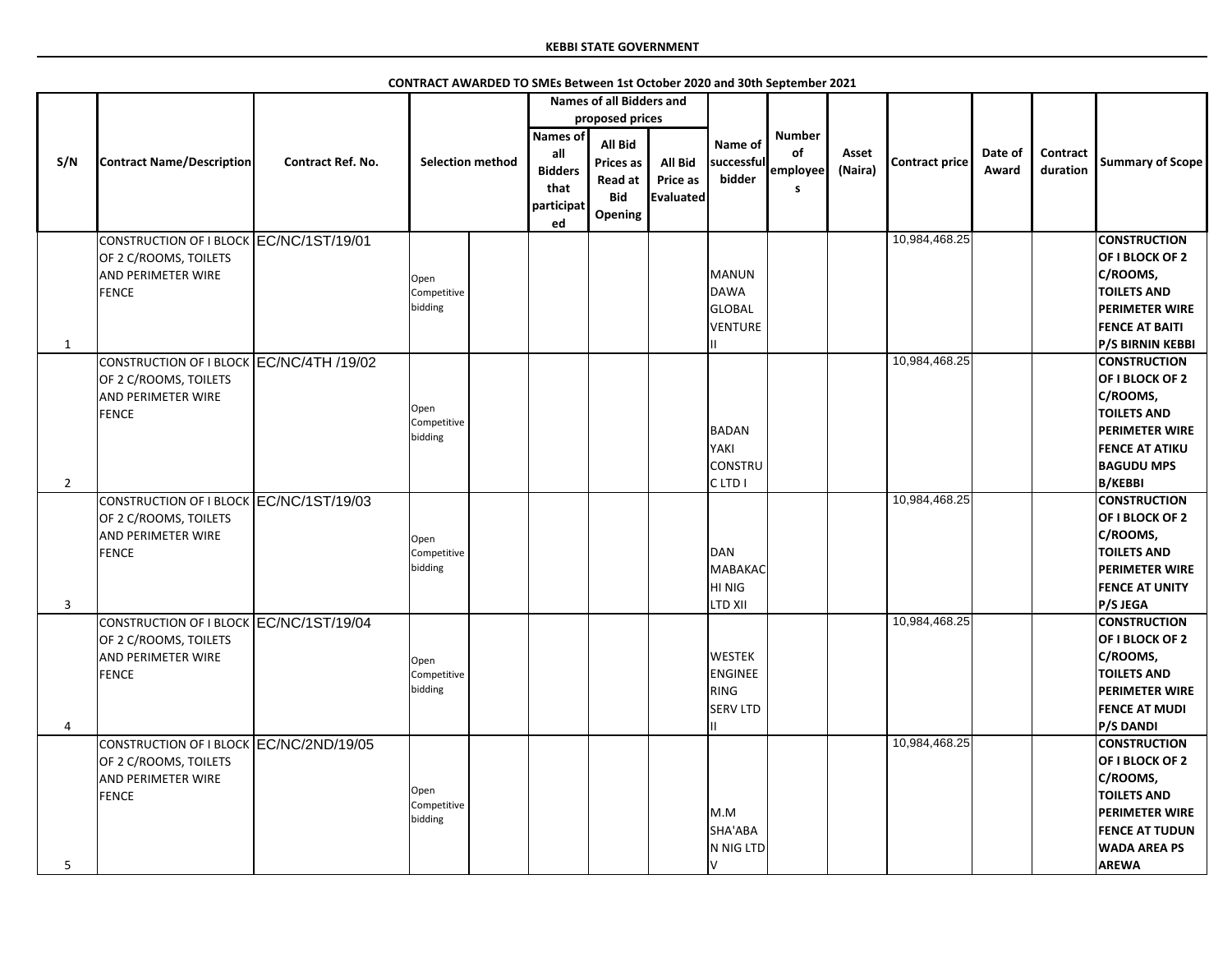**KEBBI STATE GOVERNMENT**

**CONTRACT AWARDED TO SMEs Between 1st October 2020 and 30th September 2021**

| S/N | Contract Name/Description | Contract Ref. No. | Selection method | | Names of all Bidders and proposed prices | | | Name of successful bidder | Number of employees | Asset (Naira) | Contract price | Date of Award | Contract duration | Summary of Scope |
|---|---|---|---|---|---|---|---|---|---|---|---|---|---|---|
| | | | | | Names of all Bidders that participated | All Bid Prices as Read at Bid Opening | All Bid Price as Evaluated | | | | | | | |
| 1 | CONSTRUCTION OF I BLOCK OF 2 C/ROOMS, TOILETS AND PERIMETER WIRE FENCE | EC/NC/1ST/19/01 | Open Competitive bidding | | | | | MANUN DAWA GLOBAL VENTURE II | | | 10,984,468.25 | | | CONSTRUCTION OF I BLOCK OF 2 C/ROOMS, TOILETS AND PERIMETER WIRE FENCE AT BAITI P/S BIRNIN KEBBI |
| 2 | CONSTRUCTION OF I BLOCK OF 2 C/ROOMS, TOILETS AND PERIMETER WIRE FENCE | EC/NC/4TH /19/02 | Open Competitive bidding | | | | | BADAN YAKI CONSTRUC LTD I | | | 10,984,468.25 | | | CONSTRUCTION OF I BLOCK OF 2 C/ROOMS, TOILETS AND PERIMETER WIRE FENCE AT ATIKU BAGUDU MPS B/KEBBI |
| 3 | CONSTRUCTION OF I BLOCK OF 2 C/ROOMS, TOILETS AND PERIMETER WIRE FENCE | EC/NC/1ST/19/03 | Open Competitive bidding | | | | | DAN MABAKACHI NIG LTD XII | | | 10,984,468.25 | | | CONSTRUCTION OF I BLOCK OF 2 C/ROOMS, TOILETS AND PERIMETER WIRE FENCE AT UNITY P/S JEGA |
| 4 | CONSTRUCTION OF I BLOCK OF 2 C/ROOMS, TOILETS AND PERIMETER WIRE FENCE | EC/NC/1ST/19/04 | Open Competitive bidding | | | | | WESTEK ENGINEERING SERV LTD II | | | 10,984,468.25 | | | CONSTRUCTION OF I BLOCK OF 2 C/ROOMS, TOILETS AND PERIMETER WIRE FENCE AT MUDI P/S DANDI |
| 5 | CONSTRUCTION OF I BLOCK OF 2 C/ROOMS, TOILETS AND PERIMETER WIRE FENCE | EC/NC/2ND/19/05 | Open Competitive bidding | | | | | M.M SHA'ABAN NIG LTD V | | | 10,984,468.25 | | | CONSTRUCTION OF I BLOCK OF 2 C/ROOMS, TOILETS AND PERIMETER WIRE FENCE AT TUDUN WADA AREA PS AREWA |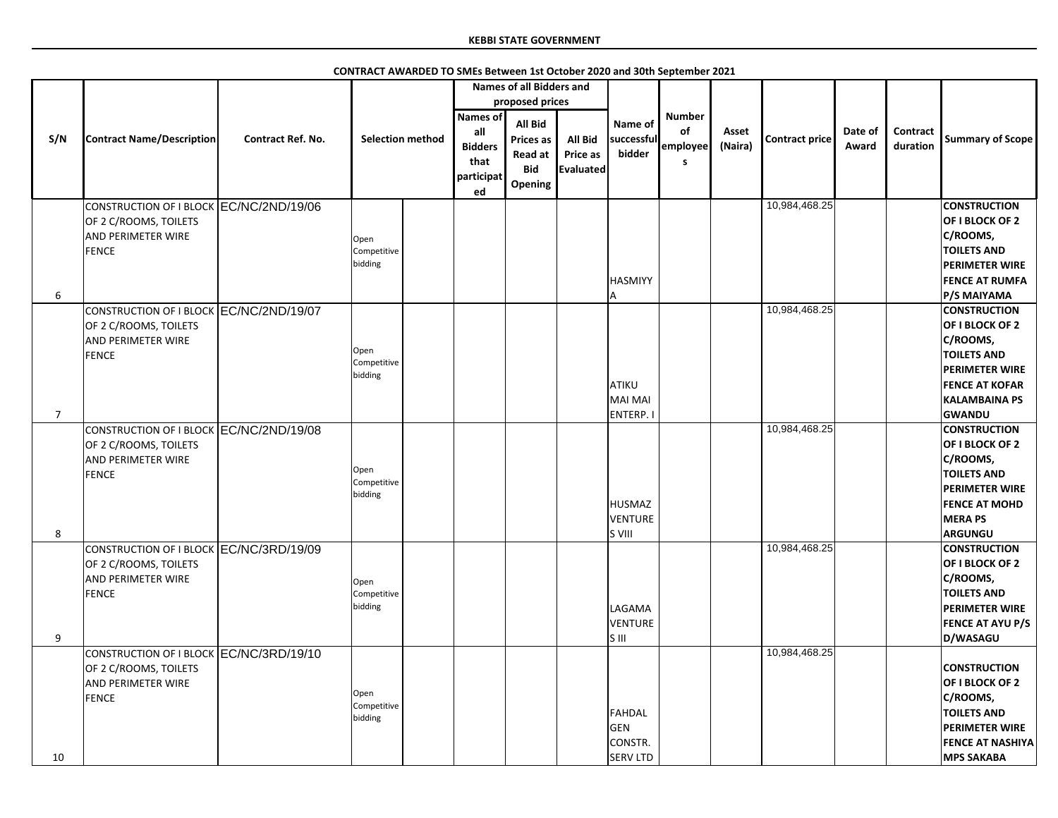**KEBBI STATE GOVERNMENT**

**CONTRACT AWARDED TO SMEs Between 1st October 2020 and 30th September 2021**

| S/N | Contract Name/Description | Contract Ref. No. | Selection method | | Names of all Bidders and proposed prices | | | Name of successful bidder | Number of employees | Asset (Naira) | Contract price | Date of Award | Contract duration | Summary of Scope |
|---|---|---|---|---|---|---|---|---|---|---|---|---|---|---|
| | | | | | Names of all Bidders that participated | All Bid Prices as Read at Bid Opening | All Bid Price as Evaluated | | | | | | | |
| 6 | CONSTRUCTION OF I BLOCK OF 2 C/ROOMS, TOILETS AND PERIMETER WIRE FENCE | EC/NC/2ND/19/06 | Open Competitive bidding | | | | | HASMIYYA | | | 10,984,468.25 | | | CONSTRUCTION OF I BLOCK OF 2 C/ROOMS, TOILETS AND PERIMETER WIRE FENCE AT RUMFA P/S MAIYAMA |
| 7 | CONSTRUCTION OF I BLOCK OF 2 C/ROOMS, TOILETS AND PERIMETER WIRE FENCE | EC/NC/2ND/19/07 | Open Competitive bidding | | | | | ATIKU MAI MAI ENTERP. I | | | 10,984,468.25 | | | CONSTRUCTION OF I BLOCK OF 2 C/ROOMS, TOILETS AND PERIMETER WIRE FENCE AT KOFAR KALAMBAINA PS GWANDU |
| 8 | CONSTRUCTION OF I BLOCK OF 2 C/ROOMS, TOILETS AND PERIMETER WIRE FENCE | EC/NC/2ND/19/08 | Open Competitive bidding | | | | | HUSMAZ VENTURES VIII | | | 10,984,468.25 | | | CONSTRUCTION OF I BLOCK OF 2 C/ROOMS, TOILETS AND PERIMETER WIRE FENCE AT MOHD MERA PS ARGUNGU |
| 9 | CONSTRUCTION OF I BLOCK OF 2 C/ROOMS, TOILETS AND PERIMETER WIRE FENCE | EC/NC/3RD/19/09 | Open Competitive bidding | | | | | LAGAMA VENTURES III | | | 10,984,468.25 | | | CONSTRUCTION OF I BLOCK OF 2 C/ROOMS, TOILETS AND PERIMETER WIRE FENCE AT AYU P/S D/WASAGU |
| 10 | CONSTRUCTION OF I BLOCK OF 2 C/ROOMS, TOILETS AND PERIMETER WIRE FENCE | EC/NC/3RD/19/10 | Open Competitive bidding | | | | | FAHDAL GEN CONSTR. SERV LTD | | | 10,984,468.25 | | | CONSTRUCTION OF I BLOCK OF 2 C/ROOMS, TOILETS AND PERIMETER WIRE FENCE AT NASHIYA MPS SAKABA |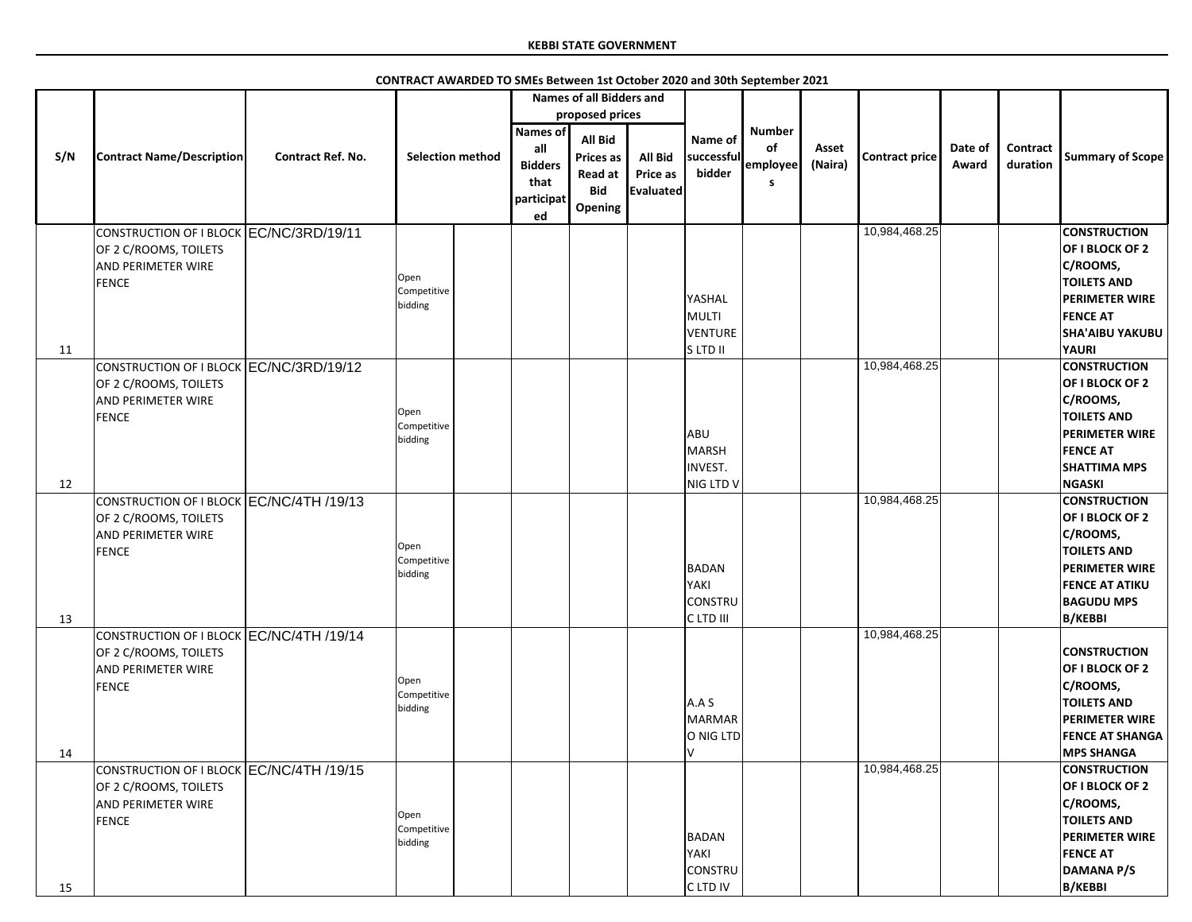**KEBBI STATE GOVERNMENT**

**CONTRACT AWARDED TO SMEs Between 1st October 2020 and 30th September 2021**

| S/N | Contract Name/Description | Contract Ref. No. | Selection method | | Names of all Bidders and proposed prices | | | Name of successful bidder | Number of employees | Asset (Naira) | Contract price | Date of Award | Contract duration | Summary of Scope |
|---|---|---|---|---|---|---|---|---|---|---|---|---|---|---|
| | | | | | Names of all Bidders that participated | All Bid Prices as Read at Bid Opening | All Bid Price as Evaluated | | | | | | | |
| 11 | CONSTRUCTION OF I BLOCK OF 2 C/ROOMS, TOILETS AND PERIMETER WIRE FENCE | EC/NC/3RD/19/11 | Open Competitive bidding | | | | | YASHAL MULTI VENTURES LTD II | | | 10,984,468.25 | | | CONSTRUCTION OF I BLOCK OF 2 C/ROOMS, TOILETS AND PERIMETER WIRE FENCE AT SHA'AIBU YAKUBU YAURI |
| 12 | CONSTRUCTION OF I BLOCK OF 2 C/ROOMS, TOILETS AND PERIMETER WIRE FENCE | EC/NC/3RD/19/12 | Open Competitive bidding | | | | | ABU MARSH INVEST. NIG LTD V | | | 10,984,468.25 | | | CONSTRUCTION OF I BLOCK OF 2 C/ROOMS, TOILETS AND PERIMETER WIRE FENCE AT SHATTIMA MPS NGASKI |
| 13 | CONSTRUCTION OF I BLOCK OF 2 C/ROOMS, TOILETS AND PERIMETER WIRE FENCE | EC/NC/4TH /19/13 | Open Competitive bidding | | | | | BADAN YAKI CONSTRUC LTD III | | | 10,984,468.25 | | | CONSTRUCTION OF I BLOCK OF 2 C/ROOMS, TOILETS AND PERIMETER WIRE FENCE AT ATIKU BAGUDU MPS B/KEBBI |
| 14 | CONSTRUCTION OF I BLOCK OF 2 C/ROOMS, TOILETS AND PERIMETER WIRE FENCE | EC/NC/4TH /19/14 | Open Competitive bidding | | | | | A.A S MARMARO NIG LTD V | | | 10,984,468.25 | | | CONSTRUCTION OF I BLOCK OF 2 C/ROOMS, TOILETS AND PERIMETER WIRE FENCE AT SHANGA MPS SHANGA |
| 15 | CONSTRUCTION OF I BLOCK OF 2 C/ROOMS, TOILETS AND PERIMETER WIRE FENCE | EC/NC/4TH /19/15 | Open Competitive bidding | | | | | BADAN YAKI CONSTRUC LTD IV | | | 10,984,468.25 | | | CONSTRUCTION OF I BLOCK OF 2 C/ROOMS, TOILETS AND PERIMETER WIRE FENCE AT DAMANA P/S B/KEBBI |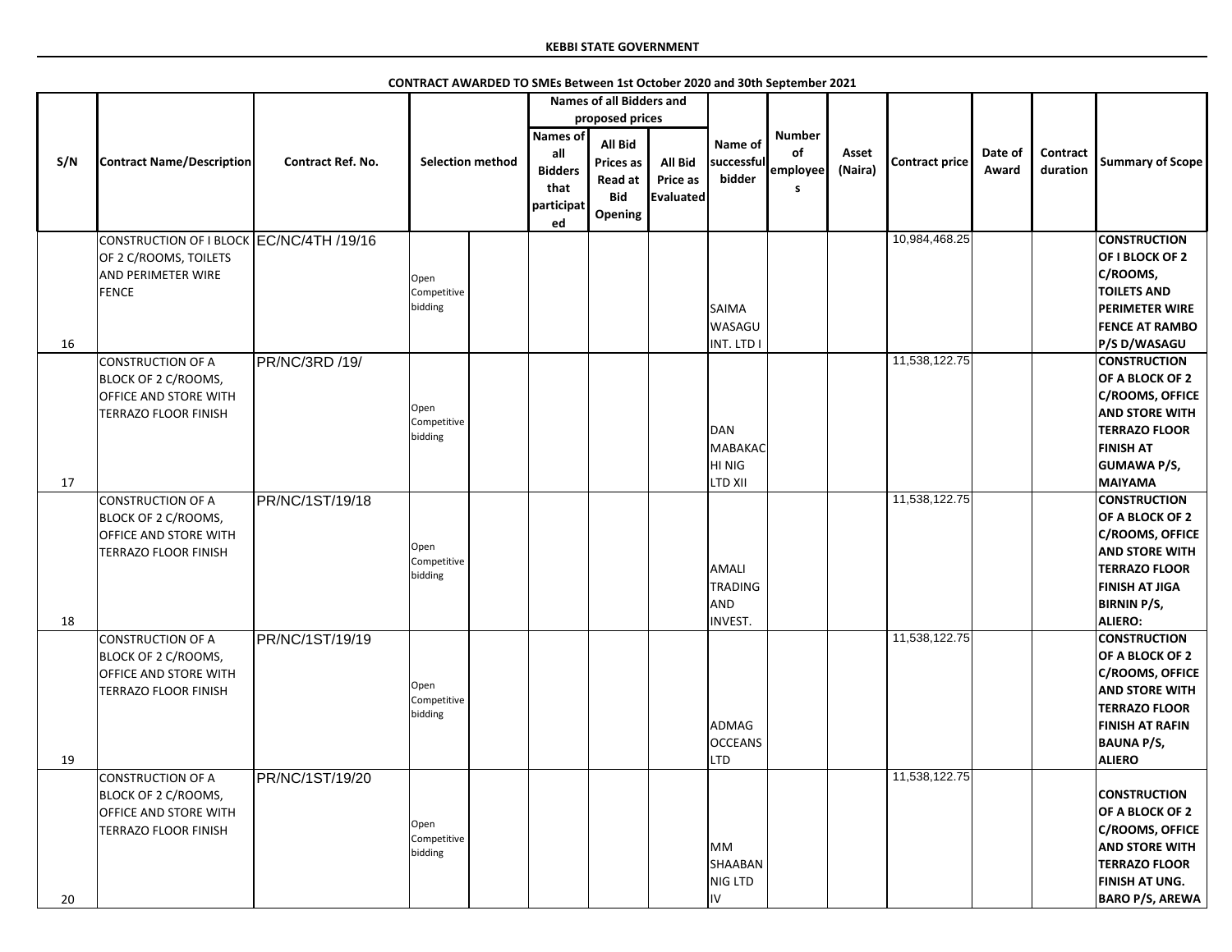**KEBBI STATE GOVERNMENT**

**CONTRACT AWARDED TO SMEs Between 1st October 2020 and 30th September 2021**

| S/N | Contract Name/Description | Contract Ref. No. | Selection method | | Names of all Bidders and proposed prices | | | Name of successful bidder | Number of employees | Asset (Naira) | Contract price | Date of Award | Contract duration | Summary of Scope |
|---|---|---|---|---|---|---|---|---|---|---|---|---|---|---|
| | | | | | Names of all Bidders that participated | All Bid Prices as Read at Bid Opening | All Bid Price as Evaluated | | | | | | | |
| 16 | CONSTRUCTION OF I BLOCK OF 2 C/ROOMS, TOILETS AND PERIMETER WIRE FENCE | EC/NC/4TH /19/16 | Open Competitive bidding | | | | | SAIMA WASAGU INT. LTD I | | | 10,984,468.25 | | | CONSTRUCTION OF I BLOCK OF 2 C/ROOMS, TOILETS AND PERIMETER WIRE FENCE AT RAMBO P/S D/WASAGU |
| 17 | CONSTRUCTION OF A BLOCK OF 2 C/ROOMS, OFFICE AND STORE WITH TERRAZO FLOOR FINISH | PR/NC/3RD /19/ | Open Competitive bidding | | | | | DAN MABAKACHI NIG LTD XII | | | 11,538,122.75 | | | CONSTRUCTION OF A BLOCK OF 2 C/ROOMS, OFFICE AND STORE WITH TERRAZO FLOOR FINISH AT GUMAWA P/S, MAIYAMA |
| 18 | CONSTRUCTION OF A BLOCK OF 2 C/ROOMS, OFFICE AND STORE WITH TERRAZO FLOOR FINISH | PR/NC/1ST/19/18 | Open Competitive bidding | | | | | AMALI TRADING AND INVEST. | | | 11,538,122.75 | | | CONSTRUCTION OF A BLOCK OF 2 C/ROOMS, OFFICE AND STORE WITH TERRAZO FLOOR FINISH AT JIGA BIRNIN P/S, ALIERO: |
| 19 | CONSTRUCTION OF A BLOCK OF 2 C/ROOMS, OFFICE AND STORE WITH TERRAZO FLOOR FINISH | PR/NC/1ST/19/19 | Open Competitive bidding | | | | | ADMAG OCCEANS LTD | | | 11,538,122.75 | | | CONSTRUCTION OF A BLOCK OF 2 C/ROOMS, OFFICE AND STORE WITH TERRAZO FLOOR FINISH AT RAFIN BAUNA P/S, ALIERO |
| 20 | CONSTRUCTION OF A BLOCK OF 2 C/ROOMS, OFFICE AND STORE WITH TERRAZO FLOOR FINISH | PR/NC/1ST/19/20 | Open Competitive bidding | | | | | MM SHAABAN NIG LTD IV | | | 11,538,122.75 | | | CONSTRUCTION OF A BLOCK OF 2 C/ROOMS, OFFICE AND STORE WITH TERRAZO FLOOR FINISH AT UNG. BARO P/S, AREWA |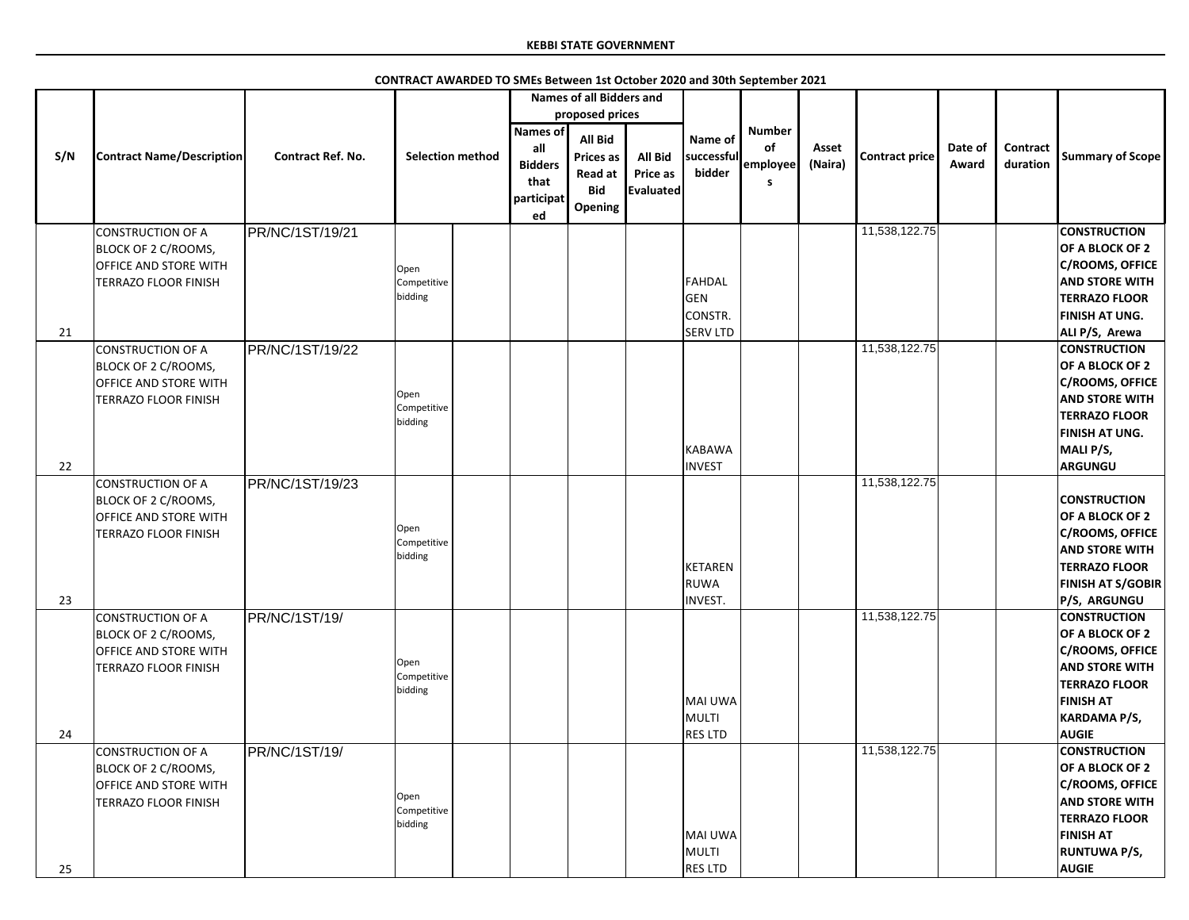**KEBBI STATE GOVERNMENT**

**CONTRACT AWARDED TO SMEs Between 1st October 2020 and 30th September 2021**

| S/N | Contract Name/Description | Contract Ref. No. | Selection method | | Names of all Bidders and proposed prices | | | Name of successful bidder | Number of employees | Asset (Naira) | Contract price | Date of Award | Contract duration | Summary of Scope |
|---|---|---|---|---|---|---|---|---|---|---|---|---|---|---|
| | | | | | Names of all Bidders that participated | All Bid Prices as Read at Bid Opening | All Bid Price as Evaluated | | | | | | | |
| 21 | CONSTRUCTION OF A BLOCK OF 2 C/ROOMS, OFFICE AND STORE WITH TERRAZO FLOOR FINISH | PR/NC/1ST/19/21 | Open Competitive bidding | | | | | FAHDAL GEN CONSTR. SERV LTD | | | 11,538,122.75 | | | **CONSTRUCTION OF A BLOCK OF 2 C/ROOMS, OFFICE AND STORE WITH TERRAZO FLOOR FINISH AT UNG. ALI P/S, Arewa** |
| 22 | CONSTRUCTION OF A BLOCK OF 2 C/ROOMS, OFFICE AND STORE WITH TERRAZO FLOOR FINISH | PR/NC/1ST/19/22 | Open Competitive bidding | | | | | KABAWA INVEST | | | 11,538,122.75 | | | **CONSTRUCTION OF A BLOCK OF 2 C/ROOMS, OFFICE AND STORE WITH TERRAZO FLOOR FINISH AT UNG. MALI P/S, ARGUNGU** |
| 23 | CONSTRUCTION OF A BLOCK OF 2 C/ROOMS, OFFICE AND STORE WITH TERRAZO FLOOR FINISH | PR/NC/1ST/19/23 | Open Competitive bidding | | | | | KETAREN RUWA INVEST. | | | 11,538,122.75 | | | **CONSTRUCTION OF A BLOCK OF 2 C/ROOMS, OFFICE AND STORE WITH TERRAZO FLOOR FINISH AT S/GOBIR P/S, ARGUNGU** |
| 24 | CONSTRUCTION OF A BLOCK OF 2 C/ROOMS, OFFICE AND STORE WITH TERRAZO FLOOR FINISH | PR/NC/1ST/19/ | Open Competitive bidding | | | | | MAI UWA MULTI RES LTD | | | 11,538,122.75 | | | **CONSTRUCTION OF A BLOCK OF 2 C/ROOMS, OFFICE AND STORE WITH TERRAZO FLOOR FINISH AT KARDAMA P/S, AUGIE** |
| 25 | CONSTRUCTION OF A BLOCK OF 2 C/ROOMS, OFFICE AND STORE WITH TERRAZO FLOOR FINISH | PR/NC/1ST/19/ | Open Competitive bidding | | | | | MAI UWA MULTI RES LTD | | | 11,538,122.75 | | | **CONSTRUCTION OF A BLOCK OF 2 C/ROOMS, OFFICE AND STORE WITH TERRAZO FLOOR FINISH AT RUNTUWA P/S, AUGIE** |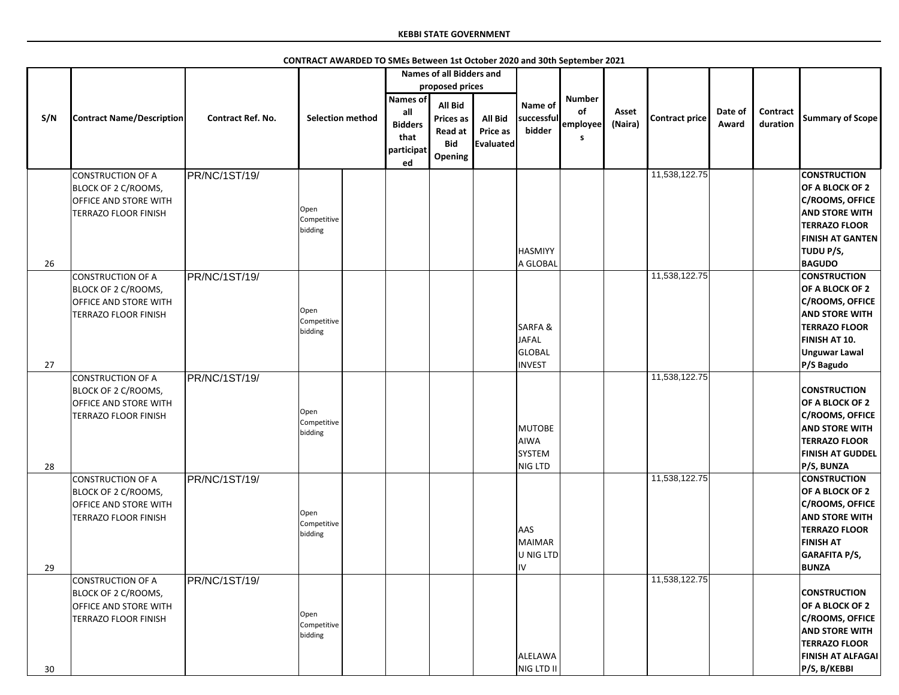**KEBBI STATE GOVERNMENT**

**CONTRACT AWARDED TO SMEs Between 1st October 2020 and 30th September 2021**

| S/N | Contract Name/Description | Contract Ref. No. | Selection method | | Names of all Bidders and proposed prices | | | Name of successful bidder | Number of employees | Asset (Naira) | Contract price | Date of Award | Contract duration | Summary of Scope |
|---|---|---|---|---|---|---|---|---|---|---|---|---|---|---|
| | | | | | Names of all Bidders that participated | All Bid Prices as Read at Bid Opening | All Bid Price as Evaluated | | | | | | | |
| 26 | CONSTRUCTION OF A BLOCK OF 2 C/ROOMS, OFFICE AND STORE WITH TERRAZO FLOOR FINISH | PR/NC/1ST/19/ | Open Competitive bidding | | | | | HASMIYYA GLOBAL | | | 11,538,122.75 | | | **CONSTRUCTION OF A BLOCK OF 2 C/ROOMS, OFFICE AND STORE WITH TERRAZO FLOOR FINISH AT GANTEN TUDU P/S, BAGUDO** |
| 27 | CONSTRUCTION OF A BLOCK OF 2 C/ROOMS, OFFICE AND STORE WITH TERRAZO FLOOR FINISH | PR/NC/1ST/19/ | Open Competitive bidding | | | | | SARFA & JAFAL GLOBAL INVEST | | | 11,538,122.75 | | | **CONSTRUCTION OF A BLOCK OF 2 C/ROOMS, OFFICE AND STORE WITH TERRAZO FLOOR FINISH AT 10. Unguwar Lawal P/S Bagudo** |
| 28 | CONSTRUCTION OF A BLOCK OF 2 C/ROOMS, OFFICE AND STORE WITH TERRAZO FLOOR FINISH | PR/NC/1ST/19/ | Open Competitive bidding | | | | | MUTOBE AIWA SYSTEM NIG LTD | | | 11,538,122.75 | | | **CONSTRUCTION OF A BLOCK OF 2 C/ROOMS, OFFICE AND STORE WITH TERRAZO FLOOR FINISH AT GUDDEL P/S, BUNZA** |
| 29 | CONSTRUCTION OF A BLOCK OF 2 C/ROOMS, OFFICE AND STORE WITH TERRAZO FLOOR FINISH | PR/NC/1ST/19/ | Open Competitive bidding | | | | | AAS MAIMARU NIG LTD IV | | | 11,538,122.75 | | | **CONSTRUCTION OF A BLOCK OF 2 C/ROOMS, OFFICE AND STORE WITH TERRAZO FLOOR FINISH AT GARAFITA P/S, BUNZA** |
| 30 | CONSTRUCTION OF A BLOCK OF 2 C/ROOMS, OFFICE AND STORE WITH TERRAZO FLOOR FINISH | PR/NC/1ST/19/ | Open Competitive bidding | | | | | ALELAWA NIG LTD II | | | 11,538,122.75 | | | **CONSTRUCTION OF A BLOCK OF 2 C/ROOMS, OFFICE AND STORE WITH TERRAZO FLOOR FINISH AT ALFAGAI P/S, B/KEBBI** |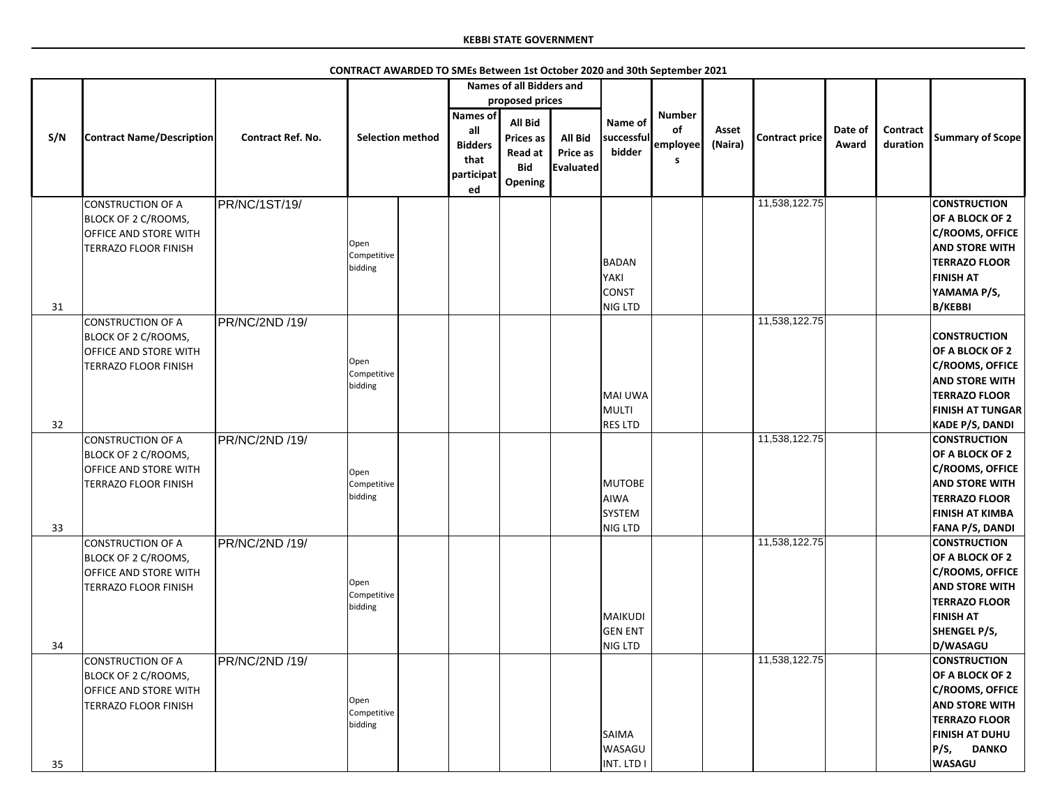**KEBBI STATE GOVERNMENT**

**CONTRACT AWARDED TO SMEs Between 1st October 2020 and 30th September 2021**

| S/N | Contract Name/Description | Contract Ref. No. | Selection method | | Names of all Bidders and proposed prices | | | Name of successful bidder | Number of employees | Asset (Naira) | Contract price | Date of Award | Contract duration | Summary of Scope |
|---|---|---|---|---|---|---|---|---|---|---|---|---|---|---|
| | | | | | Names of all Bidders that participated | All Bid Prices as Read at Bid Opening | All Bid Price as Evaluated | | | | | | | |
| 31 | CONSTRUCTION OF A BLOCK OF 2 C/ROOMS, OFFICE AND STORE WITH TERRAZO FLOOR FINISH | PR/NC/1ST/19/ | Open Competitive bidding | | | | | BADAN YAKI CONST NIG LTD | | | 11,538,122.75 | | | **CONSTRUCTION OF A BLOCK OF 2 C/ROOMS, OFFICE AND STORE WITH TERRAZO FLOOR FINISH AT YAMAMA P/S, B/KEBBI** |
| 32 | CONSTRUCTION OF A BLOCK OF 2 C/ROOMS, OFFICE AND STORE WITH TERRAZO FLOOR FINISH | PR/NC/2ND /19/ | Open Competitive bidding | | | | | MAI UWA MULTI RES LTD | | | 11,538,122.75 | | | **CONSTRUCTION OF A BLOCK OF 2 C/ROOMS, OFFICE AND STORE WITH TERRAZO FLOOR FINISH AT TUNGAR KADE P/S, DANDI** |
| 33 | CONSTRUCTION OF A BLOCK OF 2 C/ROOMS, OFFICE AND STORE WITH TERRAZO FLOOR FINISH | PR/NC/2ND /19/ | Open Competitive bidding | | | | | MUTOBE AIWA SYSTEM NIG LTD | | | 11,538,122.75 | | | **CONSTRUCTION OF A BLOCK OF 2 C/ROOMS, OFFICE AND STORE WITH TERRAZO FLOOR FINISH AT KIMBA FANA P/S, DANDI** |
| 34 | CONSTRUCTION OF A BLOCK OF 2 C/ROOMS, OFFICE AND STORE WITH TERRAZO FLOOR FINISH | PR/NC/2ND /19/ | Open Competitive bidding | | | | | MAIKUDI GEN ENT NIG LTD | | | 11,538,122.75 | | | **CONSTRUCTION OF A BLOCK OF 2 C/ROOMS, OFFICE AND STORE WITH TERRAZO FLOOR FINISH AT SHENGEL P/S, D/WASAGU** |
| 35 | CONSTRUCTION OF A BLOCK OF 2 C/ROOMS, OFFICE AND STORE WITH TERRAZO FLOOR FINISH | PR/NC/2ND /19/ | Open Competitive bidding | | | | | SAIMA WASAGU INT. LTD I | | | 11,538,122.75 | | | **CONSTRUCTION OF A BLOCK OF 2 C/ROOMS, OFFICE AND STORE WITH TERRAZO FLOOR FINISH AT DUHU P/S, DANKO WASAGU** |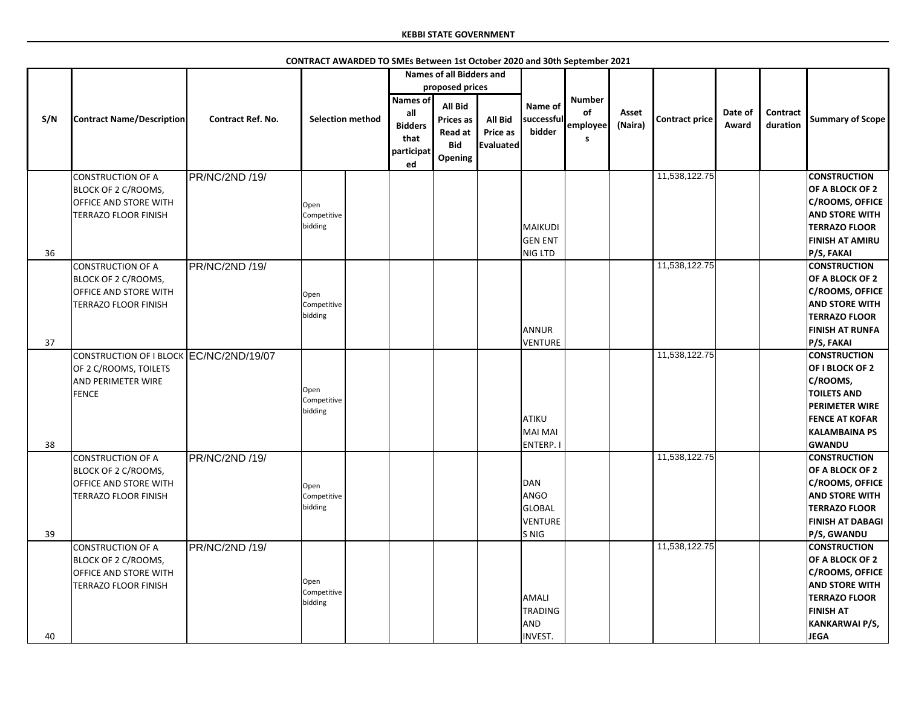**KEBBI STATE GOVERNMENT**

**CONTRACT AWARDED TO SMEs Between 1st October 2020 and 30th September 2021**

| S/N | Contract Name/Description | Contract Ref. No. | Selection method | | Names of all Bidders and proposed prices | | | Name of successful bidder | Number of employees | Asset (Naira) | Contract price | Date of Award | Contract duration | Summary of Scope |
|---|---|---|---|---|---|---|---|---|---|---|---|---|---|---|
| | | | | | Names of all Bidders that participated | All Bid Prices as Read at Bid Opening | All Bid Price as Evaluated | | | | | | | |
| 36 | CONSTRUCTION OF A BLOCK OF 2 C/ROOMS, OFFICE AND STORE WITH TERRAZO FLOOR FINISH | PR/NC/2ND /19/ | Open Competitive bidding | | | | | MAIKUDI GEN ENT NIG LTD | | | 11,538,122.75 | | | CONSTRUCTION OF A BLOCK OF 2 C/ROOMS, OFFICE AND STORE WITH TERRAZO FLOOR FINISH AT AMIRU P/S, FAKAI |
| 37 | CONSTRUCTION OF A BLOCK OF 2 C/ROOMS, OFFICE AND STORE WITH TERRAZO FLOOR FINISH | PR/NC/2ND /19/ | Open Competitive bidding | | | | | ANNUR VENTURE | | | 11,538,122.75 | | | CONSTRUCTION OF A BLOCK OF 2 C/ROOMS, OFFICE AND STORE WITH TERRAZO FLOOR FINISH AT RUNFA P/S, FAKAI |
| 38 | CONSTRUCTION OF I BLOCK OF 2 C/ROOMS, TOILETS AND PERIMETER WIRE FENCE | EC/NC/2ND/19/07 | Open Competitive bidding | | | | | ATIKU MAI MAI ENTERP. I | | | 11,538,122.75 | | | CONSTRUCTION OF I BLOCK OF 2 C/ROOMS, TOILETS AND PERIMETER WIRE FENCE AT KOFAR KALAMBAINA PS GWANDU |
| 39 | CONSTRUCTION OF A BLOCK OF 2 C/ROOMS, OFFICE AND STORE WITH TERRAZO FLOOR FINISH | PR/NC/2ND /19/ | Open Competitive bidding | | | | | DAN ANGO GLOBAL VENTURES NIG | | | 11,538,122.75 | | | CONSTRUCTION OF A BLOCK OF 2 C/ROOMS, OFFICE AND STORE WITH TERRAZO FLOOR FINISH AT DABAGI P/S, GWANDU |
| 40 | CONSTRUCTION OF A BLOCK OF 2 C/ROOMS, OFFICE AND STORE WITH TERRAZO FLOOR FINISH | PR/NC/2ND /19/ | Open Competitive bidding | | | | | AMALI TRADING AND INVEST. | | | 11,538,122.75 | | | CONSTRUCTION OF A BLOCK OF 2 C/ROOMS, OFFICE AND STORE WITH TERRAZO FLOOR FINISH AT KANKARWAI P/S, JEGA |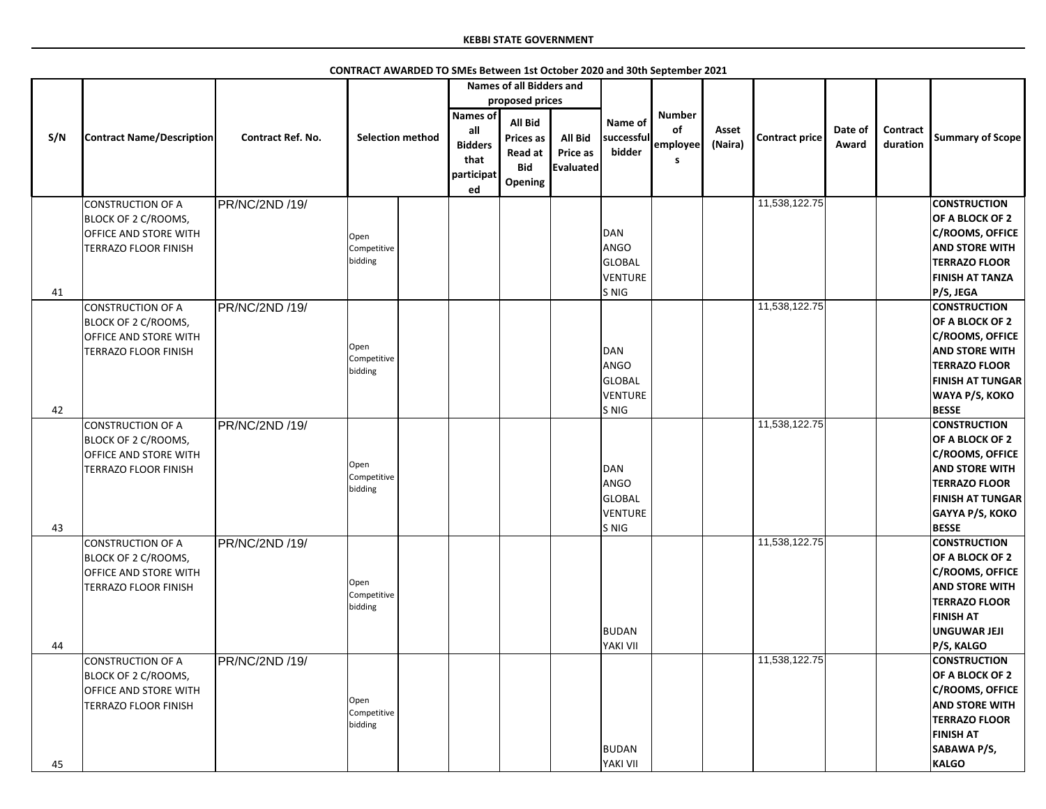**KEBBI STATE GOVERNMENT**

**CONTRACT AWARDED TO SMEs Between 1st October 2020 and 30th September 2021**

| S/N | Contract Name/Description | Contract Ref. No. | Selection method | | Names of all Bidders and proposed prices | | | Name of successful bidder | Number of employees | Asset (Naira) | Contract price | Date of Award | Contract duration | Summary of Scope |
|---|---|---|---|---|---|---|---|---|---|---|---|---|---|---|
| | | | | | Names of all Bidders that participated | All Bid Prices as Read at Bid Opening | All Bid Price as Evaluated | | | | | | | |
| 41 | CONSTRUCTION OF A BLOCK OF 2 C/ROOMS, OFFICE AND STORE WITH TERRAZO FLOOR FINISH | PR/NC/2ND /19/ | Open Competitive bidding | | | | | DAN ANGO GLOBAL VENTURES NIG | | | 11,538,122.75 | | | CONSTRUCTION OF A BLOCK OF 2 C/ROOMS, OFFICE AND STORE WITH TERRAZO FLOOR FINISH AT TANZA P/S, JEGA |
| 42 | CONSTRUCTION OF A BLOCK OF 2 C/ROOMS, OFFICE AND STORE WITH TERRAZO FLOOR FINISH | PR/NC/2ND /19/ | Open Competitive bidding | | | | | DAN ANGO GLOBAL VENTURES NIG | | | 11,538,122.75 | | | CONSTRUCTION OF A BLOCK OF 2 C/ROOMS, OFFICE AND STORE WITH TERRAZO FLOOR FINISH AT TUNGAR WAYA P/S, KOKO BESSE |
| 43 | CONSTRUCTION OF A BLOCK OF 2 C/ROOMS, OFFICE AND STORE WITH TERRAZO FLOOR FINISH | PR/NC/2ND /19/ | Open Competitive bidding | | | | | DAN ANGO GLOBAL VENTURES NIG | | | 11,538,122.75 | | | CONSTRUCTION OF A BLOCK OF 2 C/ROOMS, OFFICE AND STORE WITH TERRAZO FLOOR FINISH AT TUNGAR GAYYA P/S, KOKO BESSE |
| 44 | CONSTRUCTION OF A BLOCK OF 2 C/ROOMS, OFFICE AND STORE WITH TERRAZO FLOOR FINISH | PR/NC/2ND /19/ | Open Competitive bidding | | | | | BUDAN YAKI VII | | | 11,538,122.75 | | | CONSTRUCTION OF A BLOCK OF 2 C/ROOMS, OFFICE AND STORE WITH TERRAZO FLOOR FINISH AT UNGUWAR JEJI P/S, KALGO |
| 45 | CONSTRUCTION OF A BLOCK OF 2 C/ROOMS, OFFICE AND STORE WITH TERRAZO FLOOR FINISH | PR/NC/2ND /19/ | Open Competitive bidding | | | | | BUDAN YAKI VII | | | 11,538,122.75 | | | CONSTRUCTION OF A BLOCK OF 2 C/ROOMS, OFFICE AND STORE WITH TERRAZO FLOOR FINISH AT SABAWA P/S, KALGO |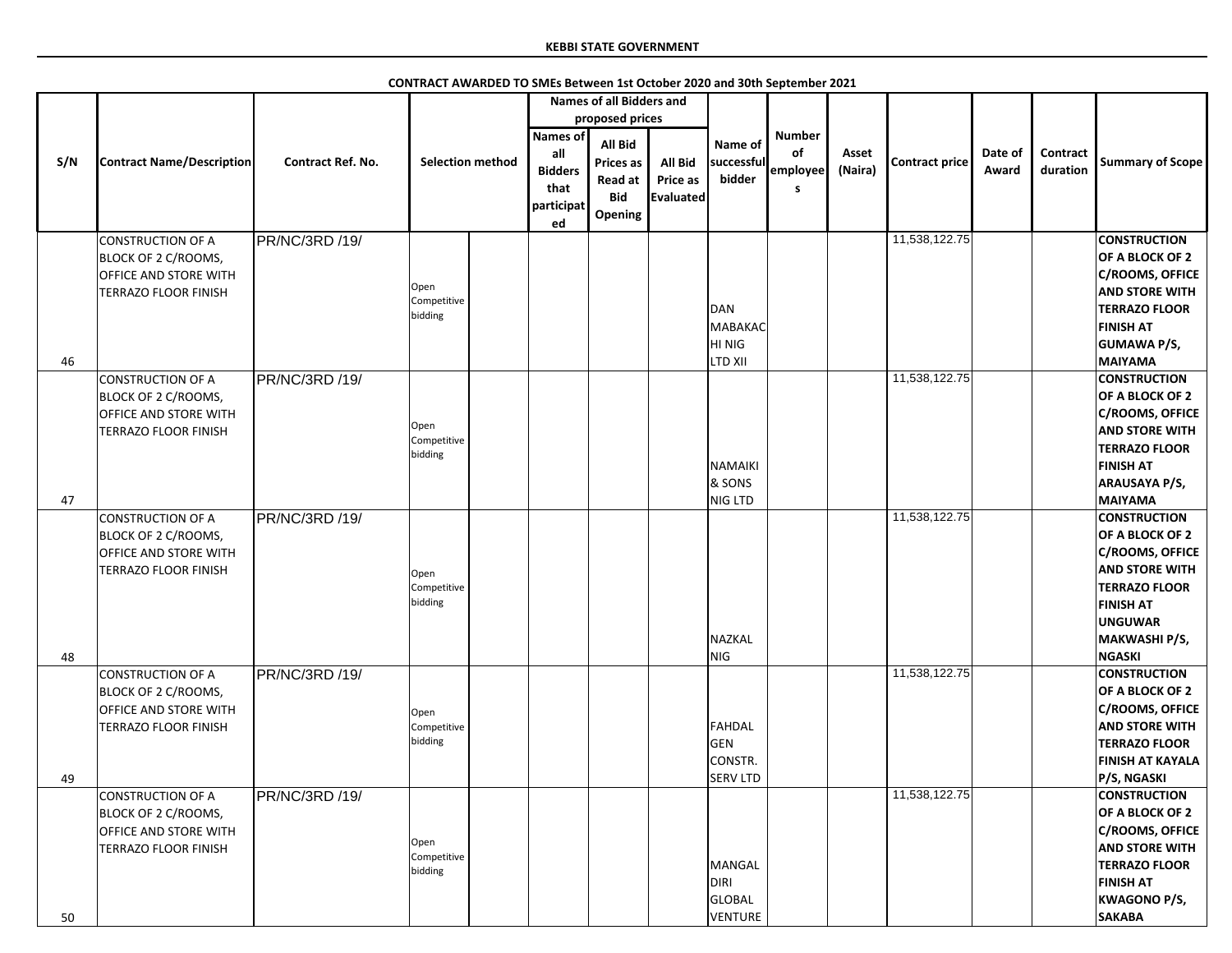**KEBBI STATE GOVERNMENT**

**CONTRACT AWARDED TO SMEs Between 1st October 2020 and 30th September 2021**

| S/N | Contract Name/Description | Contract Ref. No. | Selection method | | Names of all Bidders and proposed prices | | | Name of successful bidder | Number of employees | Asset (Naira) | Contract price | Date of Award | Contract duration | Summary of Scope |
|---|---|---|---|---|---|---|---|---|---|---|---|---|---|---|
| | | | | | Names of all Bidders that participated | All Bid Prices as Read at Bid Opening | All Bid Price as Evaluated | | | | | | | |
| 46 | CONSTRUCTION OF A BLOCK OF 2 C/ROOMS, OFFICE AND STORE WITH TERRAZO FLOOR FINISH | PR/NC/3RD /19/ | Open Competitive bidding | | | | | DAN MABAKACHI NIG LTD XII | | | 11,538,122.75 | | | CONSTRUCTION OF A BLOCK OF 2 C/ROOMS, OFFICE AND STORE WITH TERRAZO FLOOR FINISH AT GUMAWA P/S, MAIYAMA |
| 47 | CONSTRUCTION OF A BLOCK OF 2 C/ROOMS, OFFICE AND STORE WITH TERRAZO FLOOR FINISH | PR/NC/3RD /19/ | Open Competitive bidding | | | | | NAMAIKI & SONS NIG LTD | | | 11,538,122.75 | | | CONSTRUCTION OF A BLOCK OF 2 C/ROOMS, OFFICE AND STORE WITH TERRAZO FLOOR FINISH AT ARAUSAYA P/S, MAIYAMA |
| 48 | CONSTRUCTION OF A BLOCK OF 2 C/ROOMS, OFFICE AND STORE WITH TERRAZO FLOOR FINISH | PR/NC/3RD /19/ | Open Competitive bidding | | | | | NAZKAL NIG | | | 11,538,122.75 | | | CONSTRUCTION OF A BLOCK OF 2 C/ROOMS, OFFICE AND STORE WITH TERRAZO FLOOR FINISH AT UNGUWAR MAKWASHI P/S, NGASKI |
| 49 | CONSTRUCTION OF A BLOCK OF 2 C/ROOMS, OFFICE AND STORE WITH TERRAZO FLOOR FINISH | PR/NC/3RD /19/ | Open Competitive bidding | | | | | FAHDAL GEN CONSTR. SERV LTD | | | 11,538,122.75 | | | CONSTRUCTION OF A BLOCK OF 2 C/ROOMS, OFFICE AND STORE WITH TERRAZO FLOOR FINISH AT KAYALA P/S, NGASKI |
| 50 | CONSTRUCTION OF A BLOCK OF 2 C/ROOMS, OFFICE AND STORE WITH TERRAZO FLOOR FINISH | PR/NC/3RD /19/ | Open Competitive bidding | | | | | MANGAL DIRI GLOBAL VENTURE | | | 11,538,122.75 | | | CONSTRUCTION OF A BLOCK OF 2 C/ROOMS, OFFICE AND STORE WITH TERRAZO FLOOR FINISH AT KWAGONO P/S, SAKABA |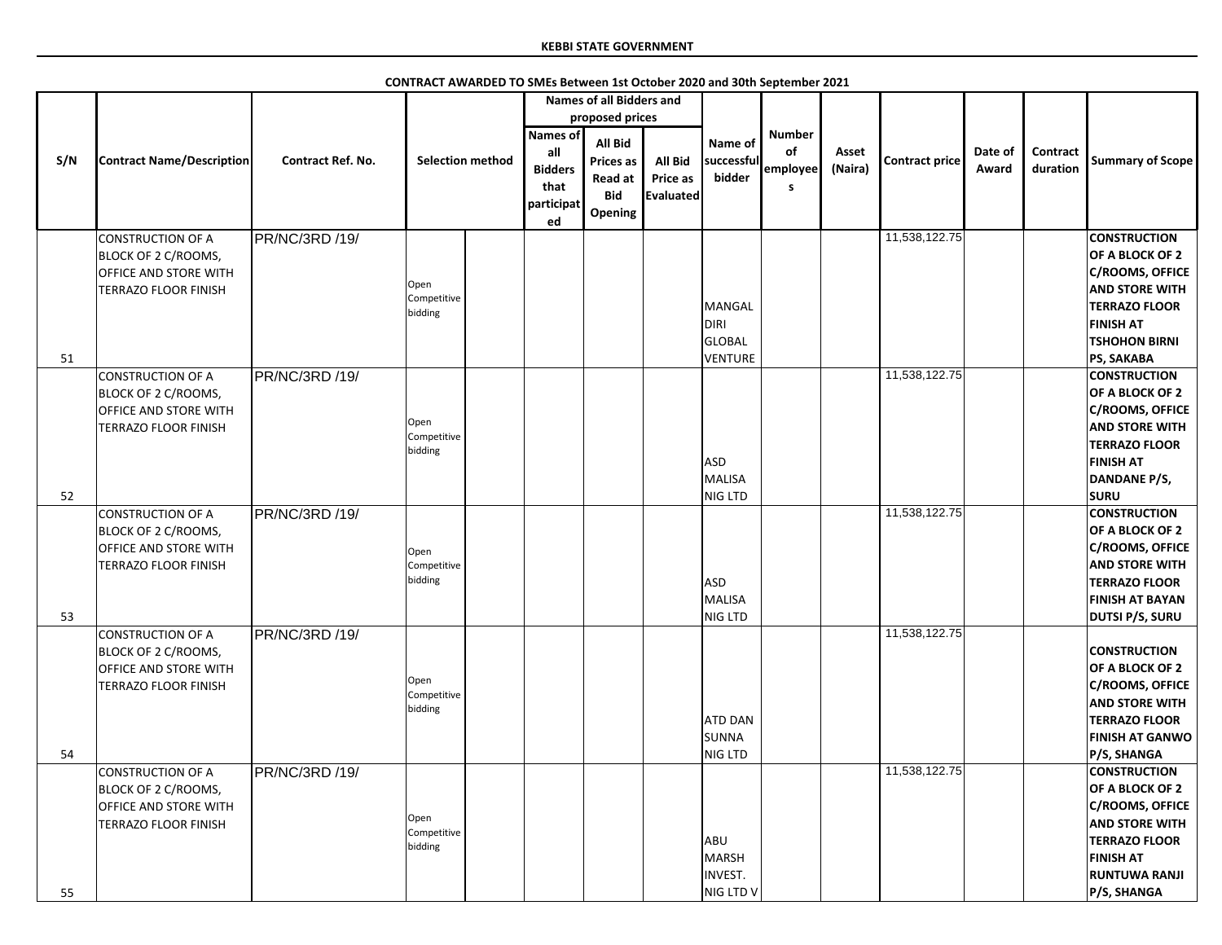**KEBBI STATE GOVERNMENT**

**CONTRACT AWARDED TO SMEs Between 1st October 2020 and 30th September 2021**

| S/N | Contract Name/Description | Contract Ref. No. | Selection method | | Names of all Bidders and proposed prices | | | Name of successful bidder | Number of employees | Asset (Naira) | Contract price | Date of Award | Contract duration | Summary of Scope |
|---|---|---|---|---|---|---|---|---|---|---|---|---|---|---|
| | | | | | Names of all Bidders that participated | All Bid Prices as Read at Bid Opening | All Bid Price as Evaluated | | | | | | | |
| 51 | CONSTRUCTION OF A BLOCK OF 2 C/ROOMS, OFFICE AND STORE WITH TERRAZO FLOOR FINISH | PR/NC/3RD /19/ | Open Competitive bidding | | | | | MANGAL DIRI GLOBAL VENTURE | | | 11,538,122.75 | | | **CONSTRUCTION OF A BLOCK OF 2 C/ROOMS, OFFICE AND STORE WITH TERRAZO FLOOR FINISH AT TSHOHON BIRNI PS, SAKABA** |
| 52 | CONSTRUCTION OF A BLOCK OF 2 C/ROOMS, OFFICE AND STORE WITH TERRAZO FLOOR FINISH | PR/NC/3RD /19/ | Open Competitive bidding | | | | | ASD MALISA NIG LTD | | | 11,538,122.75 | | | **CONSTRUCTION OF A BLOCK OF 2 C/ROOMS, OFFICE AND STORE WITH TERRAZO FLOOR FINISH AT DANDANE P/S, SURU** |
| 53 | CONSTRUCTION OF A BLOCK OF 2 C/ROOMS, OFFICE AND STORE WITH TERRAZO FLOOR FINISH | PR/NC/3RD /19/ | Open Competitive bidding | | | | | ASD MALISA NIG LTD | | | 11,538,122.75 | | | **CONSTRUCTION OF A BLOCK OF 2 C/ROOMS, OFFICE AND STORE WITH TERRAZO FLOOR FINISH AT BAYAN DUTSI P/S, SURU** |
| 54 | CONSTRUCTION OF A BLOCK OF 2 C/ROOMS, OFFICE AND STORE WITH TERRAZO FLOOR FINISH | PR/NC/3RD /19/ | Open Competitive bidding | | | | | ATD DAN SUNNA NIG LTD | | | 11,538,122.75 | | | **CONSTRUCTION OF A BLOCK OF 2 C/ROOMS, OFFICE AND STORE WITH TERRAZO FLOOR FINISH AT GANWO P/S, SHANGA** |
| 55 | CONSTRUCTION OF A BLOCK OF 2 C/ROOMS, OFFICE AND STORE WITH TERRAZO FLOOR FINISH | PR/NC/3RD /19/ | Open Competitive bidding | | | | | ABU MARSH INVEST. NIG LTD V | | | 11,538,122.75 | | | **CONSTRUCTION OF A BLOCK OF 2 C/ROOMS, OFFICE AND STORE WITH TERRAZO FLOOR FINISH AT RUNTUWA RANJI P/S, SHANGA** |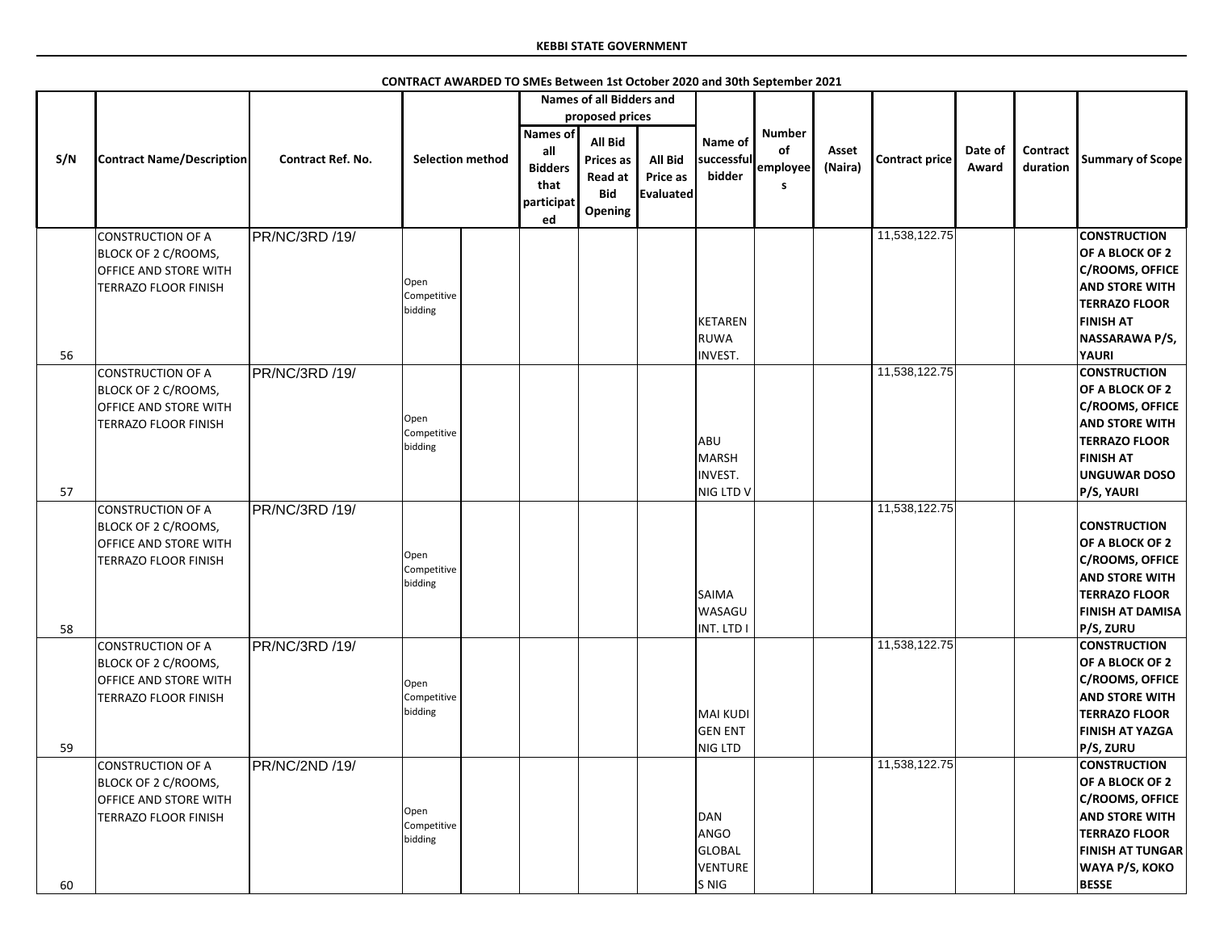**KEBBI STATE GOVERNMENT**

**CONTRACT AWARDED TO SMEs Between 1st October 2020 and 30th September 2021**

| S/N | Contract Name/Description | Contract Ref. No. | Selection method | | Names of all Bidders and proposed prices | | | Name of successful bidder | Number of employees | Asset (Naira) | Contract price | Date of Award | Contract duration | Summary of Scope |
|---|---|---|---|---|---|---|---|---|---|---|---|---|---|---|
| | | | | | Names of all Bidders that participated | All Bid Prices as Read at Bid Opening | All Bid Price as Evaluated | | | | | | | |
| 56 | CONSTRUCTION OF A BLOCK OF 2 C/ROOMS, OFFICE AND STORE WITH TERRAZO FLOOR FINISH | PR/NC/3RD /19/ | Open Competitive bidding | | | | | KETARENRUWA INVEST. | | | 11,538,122.75 | | | CONSTRUCTION OF A BLOCK OF 2 C/ROOMS, OFFICE AND STORE WITH TERRAZO FLOOR FINISH AT NASSARAWA P/S, YAURI |
| 57 | CONSTRUCTION OF A BLOCK OF 2 C/ROOMS, OFFICE AND STORE WITH TERRAZO FLOOR FINISH | PR/NC/3RD /19/ | Open Competitive bidding | | | | | ABU MARSH INVEST. NIG LTD V | | | 11,538,122.75 | | | CONSTRUCTION OF A BLOCK OF 2 C/ROOMS, OFFICE AND STORE WITH TERRAZO FLOOR FINISH AT UNGUWAR DOSO P/S, YAURI |
| 58 | CONSTRUCTION OF A BLOCK OF 2 C/ROOMS, OFFICE AND STORE WITH TERRAZO FLOOR FINISH | PR/NC/3RD /19/ | Open Competitive bidding | | | | | SAIMA WASAGU INT. LTD I | | | 11,538,122.75 | | | CONSTRUCTION OF A BLOCK OF 2 C/ROOMS, OFFICE AND STORE WITH TERRAZO FLOOR FINISH AT DAMISA P/S, ZURU |
| 59 | CONSTRUCTION OF A BLOCK OF 2 C/ROOMS, OFFICE AND STORE WITH TERRAZO FLOOR FINISH | PR/NC/3RD /19/ | Open Competitive bidding | | | | | MAI KUDI GEN ENT NIG LTD | | | 11,538,122.75 | | | CONSTRUCTION OF A BLOCK OF 2 C/ROOMS, OFFICE AND STORE WITH TERRAZO FLOOR FINISH AT YAZGA P/S, ZURU |
| 60 | CONSTRUCTION OF A BLOCK OF 2 C/ROOMS, OFFICE AND STORE WITH TERRAZO FLOOR FINISH | PR/NC/2ND /19/ | Open Competitive bidding | | | | | DAN ANGO GLOBAL VENTURES NIG | | | 11,538,122.75 | | | CONSTRUCTION OF A BLOCK OF 2 C/ROOMS, OFFICE AND STORE WITH TERRAZO FLOOR FINISH AT TUNGAR WAYA P/S, KOKO BESSE |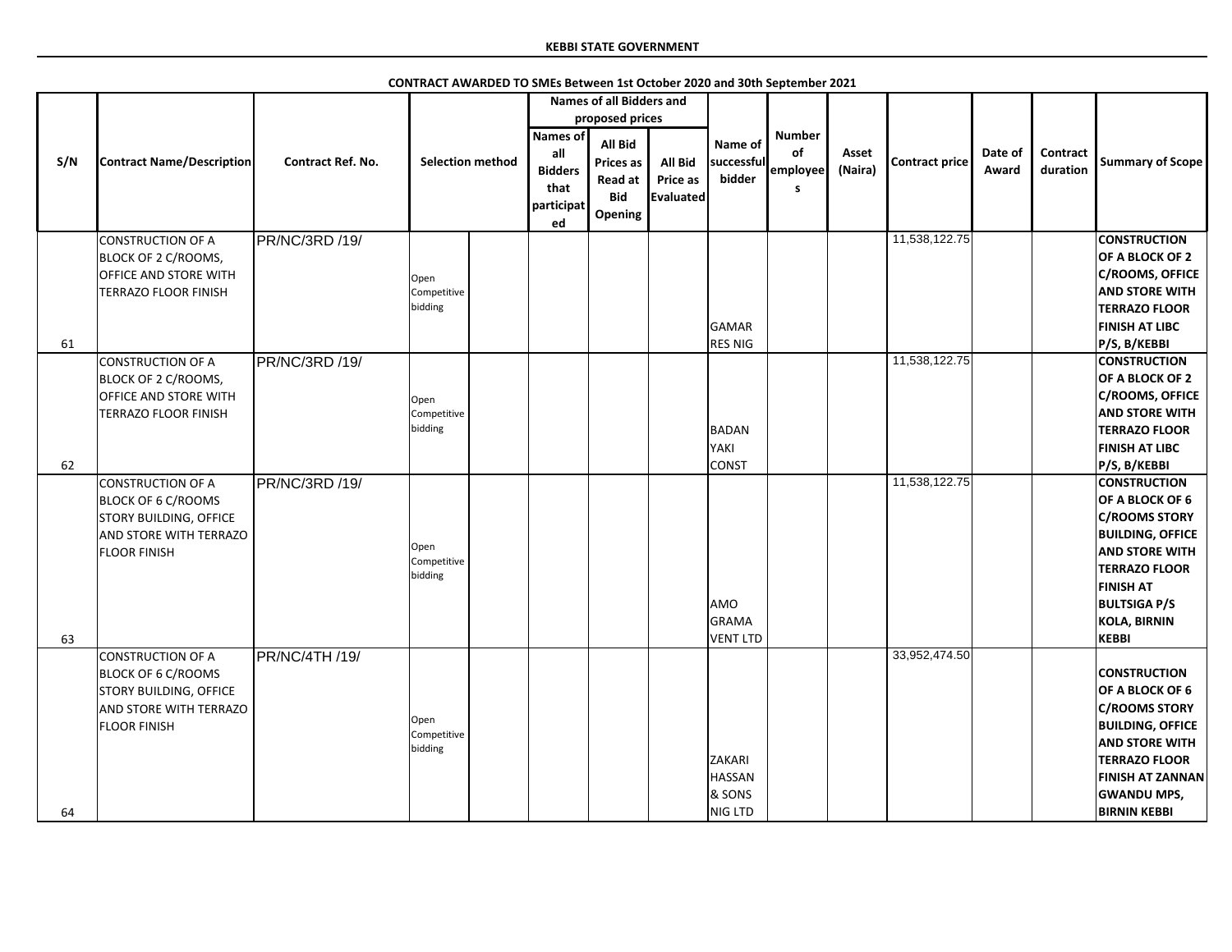**KEBBI STATE GOVERNMENT**

**CONTRACT AWARDED TO SMEs Between 1st October 2020 and 30th September 2021**

| S/N | Contract Name/Description | Contract Ref. No. | Selection method | | Names of all Bidders and proposed prices | | | Name of successful bidder | Number of employees | Asset (Naira) | Contract price | Date of Award | Contract duration | Summary of Scope |
|---|---|---|---|---|---|---|---|---|---|---|---|---|---|---|
| | | | | | Names of all Bidders that participated | All Bid Prices as Read at Bid Opening | All Bid Price as Evaluated | | | | | | | |
| 61 | CONSTRUCTION OF A BLOCK OF 2 C/ROOMS, OFFICE AND STORE WITH TERRAZO FLOOR FINISH | PR/NC/3RD /19/ | Open Competitive bidding | | | | | GAMAR RES NIG | | | 11,538,122.75 | | | CONSTRUCTION OF A BLOCK OF 2 C/ROOMS, OFFICE AND STORE WITH TERRAZO FLOOR FINISH AT LIBC P/S, B/KEBBI |
| 62 | CONSTRUCTION OF A BLOCK OF 2 C/ROOMS, OFFICE AND STORE WITH TERRAZO FLOOR FINISH | PR/NC/3RD /19/ | Open Competitive bidding | | | | | BADAN YAKI CONST | | | 11,538,122.75 | | | CONSTRUCTION OF A BLOCK OF 2 C/ROOMS, OFFICE AND STORE WITH TERRAZO FLOOR FINISH AT LIBC P/S, B/KEBBI |
| 63 | CONSTRUCTION OF A BLOCK OF 6 C/ROOMS STORY BUILDING, OFFICE AND STORE WITH TERRAZO FLOOR FINISH | PR/NC/3RD /19/ | Open Competitive bidding | | | | | AMO GRAMA VENT LTD | | | 11,538,122.75 | | | CONSTRUCTION OF A BLOCK OF 6 C/ROOMS STORY BUILDING, OFFICE AND STORE WITH TERRAZO FLOOR FINISH AT BULTSIGA P/S KOLA, BIRNIN KEBBI |
| 64 | CONSTRUCTION OF A BLOCK OF 6 C/ROOMS STORY BUILDING, OFFICE AND STORE WITH TERRAZO FLOOR FINISH | PR/NC/4TH /19/ | Open Competitive bidding | | | | | ZAKARI HASSAN & SONS NIG LTD | | | 33,952,474.50 | | | CONSTRUCTION OF A BLOCK OF 6 C/ROOMS STORY BUILDING, OFFICE AND STORE WITH TERRAZO FLOOR FINISH AT ZANNAN GWANDU MPS, BIRNIN KEBBI |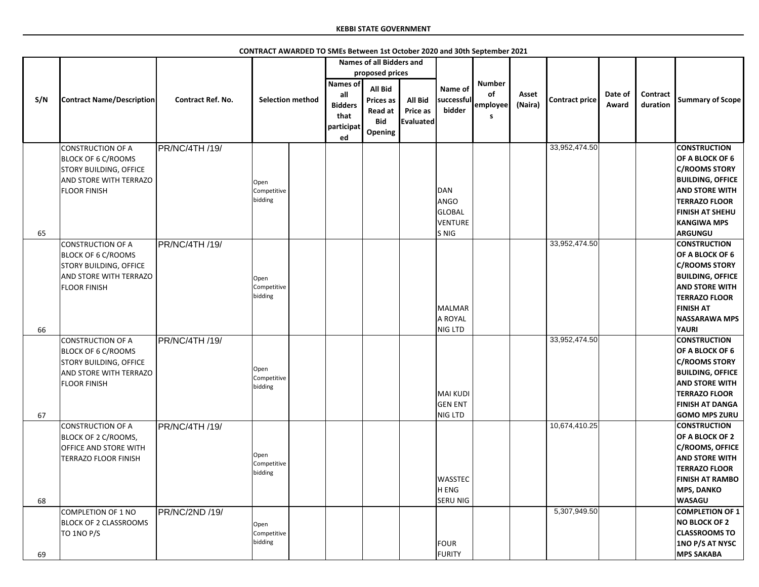**KEBBI STATE GOVERNMENT**

**CONTRACT AWARDED TO SMEs Between 1st October 2020 and 30th September 2021**

| S/N | Contract Name/Description | Contract Ref. No. | Selection method | | Names of all Bidders and proposed prices | | | Name of successful bidder | Number of employees | Asset (Naira) | Contract price | Date of Award | Contract duration | Summary of Scope |
|---|---|---|---|---|---|---|---|---|---|---|---|---|---|---|
| | | | | | Names of all Bidders that participated | All Bid Prices as Read at Bid Opening | All Bid Price as Evaluated | | | | | | | |
| 65 | CONSTRUCTION OF A BLOCK OF 6 C/ROOMS STORY BUILDING, OFFICE AND STORE WITH TERRAZO FLOOR FINISH | PR/NC/4TH /19/ | Open Competitive bidding | | | | | DAN ANGO GLOBAL VENTURES NIG | | | 33,952,474.50 | | | CONSTRUCTION OF A BLOCK OF 6 C/ROOMS STORY BUILDING, OFFICE AND STORE WITH TERRAZO FLOOR FINISH AT SHEHU KANGIWA MPS ARGUNGU |
| 66 | CONSTRUCTION OF A BLOCK OF 6 C/ROOMS STORY BUILDING, OFFICE AND STORE WITH TERRAZO FLOOR FINISH | PR/NC/4TH /19/ | Open Competitive bidding | | | | | MALMARA ROYAL NIG LTD | | | 33,952,474.50 | | | CONSTRUCTION OF A BLOCK OF 6 C/ROOMS STORY BUILDING, OFFICE AND STORE WITH TERRAZO FLOOR FINISH AT NASSARAWA MPS YAURI |
| 67 | CONSTRUCTION OF A BLOCK OF 6 C/ROOMS STORY BUILDING, OFFICE AND STORE WITH TERRAZO FLOOR FINISH | PR/NC/4TH /19/ | Open Competitive bidding | | | | | MAI KUDI GEN ENT NIG LTD | | | 33,952,474.50 | | | CONSTRUCTION OF A BLOCK OF 6 C/ROOMS STORY BUILDING, OFFICE AND STORE WITH TERRAZO FLOOR FINISH AT DANGA GOMO MPS ZURU |
| 68 | CONSTRUCTION OF A BLOCK OF 2 C/ROOMS, OFFICE AND STORE WITH TERRAZO FLOOR FINISH | PR/NC/4TH /19/ | Open Competitive bidding | | | | | WASSTECH ENG SERU NIG | | | 10,674,410.25 | | | CONSTRUCTION OF A BLOCK OF 2 C/ROOMS, OFFICE AND STORE WITH TERRAZO FLOOR FINISH AT RAMBO MPS, DANKO WASAGU |
| 69 | COMPLETION OF 1 NO BLOCK OF 2 CLASSROOMS TO 1NO P/S | PR/NC/2ND /19/ | Open Competitive bidding | | | | | FOUR FURITY | | | 5,307,949.50 | | | COMPLETION OF 1 NO BLOCK OF 2 CLASSROOMS TO 1NO P/S AT NYSC MPS SAKABA |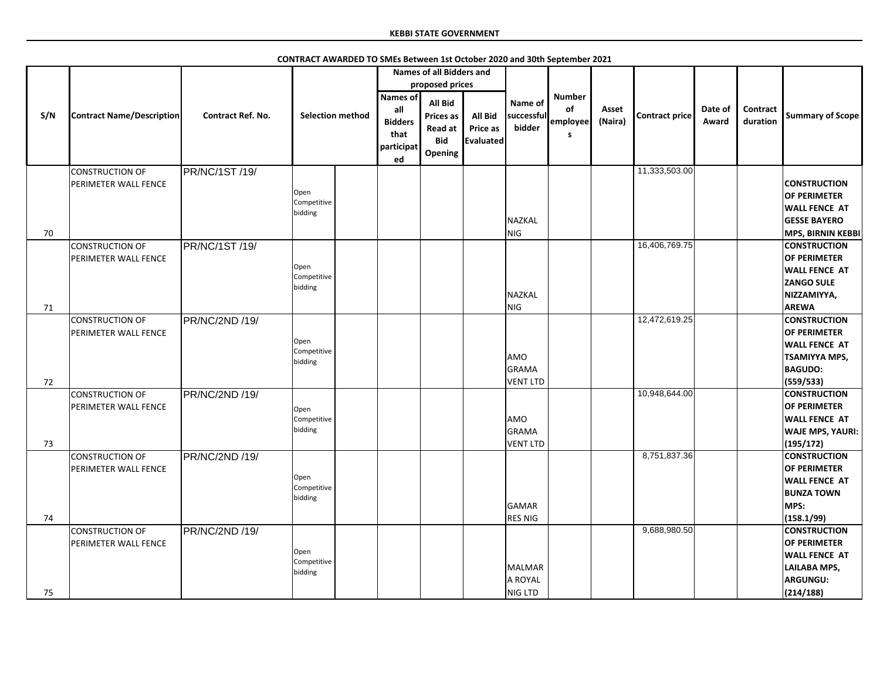KEBBI STATE GOVERNMENT

CONTRACT AWARDED TO SMEs Between 1st October 2020 and 30th September 2021

| S/N | Contract Name/Description | Contract Ref. No. | Selection method | | Names of all Bidders and proposed prices | | | Name of successful bidder | Number of employees | Asset (Naira) | Contract price | Date of Award | Contract duration | Summary of Scope |
|---|---|---|---|---|---|---|---|---|---|---|---|---|---|---|
| | | | | | Names of all Bidders that participated | All Bid Prices as Read at Bid Opening | All Bid Price as Evaluated | | | | | | | |
| 70 | CONSTRUCTION OF PERIMETER WALL FENCE | PR/NC/1ST /19/ | Open Competitive bidding | | | | | NAZKAL NIG | | | 11,333,503.00 | | | CONSTRUCTION OF PERIMETER WALL FENCE AT GESSE BAYERO MPS, BIRNIN KEBBI |
| 71 | CONSTRUCTION OF PERIMETER WALL FENCE | PR/NC/1ST /19/ | Open Competitive bidding | | | | | NAZKAL NIG | | | 16,406,769.75 | | | CONSTRUCTION OF PERIMETER WALL FENCE AT ZANGO SULE NIZZAMIYYA, AREWA |
| 72 | CONSTRUCTION OF PERIMETER WALL FENCE | PR/NC/2ND /19/ | Open Competitive bidding | | | | | AMO GRAMA VENT LTD | | | 12,472,619.25 | | | CONSTRUCTION OF PERIMETER WALL FENCE AT TSAMIYYA MPS, BAGUDO: (559/533) |
| 73 | CONSTRUCTION OF PERIMETER WALL FENCE | PR/NC/2ND /19/ | Open Competitive bidding | | | | | AMO GRAMA VENT LTD | | | 10,948,644.00 | | | CONSTRUCTION OF PERIMETER WALL FENCE AT WAJE MPS, YAURI: (195/172) |
| 74 | CONSTRUCTION OF PERIMETER WALL FENCE | PR/NC/2ND /19/ | Open Competitive bidding | | | | | GAMAR RES NIG | | | 8,751,837.36 | | | CONSTRUCTION OF PERIMETER WALL FENCE AT BUNZA TOWN MPS: (158.1/99) |
| 75 | CONSTRUCTION OF PERIMETER WALL FENCE | PR/NC/2ND /19/ | Open Competitive bidding | | | | | MALMARA ROYAL NIG LTD | | | 9,688,980.50 | | | CONSTRUCTION OF PERIMETER WALL FENCE AT LAILABA MPS, ARGUNGU: (214/188) |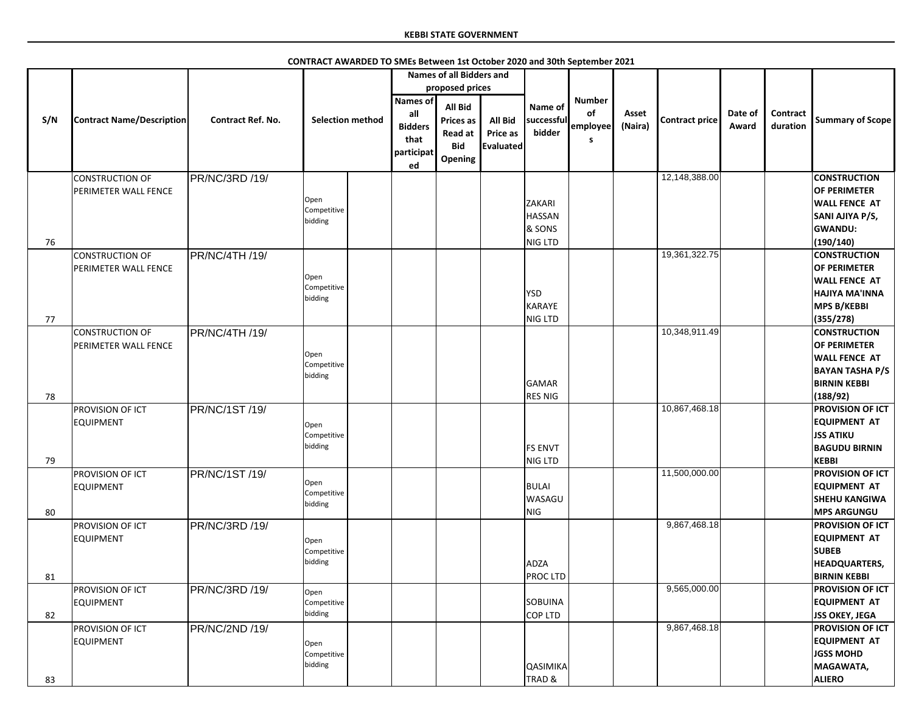**KEBBI STATE GOVERNMENT**

**CONTRACT AWARDED TO SMEs Between 1st October 2020 and 30th September 2021**

| S/N | Contract Name/Description | Contract Ref. No. | Selection method | | Names of all Bidders and proposed prices | | | Name of successful bidder | Number of employees | Asset (Naira) | Contract price | Date of Award | Contract duration | Summary of Scope |
|---|---|---|---|---|---|---|---|---|---|---|---|---|---|---|
| | | | | | Names of all Bidders that participated | All Bid Prices as Read at Bid Opening | All Bid Price as Evaluated | | | | | | | |
| 76 | CONSTRUCTION OF PERIMETER WALL FENCE | PR/NC/3RD /19/ | Open Competitive bidding | | | | | ZAKARI HASSAN & SONS NIG LTD | | | 12,148,388.00 | | | CONSTRUCTION OF PERIMETER WALL FENCE AT SANI AJIYA P/S, GWANDU: (190/140) |
| 77 | CONSTRUCTION OF PERIMETER WALL FENCE | PR/NC/4TH /19/ | Open Competitive bidding | | | | | YSD KARAYE NIG LTD | | | 19,361,322.75 | | | CONSTRUCTION OF PERIMETER WALL FENCE AT HAJIYA MA'INNA MPS B/KEBBI (355/278) |
| 78 | CONSTRUCTION OF PERIMETER WALL FENCE | PR/NC/4TH /19/ | Open Competitive bidding | | | | | GAMAR RES NIG | | | 10,348,911.49 | | | CONSTRUCTION OF PERIMETER WALL FENCE AT BAYAN TASHA P/S BIRNIN KEBBI (188/92) |
| 79 | PROVISION OF ICT EQUIPMENT | PR/NC/1ST /19/ | Open Competitive bidding | | | | | FS ENVT NIG LTD | | | 10,867,468.18 | | | PROVISION OF ICT EQUIPMENT AT JSS ATIKU BAGUDU BIRNIN KEBBI |
| 80 | PROVISION OF ICT EQUIPMENT | PR/NC/1ST /19/ | Open Competitive bidding | | | | | BULAI WASAGU NIG | | | 11,500,000.00 | | | PROVISION OF ICT EQUIPMENT AT SHEHU KANGIWA MPS ARGUNGU |
| 81 | PROVISION OF ICT EQUIPMENT | PR/NC/3RD /19/ | Open Competitive bidding | | | | | ADZA PROC LTD | | | 9,867,468.18 | | | PROVISION OF ICT EQUIPMENT AT SUBEB HEADQUARTERS, BIRNIN KEBBI |
| 82 | PROVISION OF ICT EQUIPMENT | PR/NC/3RD /19/ | Open Competitive bidding | | | | | SOBUINA COP LTD | | | 9,565,000.00 | | | PROVISION OF ICT EQUIPMENT AT JSS OKEY, JEGA |
| 83 | PROVISION OF ICT EQUIPMENT | PR/NC/2ND /19/ | Open Competitive bidding | | | | | QASIMIKA TRAD & | | | 9,867,468.18 | | | PROVISION OF ICT EQUIPMENT AT JGSS MOHD MAGAWATA, ALIERO |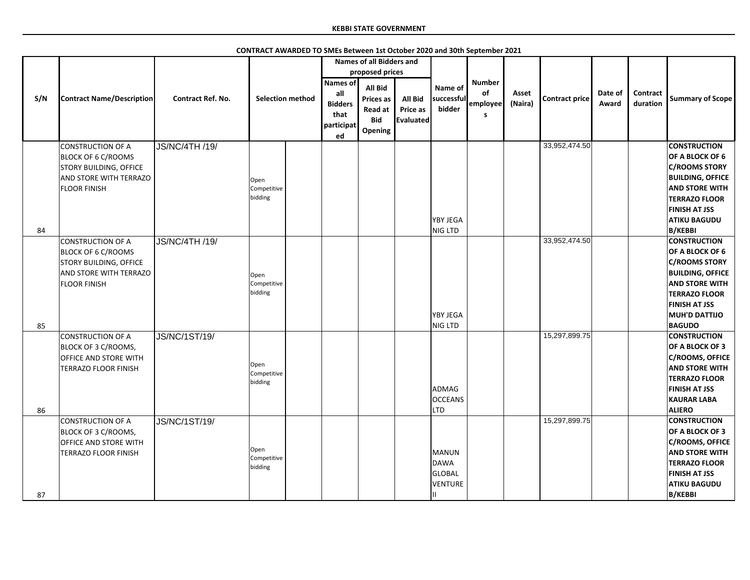**KEBBI STATE GOVERNMENT**

**CONTRACT AWARDED TO SMEs Between 1st October 2020 and 30th September 2021**

| S/N | Contract Name/Description | Contract Ref. No. | Selection method | | Names of all Bidders and proposed prices | | | Name of successful bidder | Number of employees | Asset (Naira) | Contract price | Date of Award | Contract duration | Summary of Scope |
|---|---|---|---|---|---|---|---|---|---|---|---|---|---|---|
| | | | | | Names of all Bidders that participated | All Bid Prices as Read at Bid Opening | All Bid Price as Evaluated | | | | | | | |
| 84 | CONSTRUCTION OF A BLOCK OF 6 C/ROOMS STORY BUILDING, OFFICE AND STORE WITH TERRAZO FLOOR FINISH | JS/NC/4TH /19/ | Open Competitive bidding | | | | | YBY JEGA NIG LTD | | | 33,952,474.50 | | | CONSTRUCTION OF A BLOCK OF 6 C/ROOMS STORY BUILDING, OFFICE AND STORE WITH TERRAZO FLOOR FINISH AT JSS ATIKU BAGUDU B/KEBBI |
| 85 | CONSTRUCTION OF A BLOCK OF 6 C/ROOMS STORY BUILDING, OFFICE AND STORE WITH TERRAZO FLOOR FINISH | JS/NC/4TH /19/ | Open Competitive bidding | | | | | YBY JEGA NIG LTD | | | 33,952,474.50 | | | CONSTRUCTION OF A BLOCK OF 6 C/ROOMS STORY BUILDING, OFFICE AND STORE WITH TERRAZO FLOOR FINISH AT JSS MUH'D DATTIJO BAGUDO |
| 86 | CONSTRUCTION OF A BLOCK OF 3 C/ROOMS, OFFICE AND STORE WITH TERRAZO FLOOR FINISH | JS/NC/1ST/19/ | Open Competitive bidding | | | | | ADMAG OCCEANS LTD | | | 15,297,899.75 | | | CONSTRUCTION OF A BLOCK OF 3 C/ROOMS, OFFICE AND STORE WITH TERRAZO FLOOR FINISH AT JSS KAURAR LABA ALIERO |
| 87 | CONSTRUCTION OF A BLOCK OF 3 C/ROOMS, OFFICE AND STORE WITH TERRAZO FLOOR FINISH | JS/NC/1ST/19/ | Open Competitive bidding | | | | | MANUN DAWA GLOBAL VENTURE II | | | 15,297,899.75 | | | CONSTRUCTION OF A BLOCK OF 3 C/ROOMS, OFFICE AND STORE WITH TERRAZO FLOOR FINISH AT JSS ATIKU BAGUDU B/KEBBI |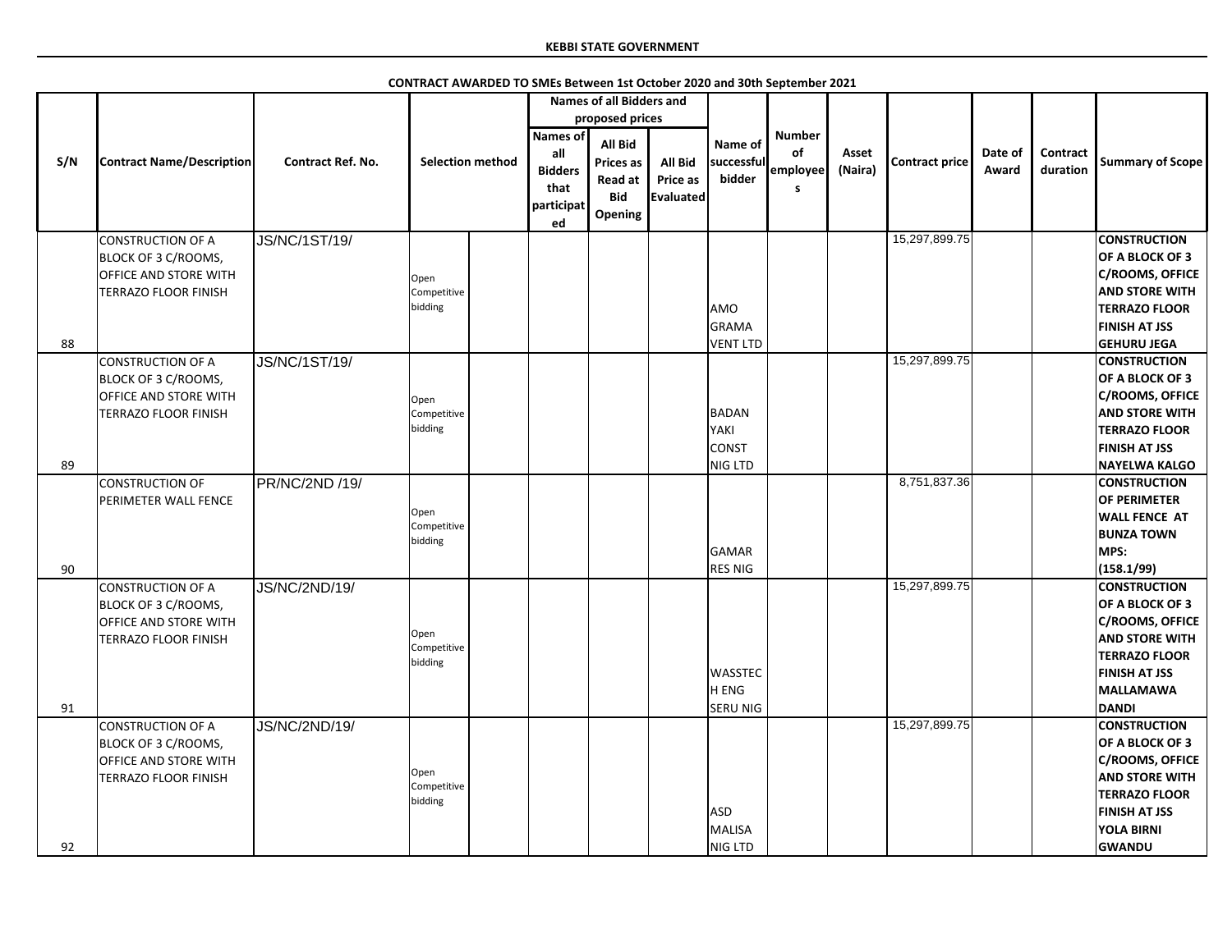**KEBBI STATE GOVERNMENT**

**CONTRACT AWARDED TO SMEs Between 1st October 2020 and 30th September 2021**

| S/N | Contract Name/Description | Contract Ref. No. | Selection method | | Names of all Bidders and proposed prices | | | Name of successful bidder | Number of employees | Asset (Naira) | Contract price | Date of Award | Contract duration | Summary of Scope |
|---|---|---|---|---|---|---|---|---|---|---|---|---|---|---|
| | | | | | Names of all Bidders that participated | All Bid Prices as Read at Bid Opening | All Bid Price as Evaluated | | | | | | | |
| 88 | CONSTRUCTION OF A BLOCK OF 3 C/ROOMS, OFFICE AND STORE WITH TERRAZO FLOOR FINISH | JS/NC/1ST/19/ | Open Competitive bidding | | | | | AMO GRAMA VENT LTD | | | 15,297,899.75 | | | **CONSTRUCTION OF A BLOCK OF 3 C/ROOMS, OFFICE AND STORE WITH TERRAZO FLOOR FINISH AT JSS GEHURU JEGA** |
| 89 | CONSTRUCTION OF A BLOCK OF 3 C/ROOMS, OFFICE AND STORE WITH TERRAZO FLOOR FINISH | JS/NC/1ST/19/ | Open Competitive bidding | | | | | BADAN YAKI CONST NIG LTD | | | 15,297,899.75 | | | **CONSTRUCTION OF A BLOCK OF 3 C/ROOMS, OFFICE AND STORE WITH TERRAZO FLOOR FINISH AT JSS NAYELWA KALGO** |
| 90 | CONSTRUCTION OF PERIMETER WALL FENCE | PR/NC/2ND /19/ | Open Competitive bidding | | | | | GAMAR RES NIG | | | 8,751,837.36 | | | **CONSTRUCTION OF PERIMETER WALL FENCE AT BUNZA TOWN MPS: (158.1/99)** |
| 91 | CONSTRUCTION OF A BLOCK OF 3 C/ROOMS, OFFICE AND STORE WITH TERRAZO FLOOR FINISH | JS/NC/2ND/19/ | Open Competitive bidding | | | | | WASSTECH ENG SERU NIG | | | 15,297,899.75 | | | **CONSTRUCTION OF A BLOCK OF 3 C/ROOMS, OFFICE AND STORE WITH TERRAZO FLOOR FINISH AT JSS MALLAMAWA DANDI** |
| 92 | CONSTRUCTION OF A BLOCK OF 3 C/ROOMS, OFFICE AND STORE WITH TERRAZO FLOOR FINISH | JS/NC/2ND/19/ | Open Competitive bidding | | | | | ASD MALISA NIG LTD | | | 15,297,899.75 | | | **CONSTRUCTION OF A BLOCK OF 3 C/ROOMS, OFFICE AND STORE WITH TERRAZO FLOOR FINISH AT JSS YOLA BIRNI GWANDU** |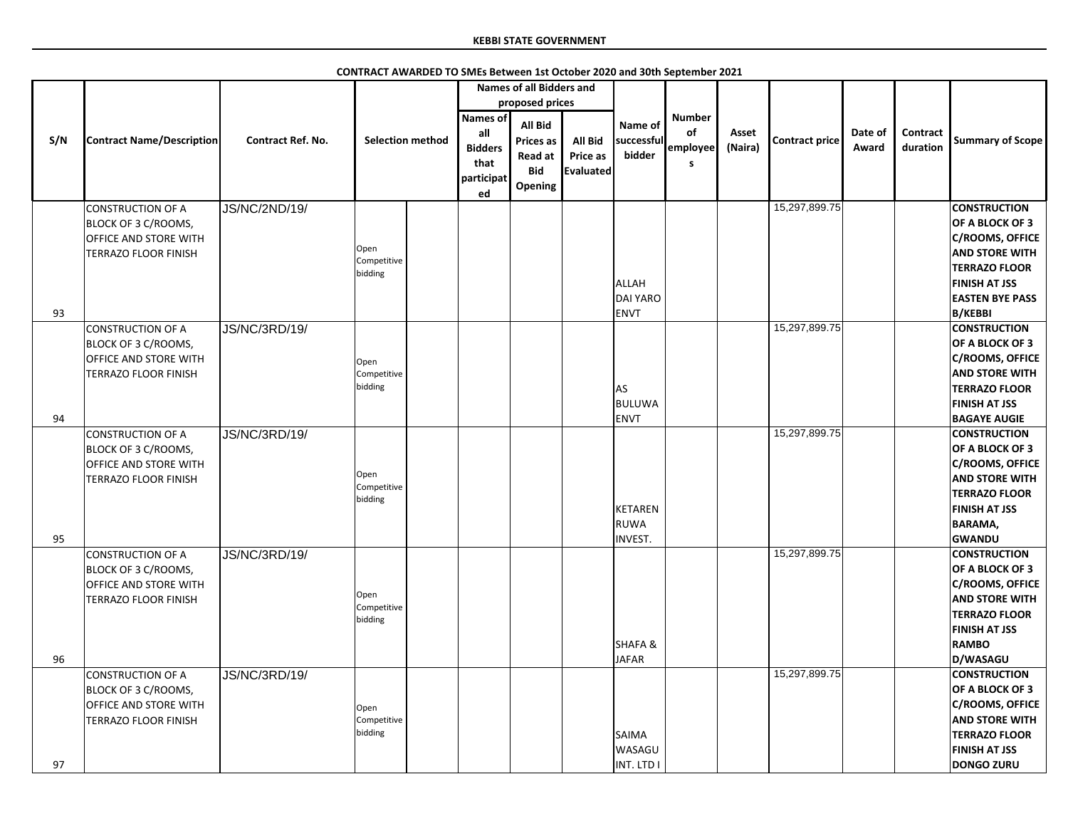**KEBBI STATE GOVERNMENT**

**CONTRACT AWARDED TO SMEs Between 1st October 2020 and 30th September 2021**

| S/N | Contract Name/Description | Contract Ref. No. | Selection method | | Names of all Bidders and proposed prices | | | Name of successful bidder | Number of employees | Asset (Naira) | Contract price | Date of Award | Contract duration | Summary of Scope |
|---|---|---|---|---|---|---|---|---|---|---|---|---|---|---|
| | | | | | Names of all Bidders that participated | All Bid Prices as Read at Bid Opening | All Bid Price as Evaluated | | | | | | | |
| 93 | CONSTRUCTION OF A BLOCK OF 3 C/ROOMS, OFFICE AND STORE WITH TERRAZO FLOOR FINISH | JS/NC/2ND/19/ | Open Competitive bidding | | | | | ALLAH DAI YARO ENVT | | | 15,297,899.75 | | | CONSTRUCTION OF A BLOCK OF 3 C/ROOMS, OFFICE AND STORE WITH TERRAZO FLOOR FINISH AT JSS EASTEN BYE PASS B/KEBBI |
| 94 | CONSTRUCTION OF A BLOCK OF 3 C/ROOMS, OFFICE AND STORE WITH TERRAZO FLOOR FINISH | JS/NC/3RD/19/ | Open Competitive bidding | | | | | AS BULUWA ENVT | | | 15,297,899.75 | | | CONSTRUCTION OF A BLOCK OF 3 C/ROOMS, OFFICE AND STORE WITH TERRAZO FLOOR FINISH AT JSS BAGAYE AUGIE |
| 95 | CONSTRUCTION OF A BLOCK OF 3 C/ROOMS, OFFICE AND STORE WITH TERRAZO FLOOR FINISH | JS/NC/3RD/19/ | Open Competitive bidding | | | | | KETAREN RUWA INVEST. | | | 15,297,899.75 | | | CONSTRUCTION OF A BLOCK OF 3 C/ROOMS, OFFICE AND STORE WITH TERRAZO FLOOR FINISH AT JSS BARAMA, GWANDU |
| 96 | CONSTRUCTION OF A BLOCK OF 3 C/ROOMS, OFFICE AND STORE WITH TERRAZO FLOOR FINISH | JS/NC/3RD/19/ | Open Competitive bidding | | | | | SHAFA & JAFAR | | | 15,297,899.75 | | | CONSTRUCTION OF A BLOCK OF 3 C/ROOMS, OFFICE AND STORE WITH TERRAZO FLOOR FINISH AT JSS RAMBO D/WASAGU |
| 97 | CONSTRUCTION OF A BLOCK OF 3 C/ROOMS, OFFICE AND STORE WITH TERRAZO FLOOR FINISH | JS/NC/3RD/19/ | Open Competitive bidding | | | | | SAIMA WASAGU INT. LTD I | | | 15,297,899.75 | | | CONSTRUCTION OF A BLOCK OF 3 C/ROOMS, OFFICE AND STORE WITH TERRAZO FLOOR FINISH AT JSS DONGO ZURU |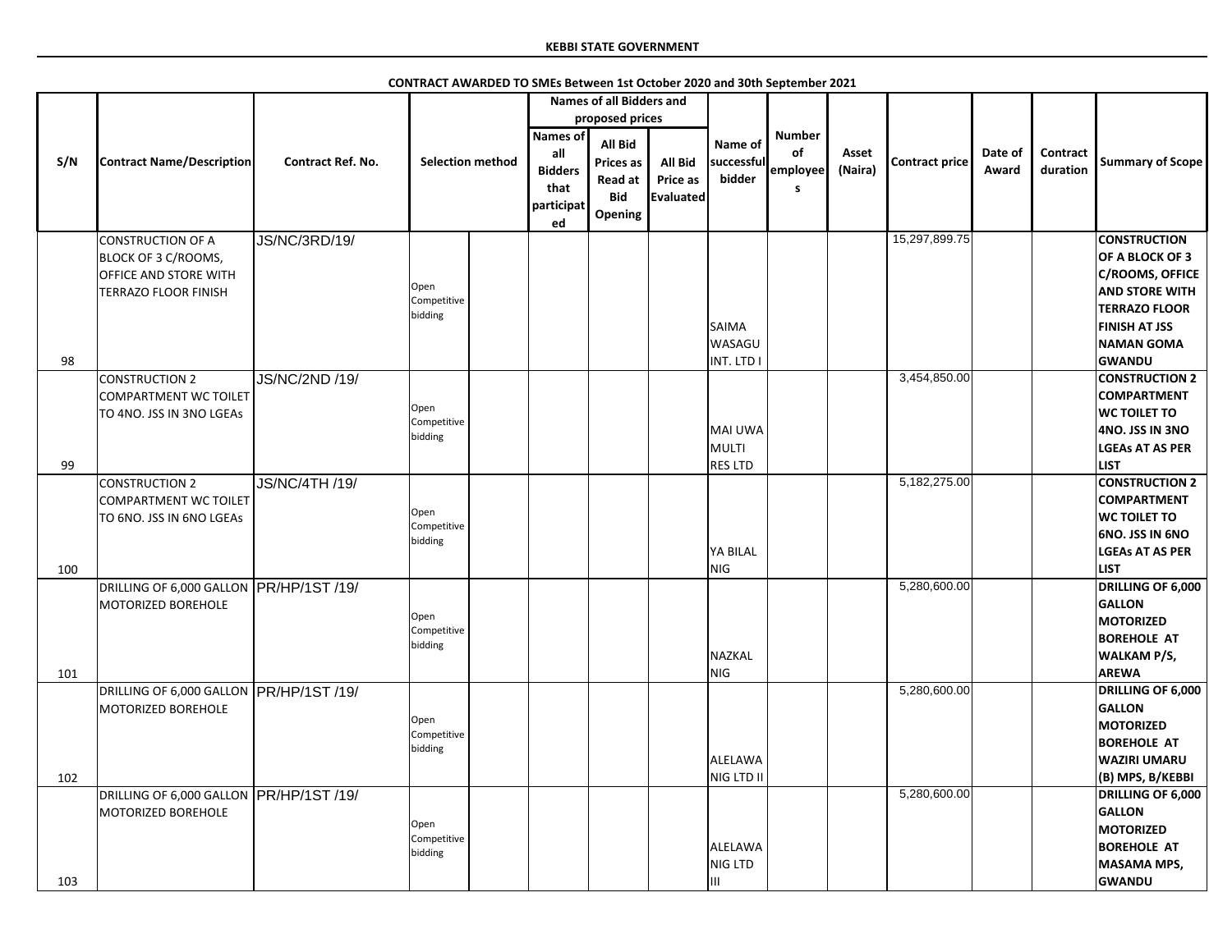**KEBBI STATE GOVERNMENT**

**CONTRACT AWARDED TO SMEs Between 1st October 2020 and 30th September 2021**

| S/N | Contract Name/Description | Contract Ref. No. | Selection method | | Names of all Bidders and proposed prices: Names of all Bidders that participated | All Bid Prices as Read at Bid Opening | All Bid Price as Evaluated | Name of successful bidder | Number of employees | Asset (Naira) | Contract price | Date of Award | Contract duration | Summary of Scope |
|---|---|---|---|---|---|---|---|---|---|---|---|---|---|---|
| 98 | CONSTRUCTION OF A BLOCK OF 3 C/ROOMS, OFFICE AND STORE WITH TERRAZO FLOOR FINISH | JS/NC/3RD/19/ | Open Competitive bidding | | | | | SAIMA WASAGU INT. LTD I | | | 15,297,899.75 | | | CONSTRUCTION OF A BLOCK OF 3 C/ROOMS, OFFICE AND STORE WITH TERRAZO FLOOR FINISH AT JSS NAMAN GOMA GWANDU |
| 99 | CONSTRUCTION 2 COMPARTMENT WC TOILET TO 4NO. JSS IN 3NO LGEAs | JS/NC/2ND /19/ | Open Competitive bidding | | | | | MAI UWA MULTI RES LTD | | | 3,454,850.00 | | | CONSTRUCTION 2 COMPARTMENT WC TOILET TO 4NO. JSS IN 3NO LGEAs AT AS PER LIST |
| 100 | CONSTRUCTION 2 COMPARTMENT WC TOILET TO 6NO. JSS IN 6NO LGEAs | JS/NC/4TH /19/ | Open Competitive bidding | | | | | YA BILAL NIG | | | 5,182,275.00 | | | CONSTRUCTION 2 COMPARTMENT WC TOILET TO 6NO. JSS IN 6NO LGEAs AT AS PER LIST |
| 101 | DRILLING OF 6,000 GALLON MOTORIZED BOREHOLE | PR/HP/1ST /19/ | Open Competitive bidding | | | | | NAZKAL NIG | | | 5,280,600.00 | | | DRILLING OF 6,000 GALLON MOTORIZED BOREHOLE AT WALKAM P/S, AREWA |
| 102 | DRILLING OF 6,000 GALLON MOTORIZED BOREHOLE | PR/HP/1ST /19/ | Open Competitive bidding | | | | | ALELAWA NIG LTD II | | | 5,280,600.00 | | | DRILLING OF 6,000 GALLON MOTORIZED BOREHOLE AT WAZIRI UMARU (B) MPS, B/KEBBI |
| 103 | DRILLING OF 6,000 GALLON MOTORIZED BOREHOLE | PR/HP/1ST /19/ | Open Competitive bidding | | | | | ALELAWA NIG LTD III | | | 5,280,600.00 | | | DRILLING OF 6,000 GALLON MOTORIZED BOREHOLE AT MASAMA MPS, GWANDU |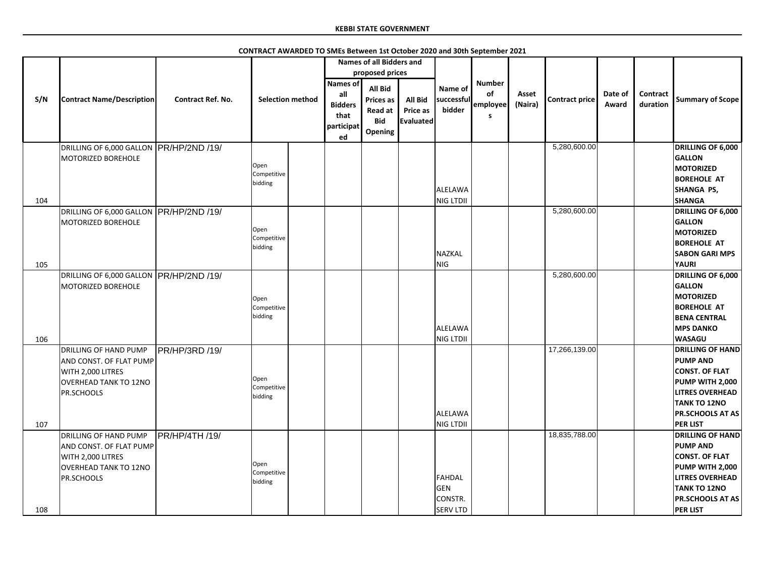**KEBBI STATE GOVERNMENT**

**CONTRACT AWARDED TO SMEs Between 1st October 2020 and 30th September 2021**

| S/N | Contract Name/Description | Contract Ref. No. | Selection method | | Names of all Bidders and proposed prices | | | Name of successful bidder | Number of employees | Asset (Naira) | Contract price | Date of Award | Contract duration | Summary of Scope |
|---|---|---|---|---|---|---|---|---|---|---|---|---|---|---|
| | | | | | Names of all Bidders that participated | All Bid Prices as Read at Bid Opening | All Bid Price as Evaluated | | | | | | | |
| 104 | DRILLING OF 6,000 GALLON MOTORIZED BOREHOLE | PR/HP/2ND /19/ | Open Competitive bidding | | | | | ALELAWA NIG LTDII | | | 5,280,600.00 | | | **DRILLING OF 6,000 GALLON MOTORIZED BOREHOLE AT SHANGA PS, SHANGA** |
| 105 | DRILLING OF 6,000 GALLON MOTORIZED BOREHOLE | PR/HP/2ND /19/ | Open Competitive bidding | | | | | NAZKAL NIG | | | 5,280,600.00 | | | **DRILLING OF 6,000 GALLON MOTORIZED BOREHOLE AT SABON GARI MPS YAURI** |
| 106 | DRILLING OF 6,000 GALLON MOTORIZED BOREHOLE | PR/HP/2ND /19/ | Open Competitive bidding | | | | | ALELAWA NIG LTDII | | | 5,280,600.00 | | | **DRILLING OF 6,000 GALLON MOTORIZED BOREHOLE AT BENA CENTRAL MPS DANKO WASAGU** |
| 107 | DRILLING OF HAND PUMP AND CONST. OF FLAT PUMP WITH 2,000 LITRES OVERHEAD TANK TO 12NO PR.SCHOOLS | PR/HP/3RD /19/ | Open Competitive bidding | | | | | ALELAWA NIG LTDII | | | 17,266,139.00 | | | **DRILLING OF HAND PUMP AND CONST. OF FLAT PUMP WITH 2,000 LITRES OVERHEAD TANK TO 12NO PR.SCHOOLS AT AS PER LIST** |
| 108 | DRILLING OF HAND PUMP AND CONST. OF FLAT PUMP WITH 2,000 LITRES OVERHEAD TANK TO 12NO PR.SCHOOLS | PR/HP/4TH /19/ | Open Competitive bidding | | | | | FAHDAL GEN CONSTR. SERV LTD | | | 18,835,788.00 | | | **DRILLING OF HAND PUMP AND CONST. OF FLAT PUMP WITH 2,000 LITRES OVERHEAD TANK TO 12NO PR.SCHOOLS AT AS PER LIST** |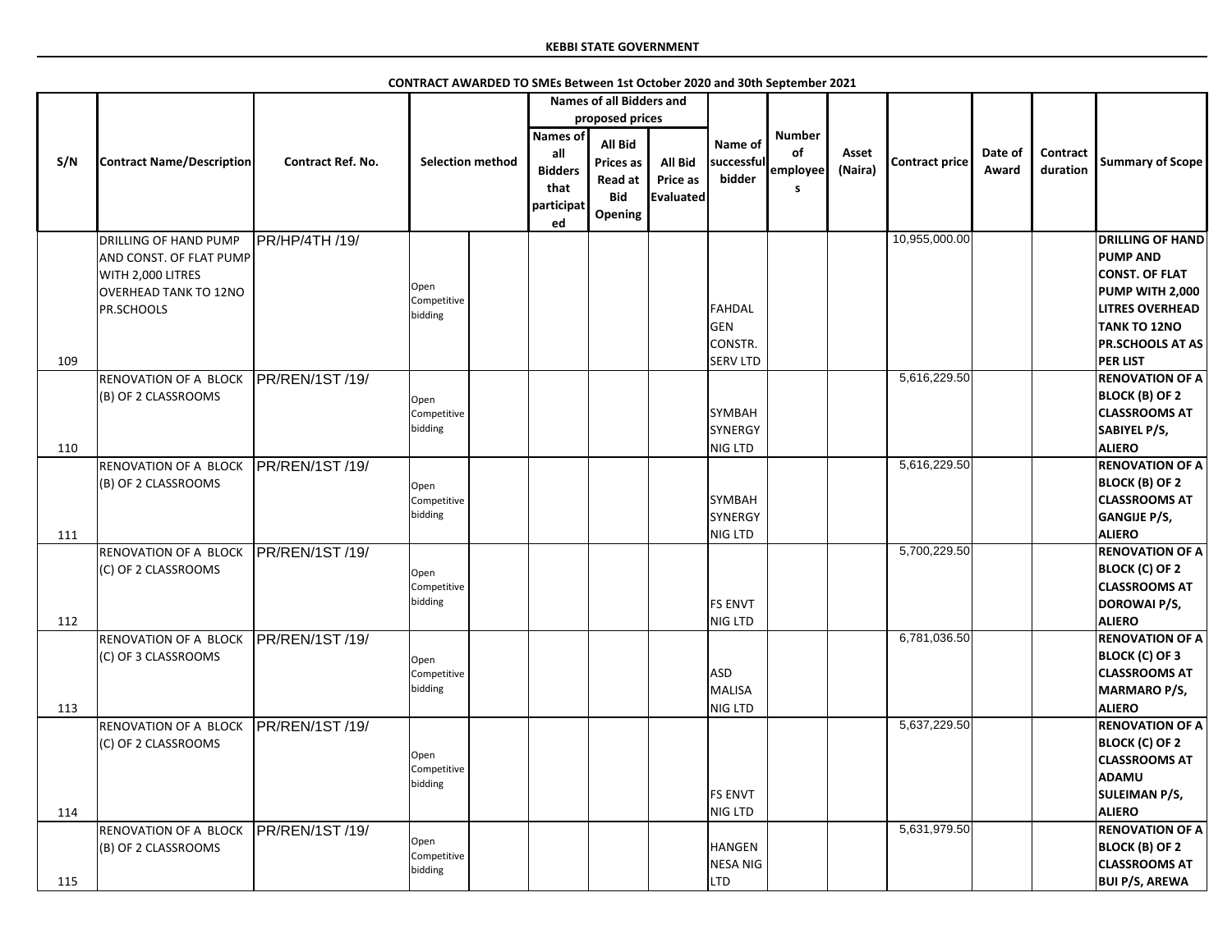**KEBBI STATE GOVERNMENT**

**CONTRACT AWARDED TO SMEs Between 1st October 2020 and 30th September 2021**

| S/N | Contract Name/Description | Contract Ref. No. | Selection method | | Names of all Bidders and proposed prices | | | Name of successful bidder | Number of employees | Asset (Naira) | Contract price | Date of Award | Contract duration | Summary of Scope |
|---|---|---|---|---|---|---|---|---|---|---|---|---|---|---|
| | | | | | Names of all Bidders that participated | All Bid Prices as Read at Bid Opening | All Bid Price as Evaluated | | | | | | | |
| 109 | DRILLING OF HAND PUMP AND CONST. OF FLAT PUMP WITH 2,000 LITRES OVERHEAD TANK TO 12NO PR.SCHOOLS | PR/HP/4TH /19/ | Open Competitive bidding | | | | | FAHDAL GEN CONSTR. SERV LTD | | | 10,955,000.00 | | | DRILLING OF HAND PUMP AND CONST. OF FLAT PUMP WITH 2,000 LITRES OVERHEAD TANK TO 12NO PR.SCHOOLS AT AS PER LIST |
| 110 | RENOVATION OF A BLOCK (B) OF 2 CLASSROOMS | PR/REN/1ST /19/ | Open Competitive bidding | | | | | SYMBAH SYNERGY NIG LTD | | | 5,616,229.50 | | | RENOVATION OF A BLOCK (B) OF 2 CLASSROOMS AT SABIYEL P/S, ALIERO |
| 111 | RENOVATION OF A BLOCK (B) OF 2 CLASSROOMS | PR/REN/1ST /19/ | Open Competitive bidding | | | | | SYMBAH SYNERGY NIG LTD | | | 5,616,229.50 | | | RENOVATION OF A BLOCK (B) OF 2 CLASSROOMS AT GANGIJE P/S, ALIERO |
| 112 | RENOVATION OF A BLOCK (C) OF 2 CLASSROOMS | PR/REN/1ST /19/ | Open Competitive bidding | | | | | FS ENVT NIG LTD | | | 5,700,229.50 | | | RENOVATION OF A BLOCK (C) OF 2 CLASSROOMS AT DOROWAI P/S, ALIERO |
| 113 | RENOVATION OF A BLOCK (C) OF 3 CLASSROOMS | PR/REN/1ST /19/ | Open Competitive bidding | | | | | ASD MALISA NIG LTD | | | 6,781,036.50 | | | RENOVATION OF A BLOCK (C) OF 3 CLASSROOMS AT MARMARO P/S, ALIERO |
| 114 | RENOVATION OF A BLOCK (C) OF 2 CLASSROOMS | PR/REN/1ST /19/ | Open Competitive bidding | | | | | FS ENVT NIG LTD | | | 5,637,229.50 | | | RENOVATION OF A BLOCK (C) OF 2 CLASSROOMS AT ADAMU SULEIMAN P/S, ALIERO |
| 115 | RENOVATION OF A BLOCK (B) OF 2 CLASSROOMS | PR/REN/1ST /19/ | Open Competitive bidding | | | | | HANGEN NESA NIG LTD | | | 5,631,979.50 | | | RENOVATION OF A BLOCK (B) OF 2 CLASSROOMS AT BUI P/S, AREWA |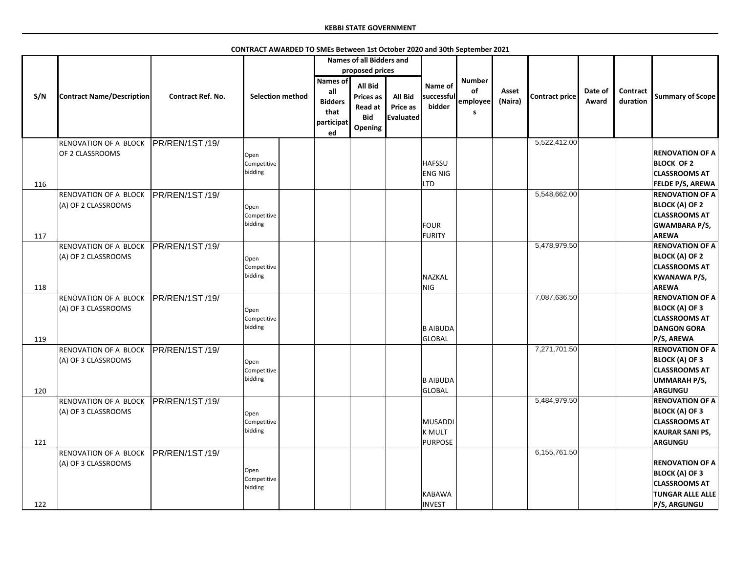**KEBBI STATE GOVERNMENT**

**CONTRACT AWARDED TO SMEs Between 1st October 2020 and 30th September 2021**

| S/N | Contract Name/Description | Contract Ref. No. | Selection method | | Names of all Bidders and proposed prices | | | Name of successful bidder | Number of employees | Asset (Naira) | Contract price | Date of Award | Contract duration | Summary of Scope |
|---|---|---|---|---|---|---|---|---|---|---|---|---|---|---|
| | | | | | Names of all Bidders that participated | All Bid Prices as Read at Bid Opening | All Bid Price as Evaluated | | | | | | | |
| 116 | RENOVATION OF A BLOCK OF 2 CLASSROOMS | PR/REN/1ST /19/ | Open Competitive bidding | | | | | HAFSSU ENG NIG LTD | | | 5,522,412.00 | | | **RENOVATION OF A BLOCK OF 2 CLASSROOMS AT FELDE P/S, AREWA** |
| 117 | RENOVATION OF A BLOCK (A) OF 2 CLASSROOMS | PR/REN/1ST /19/ | Open Competitive bidding | | | | | FOUR FURITY | | | 5,548,662.00 | | | **RENOVATION OF A BLOCK (A) OF 2 CLASSROOMS AT GWAMBARA P/S, AREWA** |
| 118 | RENOVATION OF A BLOCK (A) OF 2 CLASSROOMS | PR/REN/1ST /19/ | Open Competitive bidding | | | | | NAZKAL NIG | | | 5,478,979.50 | | | **RENOVATION OF A BLOCK (A) OF 2 CLASSROOMS AT KWANAWA P/S, AREWA** |
| 119 | RENOVATION OF A BLOCK (A) OF 3 CLASSROOMS | PR/REN/1ST /19/ | Open Competitive bidding | | | | | B AIBUDA GLOBAL | | | 7,087,636.50 | | | **RENOVATION OF A BLOCK (A) OF 3 CLASSROOMS AT DANGON GORA P/S, AREWA** |
| 120 | RENOVATION OF A BLOCK (A) OF 3 CLASSROOMS | PR/REN/1ST /19/ | Open Competitive bidding | | | | | B AIBUDA GLOBAL | | | 7,271,701.50 | | | **RENOVATION OF A BLOCK (A) OF 3 CLASSROOMS AT UMMARAH P/S, ARGUNGU** |
| 121 | RENOVATION OF A BLOCK (A) OF 3 CLASSROOMS | PR/REN/1ST /19/ | Open Competitive bidding | | | | | MUSADDI K MULT PURPOSE | | | 5,484,979.50 | | | **RENOVATION OF A BLOCK (A) OF 3 CLASSROOMS AT KAURAR SANI PS, ARGUNGU** |
| 122 | RENOVATION OF A BLOCK (A) OF 3 CLASSROOMS | PR/REN/1ST /19/ | Open Competitive bidding | | | | | KABAWA INVEST | | | 6,155,761.50 | | | **RENOVATION OF A BLOCK (A) OF 3 CLASSROOMS AT TUNGAR ALLE ALLE P/S, ARGUNGU** |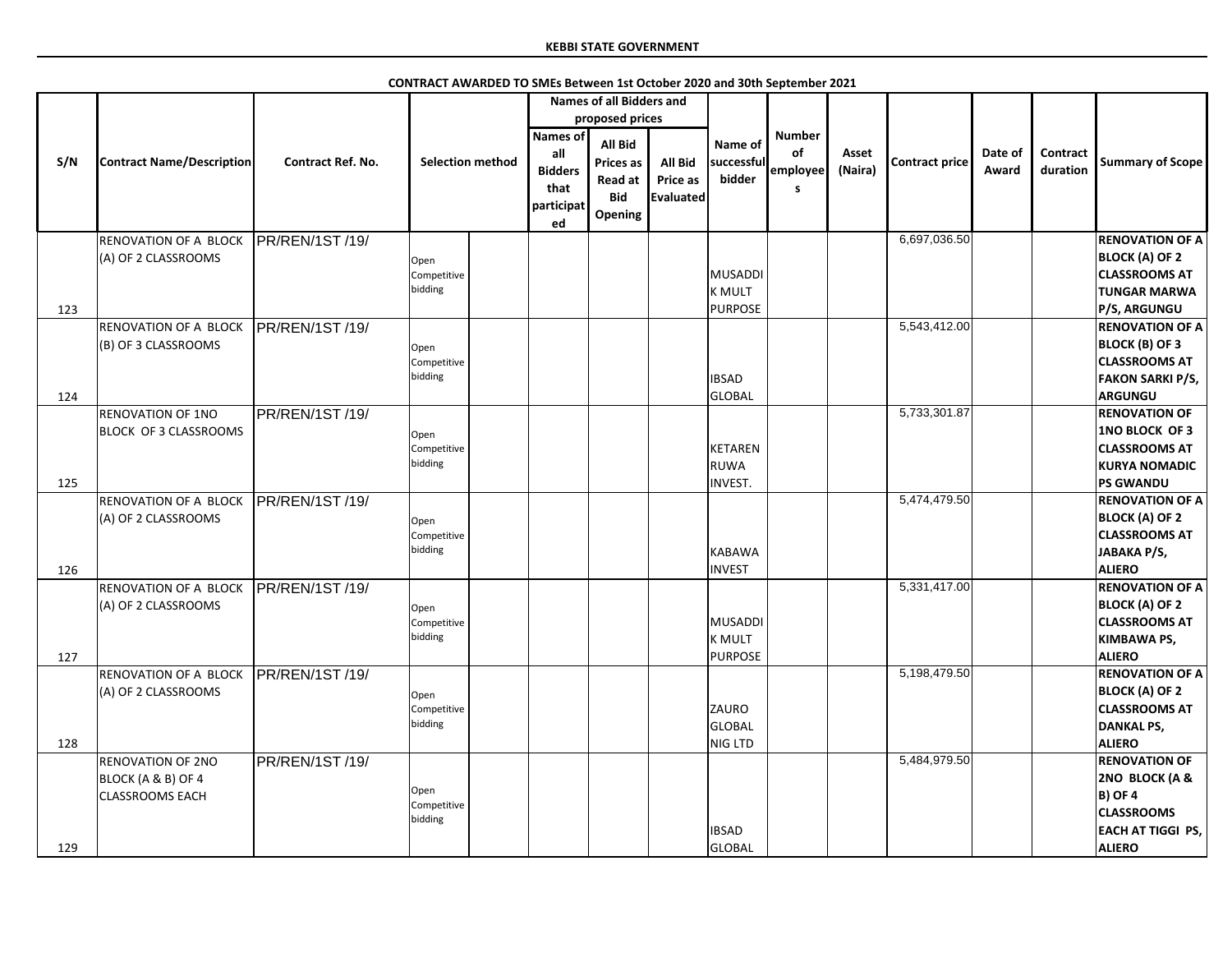**KEBBI STATE GOVERNMENT**

**CONTRACT AWARDED TO SMEs Between 1st October 2020 and 30th September 2021**

| S/N | Contract Name/Description | Contract Ref. No. | Selection method | | Names of all Bidders and proposed prices | | | Name of successful bidder | Number of employees | Asset (Naira) | Contract price | Date of Award | Contract duration | Summary of Scope |
|---|---|---|---|---|---|---|---|---|---|---|---|---|---|---|
| | | | | | Names of all Bidders that participated | All Bid Prices as Read at Bid Opening | All Bid Price as Evaluated | | | | | | | |
| 123 | RENOVATION OF A BLOCK (A) OF 2 CLASSROOMS | PR/REN/1ST /19/ | Open Competitive bidding | | | | | MUSADDIK MULT PURPOSE | | | 6,697,036.50 | | | RENOVATION OF A BLOCK (A) OF 2 CLASSROOMS AT TUNGAR MARWA P/S, ARGUNGU |
| 124 | RENOVATION OF A BLOCK (B) OF 3 CLASSROOMS | PR/REN/1ST /19/ | Open Competitive bidding | | | | | IBSAD GLOBAL | | | 5,543,412.00 | | | RENOVATION OF A BLOCK (B) OF 3 CLASSROOMS AT FAKON SARKI P/S, ARGUNGU |
| 125 | RENOVATION OF 1NO BLOCK OF 3 CLASSROOMS | PR/REN/1ST /19/ | Open Competitive bidding | | | | | KETARENRUWA INVEST. | | | 5,733,301.87 | | | RENOVATION OF 1NO BLOCK OF 3 CLASSROOMS AT KURYA NOMADIC PS GWANDU |
| 126 | RENOVATION OF A BLOCK (A) OF 2 CLASSROOMS | PR/REN/1ST /19/ | Open Competitive bidding | | | | | KABAWA INVEST | | | 5,474,479.50 | | | RENOVATION OF A BLOCK (A) OF 2 CLASSROOMS AT JABAKA P/S, ALIERO |
| 127 | RENOVATION OF A BLOCK (A) OF 2 CLASSROOMS | PR/REN/1ST /19/ | Open Competitive bidding | | | | | MUSADDIK MULT PURPOSE | | | 5,331,417.00 | | | RENOVATION OF A BLOCK (A) OF 2 CLASSROOMS AT KIMBAWA PS, ALIERO |
| 128 | RENOVATION OF A BLOCK (A) OF 2 CLASSROOMS | PR/REN/1ST /19/ | Open Competitive bidding | | | | | ZAURO GLOBAL NIG LTD | | | 5,198,479.50 | | | RENOVATION OF A BLOCK (A) OF 2 CLASSROOMS AT DANKAL PS, ALIERO |
| 129 | RENOVATION OF 2NO BLOCK (A & B) OF 4 CLASSROOMS EACH | PR/REN/1ST /19/ | Open Competitive bidding | | | | | IBSAD GLOBAL | | | 5,484,979.50 | | | RENOVATION OF 2NO BLOCK (A & B) OF 4 CLASSROOMS EACH AT TIGGI PS, ALIERO |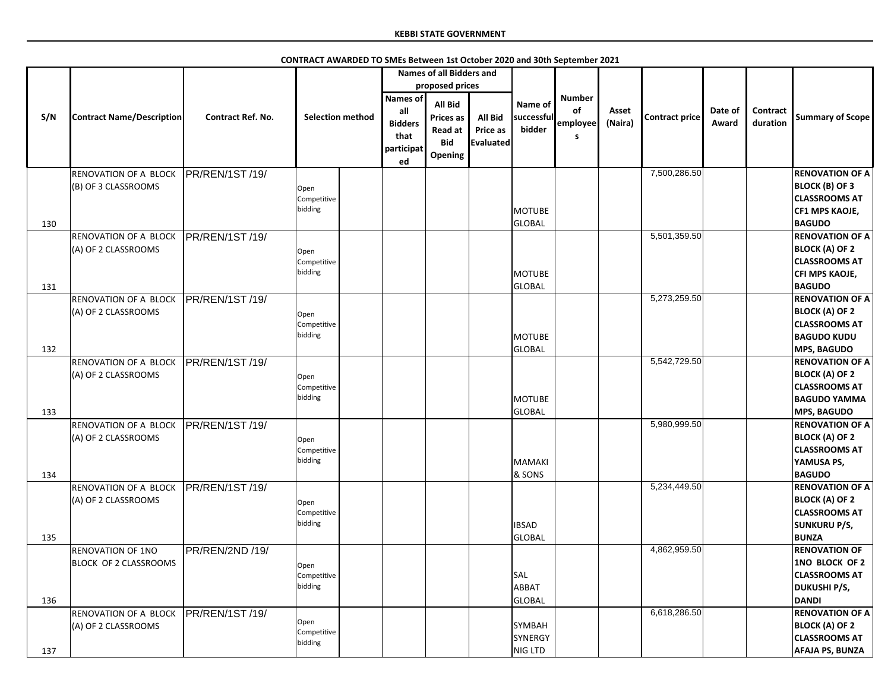**KEBBI STATE GOVERNMENT**

**CONTRACT AWARDED TO SMEs Between 1st October 2020 and 30th September 2021**

| S/N | Contract Name/Description | Contract Ref. No. | Selection method | | Names of all Bidders and proposed prices | | | Name of successful bidder | Number of employees | Asset (Naira) | Contract price | Date of Award | Contract duration | Summary of Scope |
|---|---|---|---|---|---|---|---|---|---|---|---|---|---|---|
| | | | | | Names of all Bidders that participated | All Bid Prices as Read at Bid Opening | All Bid Price as Evaluated | | | | | | | |
| 130 | RENOVATION OF A BLOCK (B) OF 3 CLASSROOMS | PR/REN/1ST /19/ | Open Competitive bidding | | | | | MOTUBE GLOBAL | | | 7,500,286.50 | | | **RENOVATION OF A BLOCK (B) OF 3 CLASSROOMS AT CF1 MPS KAOJE, BAGUDO** |
| 131 | RENOVATION OF A BLOCK (A) OF 2 CLASSROOMS | PR/REN/1ST /19/ | Open Competitive bidding | | | | | MOTUBE GLOBAL | | | 5,501,359.50 | | | **RENOVATION OF A BLOCK (A) OF 2 CLASSROOMS AT CFI MPS KAOJE, BAGUDO** |
| 132 | RENOVATION OF A BLOCK (A) OF 2 CLASSROOMS | PR/REN/1ST /19/ | Open Competitive bidding | | | | | MOTUBE GLOBAL | | | 5,273,259.50 | | | **RENOVATION OF A BLOCK (A) OF 2 CLASSROOMS AT BAGUDO KUDU MPS, BAGUDO** |
| 133 | RENOVATION OF A BLOCK (A) OF 2 CLASSROOMS | PR/REN/1ST /19/ | Open Competitive bidding | | | | | MOTUBE GLOBAL | | | 5,542,729.50 | | | **RENOVATION OF A BLOCK (A) OF 2 CLASSROOMS AT BAGUDO YAMMA MPS, BAGUDO** |
| 134 | RENOVATION OF A BLOCK (A) OF 2 CLASSROOMS | PR/REN/1ST /19/ | Open Competitive bidding | | | | | MAMAKI & SONS | | | 5,980,999.50 | | | **RENOVATION OF A BLOCK (A) OF 2 CLASSROOMS AT YAMUSA PS, BAGUDO** |
| 135 | RENOVATION OF A BLOCK (A) OF 2 CLASSROOMS | PR/REN/1ST /19/ | Open Competitive bidding | | | | | IBSAD GLOBAL | | | 5,234,449.50 | | | **RENOVATION OF A BLOCK (A) OF 2 CLASSROOMS AT SUNKURU P/S, BUNZA** |
| 136 | RENOVATION OF 1NO BLOCK OF 2 CLASSROOMS | PR/REN/2ND /19/ | Open Competitive bidding | | | | | SAL ABBAT GLOBAL | | | 4,862,959.50 | | | **RENOVATION OF 1NO BLOCK OF 2 CLASSROOMS AT DUKUSHI P/S, DANDI** |
| 137 | RENOVATION OF A BLOCK (A) OF 2 CLASSROOMS | PR/REN/1ST /19/ | Open Competitive bidding | | | | | SYMBAH SYNERGY NIG LTD | | | 6,618,286.50 | | | **RENOVATION OF A BLOCK (A) OF 2 CLASSROOMS AT AFAJA PS, BUNZA** |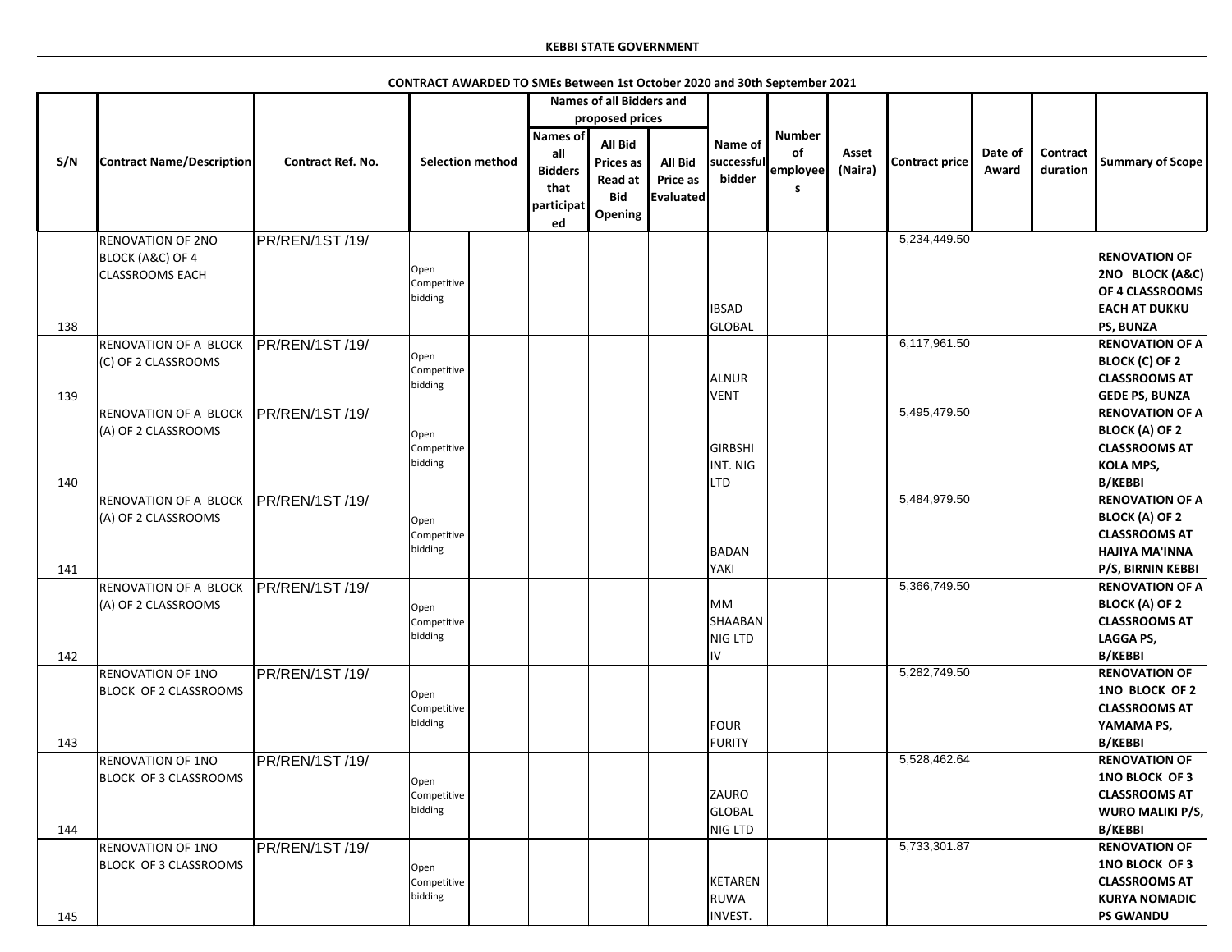**KEBBI STATE GOVERNMENT**

**CONTRACT AWARDED TO SMEs Between 1st October 2020 and 30th September 2021**

| S/N | Contract Name/Description | Contract Ref. No. | Selection method | | Names of all Bidders and proposed prices | | | Name of successful bidder | Number of employees | Asset (Naira) | Contract price | Date of Award | Contract duration | Summary of Scope |
|---|---|---|---|---|---|---|---|---|---|---|---|---|---|---|
| | | | | | Names of all Bidders that participated | All Bid Prices as Read at Bid Opening | All Bid Price as Evaluated | | | | | | | |
| 138 | RENOVATION OF 2NO BLOCK (A&C) OF 4 CLASSROOMS EACH | PR/REN/1ST /19/ | Open Competitive bidding | | | | | IBSAD GLOBAL | | | 5,234,449.50 | | | **RENOVATION OF 2NO BLOCK (A&C) OF 4 CLASSROOMS EACH AT DUKKU PS, BUNZA** |
| 139 | RENOVATION OF A BLOCK (C) OF 2 CLASSROOMS | PR/REN/1ST /19/ | Open Competitive bidding | | | | | ALNUR VENT | | | 6,117,961.50 | | | **RENOVATION OF A BLOCK (C) OF 2 CLASSROOMS AT GEDE PS, BUNZA** |
| 140 | RENOVATION OF A BLOCK (A) OF 2 CLASSROOMS | PR/REN/1ST /19/ | Open Competitive bidding | | | | | GIRBSHI INT. NIG LTD | | | 5,495,479.50 | | | **RENOVATION OF A BLOCK (A) OF 2 CLASSROOMS AT KOLA MPS, B/KEBBI** |
| 141 | RENOVATION OF A BLOCK (A) OF 2 CLASSROOMS | PR/REN/1ST /19/ | Open Competitive bidding | | | | | BADAN YAKI | | | 5,484,979.50 | | | **RENOVATION OF A BLOCK (A) OF 2 CLASSROOMS AT HAJIYA MA'INNA P/S, BIRNIN KEBBI** |
| 142 | RENOVATION OF A BLOCK (A) OF 2 CLASSROOMS | PR/REN/1ST /19/ | Open Competitive bidding | | | | | MM SHAABAN NIG LTD IV | | | 5,366,749.50 | | | **RENOVATION OF A BLOCK (A) OF 2 CLASSROOMS AT LAGGA PS, B/KEBBI** |
| 143 | RENOVATION OF 1NO BLOCK OF 2 CLASSROOMS | PR/REN/1ST /19/ | Open Competitive bidding | | | | | FOUR FURITY | | | 5,282,749.50 | | | **RENOVATION OF 1NO BLOCK OF 2 CLASSROOMS AT YAMAMA PS, B/KEBBI** |
| 144 | RENOVATION OF 1NO BLOCK OF 3 CLASSROOMS | PR/REN/1ST /19/ | Open Competitive bidding | | | | | ZAURO GLOBAL NIG LTD | | | 5,528,462.64 | | | **RENOVATION OF 1NO BLOCK OF 3 CLASSROOMS AT WURO MALIKI P/S, B/KEBBI** |
| 145 | RENOVATION OF 1NO BLOCK OF 3 CLASSROOMS | PR/REN/1ST /19/ | Open Competitive bidding | | | | | KETAREN RUWA INVEST. | | | 5,733,301.87 | | | **RENOVATION OF 1NO BLOCK OF 3 CLASSROOMS AT KURYA NOMADIC PS GWANDU** |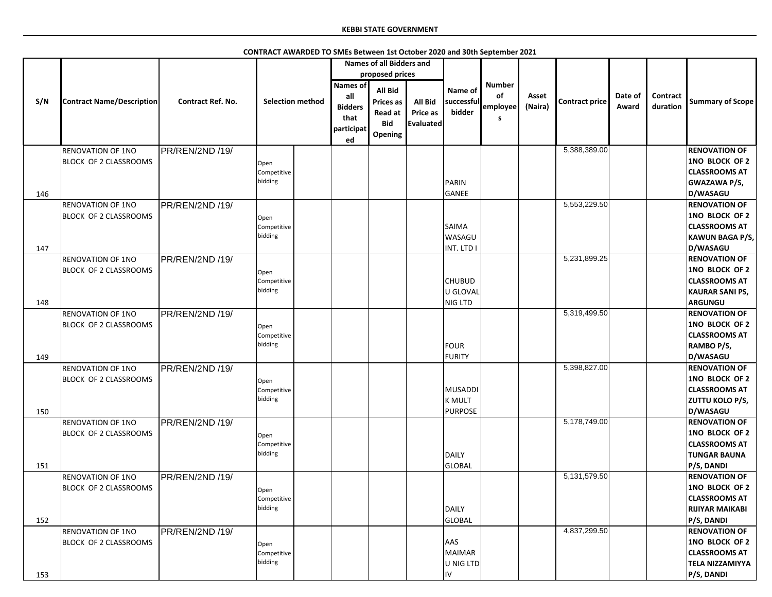**KEBBI STATE GOVERNMENT**

**CONTRACT AWARDED TO SMEs Between 1st October 2020 and 30th September 2021**

| S/N | Contract Name/Description | Contract Ref. No. | Selection method | | Names of all Bidders and proposed prices | | | Name of successful bidder | Number of employees | Asset (Naira) | Contract price | Date of Award | Contract duration | Summary of Scope |
|---|---|---|---|---|---|---|---|---|---|---|---|---|---|---|
| | | | | | Names of all Bidders that participated | All Bid Prices as Read at Bid Opening | All Bid Price as Evaluated | | | | | | | |
| 146 | RENOVATION OF 1NO BLOCK OF 2 CLASSROOMS | PR/REN/2ND /19/ | Open Competitive bidding | | | | | PARIN GANEE | | | 5,388,389.00 | | | **RENOVATION OF 1NO BLOCK OF 2 CLASSROOMS AT GWAZAWA P/S, D/WASAGU** |
| 147 | RENOVATION OF 1NO BLOCK OF 2 CLASSROOMS | PR/REN/2ND /19/ | Open Competitive bidding | | | | | SAIMA WASAGU INT. LTD I | | | 5,553,229.50 | | | **RENOVATION OF 1NO BLOCK OF 2 CLASSROOMS AT KAWUN BAGA P/S, D/WASAGU** |
| 148 | RENOVATION OF 1NO BLOCK OF 2 CLASSROOMS | PR/REN/2ND /19/ | Open Competitive bidding | | | | | CHUBUDU GLOVAL NIG LTD | | | 5,231,899.25 | | | **RENOVATION OF 1NO BLOCK OF 2 CLASSROOMS AT KAURAR SANI PS, ARGUNGU** |
| 149 | RENOVATION OF 1NO BLOCK OF 2 CLASSROOMS | PR/REN/2ND /19/ | Open Competitive bidding | | | | | FOUR FURITY | | | 5,319,499.50 | | | **RENOVATION OF 1NO BLOCK OF 2 CLASSROOMS AT RAMBO P/S, D/WASAGU** |
| 150 | RENOVATION OF 1NO BLOCK OF 2 CLASSROOMS | PR/REN/2ND /19/ | Open Competitive bidding | | | | | MUSADDIK MULT PURPOSE | | | 5,398,827.00 | | | **RENOVATION OF 1NO BLOCK OF 2 CLASSROOMS AT ZUTTU KOLO P/S, D/WASAGU** |
| 151 | RENOVATION OF 1NO BLOCK OF 2 CLASSROOMS | PR/REN/2ND /19/ | Open Competitive bidding | | | | | DAILY GLOBAL | | | 5,178,749.00 | | | **RENOVATION OF 1NO BLOCK OF 2 CLASSROOMS AT TUNGAR BAUNA P/S, DANDI** |
| 152 | RENOVATION OF 1NO BLOCK OF 2 CLASSROOMS | PR/REN/2ND /19/ | Open Competitive bidding | | | | | DAILY GLOBAL | | | 5,131,579.50 | | | **RENOVATION OF 1NO BLOCK OF 2 CLASSROOMS AT RIJIYAR MAIKABI P/S, DANDI** |
| 153 | RENOVATION OF 1NO BLOCK OF 2 CLASSROOMS | PR/REN/2ND /19/ | Open Competitive bidding | | | | | AAS MAIMARU NIG LTD IV | | | 4,837,299.50 | | | **RENOVATION OF 1NO BLOCK OF 2 CLASSROOMS AT TELA NIZZAMIYYA P/S, DANDI** |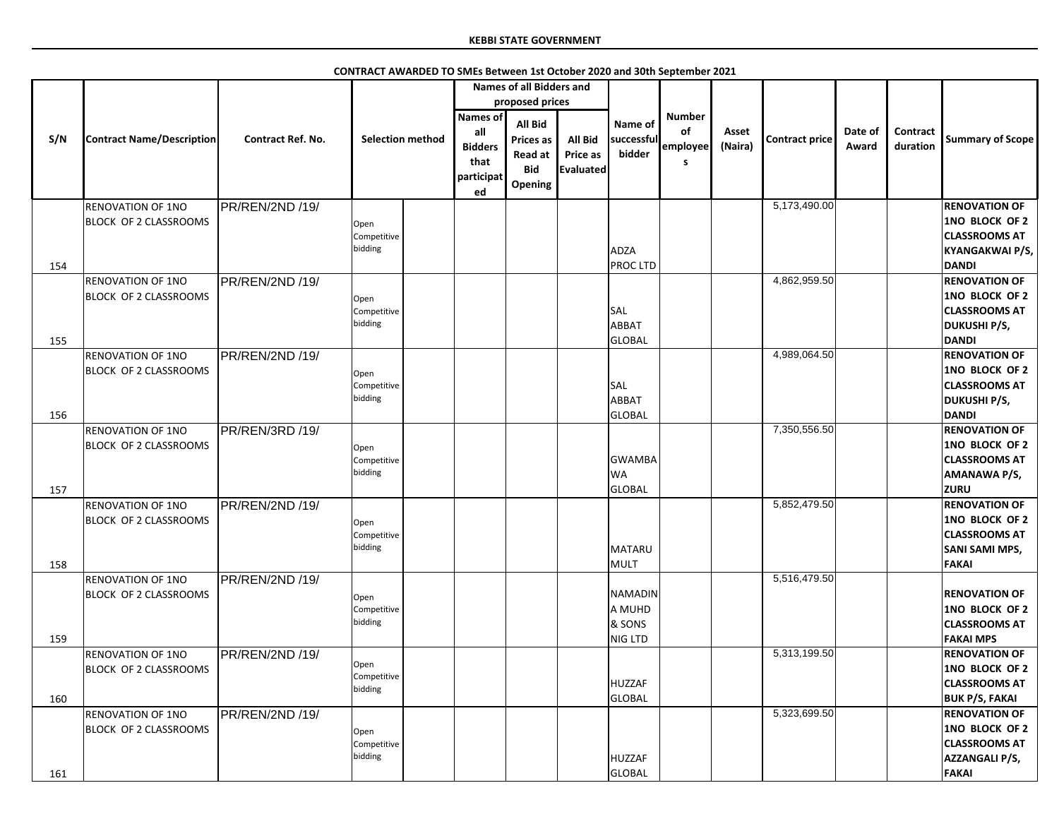**KEBBI STATE GOVERNMENT**

**CONTRACT AWARDED TO SMEs Between 1st October 2020 and 30th September 2021**

| S/N | Contract Name/Description | Contract Ref. No. | Selection method | | Names of all Bidders and proposed prices | | | Name of successful bidder | Number of employees | Asset (Naira) | Contract price | Date of Award | Contract duration | Summary of Scope |
|---|---|---|---|---|---|---|---|---|---|---|---|---|---|---|
| | | | | | Names of all Bidders that participated | All Bid Prices as Read at Bid Opening | All Bid Price as Evaluated | | | | | | | |
| 154 | RENOVATION OF 1NO BLOCK OF 2 CLASSROOMS | PR/REN/2ND /19/ | Open Competitive bidding | | | | | ADZA PROC LTD | | | 5,173,490.00 | | | RENOVATION OF 1NO BLOCK OF 2 CLASSROOMS AT KYANGAKWAI P/S, DANDI |
| 155 | RENOVATION OF 1NO BLOCK OF 2 CLASSROOMS | PR/REN/2ND /19/ | Open Competitive bidding | | | | | SAL ABBAT GLOBAL | | | 4,862,959.50 | | | RENOVATION OF 1NO BLOCK OF 2 CLASSROOMS AT DUKUSHI P/S, DANDI |
| 156 | RENOVATION OF 1NO BLOCK OF 2 CLASSROOMS | PR/REN/2ND /19/ | Open Competitive bidding | | | | | SAL ABBAT GLOBAL | | | 4,989,064.50 | | | RENOVATION OF 1NO BLOCK OF 2 CLASSROOMS AT DUKUSHI P/S, DANDI |
| 157 | RENOVATION OF 1NO BLOCK OF 2 CLASSROOMS | PR/REN/3RD /19/ | Open Competitive bidding | | | | | GWAMBAWA GLOBAL | | | 7,350,556.50 | | | RENOVATION OF 1NO BLOCK OF 2 CLASSROOMS AT AMANAWA P/S, ZURU |
| 158 | RENOVATION OF 1NO BLOCK OF 2 CLASSROOMS | PR/REN/2ND /19/ | Open Competitive bidding | | | | | MATARU MULT | | | 5,852,479.50 | | | RENOVATION OF 1NO BLOCK OF 2 CLASSROOMS AT SANI SAMI MPS, FAKAI |
| 159 | RENOVATION OF 1NO BLOCK OF 2 CLASSROOMS | PR/REN/2ND /19/ | Open Competitive bidding | | | | | NAMADINA MUHD & SONS NIG LTD | | | 5,516,479.50 | | | RENOVATION OF 1NO BLOCK OF 2 CLASSROOMS AT FAKAI MPS |
| 160 | RENOVATION OF 1NO BLOCK OF 2 CLASSROOMS | PR/REN/2ND /19/ | Open Competitive bidding | | | | | HUZZAF GLOBAL | | | 5,313,199.50 | | | RENOVATION OF 1NO BLOCK OF 2 CLASSROOMS AT BUK P/S, FAKAI |
| 161 | RENOVATION OF 1NO BLOCK OF 2 CLASSROOMS | PR/REN/2ND /19/ | Open Competitive bidding | | | | | HUZZAF GLOBAL | | | 5,323,699.50 | | | RENOVATION OF 1NO BLOCK OF 2 CLASSROOMS AT AZZANGALI P/S, FAKAI |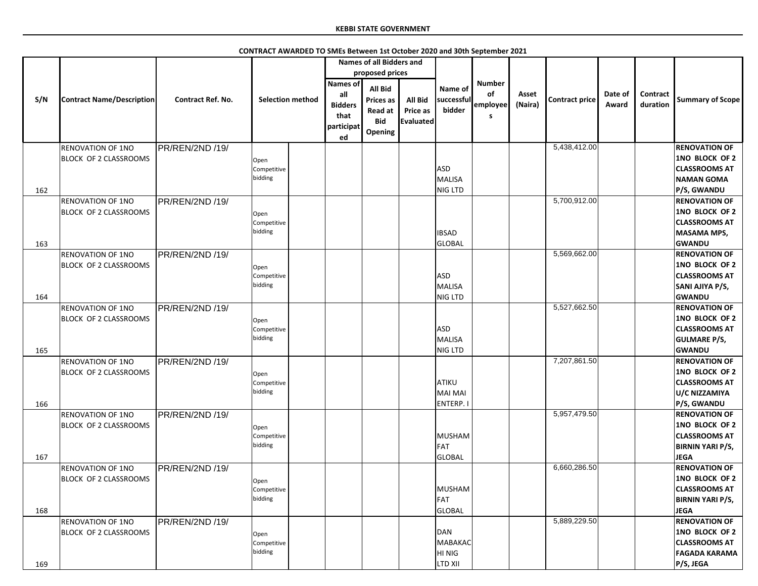**KEBBI STATE GOVERNMENT**

**CONTRACT AWARDED TO SMEs Between 1st October 2020 and 30th September 2021**

| S/N | Contract Name/Description | Contract Ref. No. | Selection method | | Names of all Bidders and proposed prices | | | Name of successful bidder | Number of employees | Asset (Naira) | Contract price | Date of Award | Contract duration | Summary of Scope |
|---|---|---|---|---|---|---|---|---|---|---|---|---|---|---|
| | | | | | Names of all Bidders that participated | All Bid Prices as Read at Bid Opening | All Bid Price as Evaluated | | | | | | | |
| 162 | RENOVATION OF 1NO BLOCK OF 2 CLASSROOMS | PR/REN/2ND /19/ | Open Competitive bidding | | | | | ASD MALISA NIG LTD | | | 5,438,412.00 | | | **RENOVATION OF 1NO BLOCK OF 2 CLASSROOMS AT NAMAN GOMA P/S, GWANDU** |
| 163 | RENOVATION OF 1NO BLOCK OF 2 CLASSROOMS | PR/REN/2ND /19/ | Open Competitive bidding | | | | | IBSAD GLOBAL | | | 5,700,912.00 | | | **RENOVATION OF 1NO BLOCK OF 2 CLASSROOMS AT MASAMA MPS, GWANDU** |
| 164 | RENOVATION OF 1NO BLOCK OF 2 CLASSROOMS | PR/REN/2ND /19/ | Open Competitive bidding | | | | | ASD MALISA NIG LTD | | | 5,569,662.00 | | | **RENOVATION OF 1NO BLOCK OF 2 CLASSROOMS AT SANI AJIYA P/S, GWANDU** |
| 165 | RENOVATION OF 1NO BLOCK OF 2 CLASSROOMS | PR/REN/2ND /19/ | Open Competitive bidding | | | | | ASD MALISA NIG LTD | | | 5,527,662.50 | | | **RENOVATION OF 1NO BLOCK OF 2 CLASSROOMS AT GULMARE P/S, GWANDU** |
| 166 | RENOVATION OF 1NO BLOCK OF 2 CLASSROOMS | PR/REN/2ND /19/ | Open Competitive bidding | | | | | ATIKU MAI MAI ENTERP. I | | | 7,207,861.50 | | | **RENOVATION OF 1NO BLOCK OF 2 CLASSROOMS AT U/C NIZZAMIYA P/S, GWANDU** |
| 167 | RENOVATION OF 1NO BLOCK OF 2 CLASSROOMS | PR/REN/2ND /19/ | Open Competitive bidding | | | | | MUSHAM FAT GLOBAL | | | 5,957,479.50 | | | **RENOVATION OF 1NO BLOCK OF 2 CLASSROOMS AT BIRNIN YARI P/S, JEGA** |
| 168 | RENOVATION OF 1NO BLOCK OF 2 CLASSROOMS | PR/REN/2ND /19/ | Open Competitive bidding | | | | | MUSHAM FAT GLOBAL | | | 6,660,286.50 | | | **RENOVATION OF 1NO BLOCK OF 2 CLASSROOMS AT BIRNIN YARI P/S, JEGA** |
| 169 | RENOVATION OF 1NO BLOCK OF 2 CLASSROOMS | PR/REN/2ND /19/ | Open Competitive bidding | | | | | DAN MABAKACHI NIG LTD XII | | | 5,889,229.50 | | | **RENOVATION OF 1NO BLOCK OF 2 CLASSROOMS AT FAGADA KARAMA P/S, JEGA** |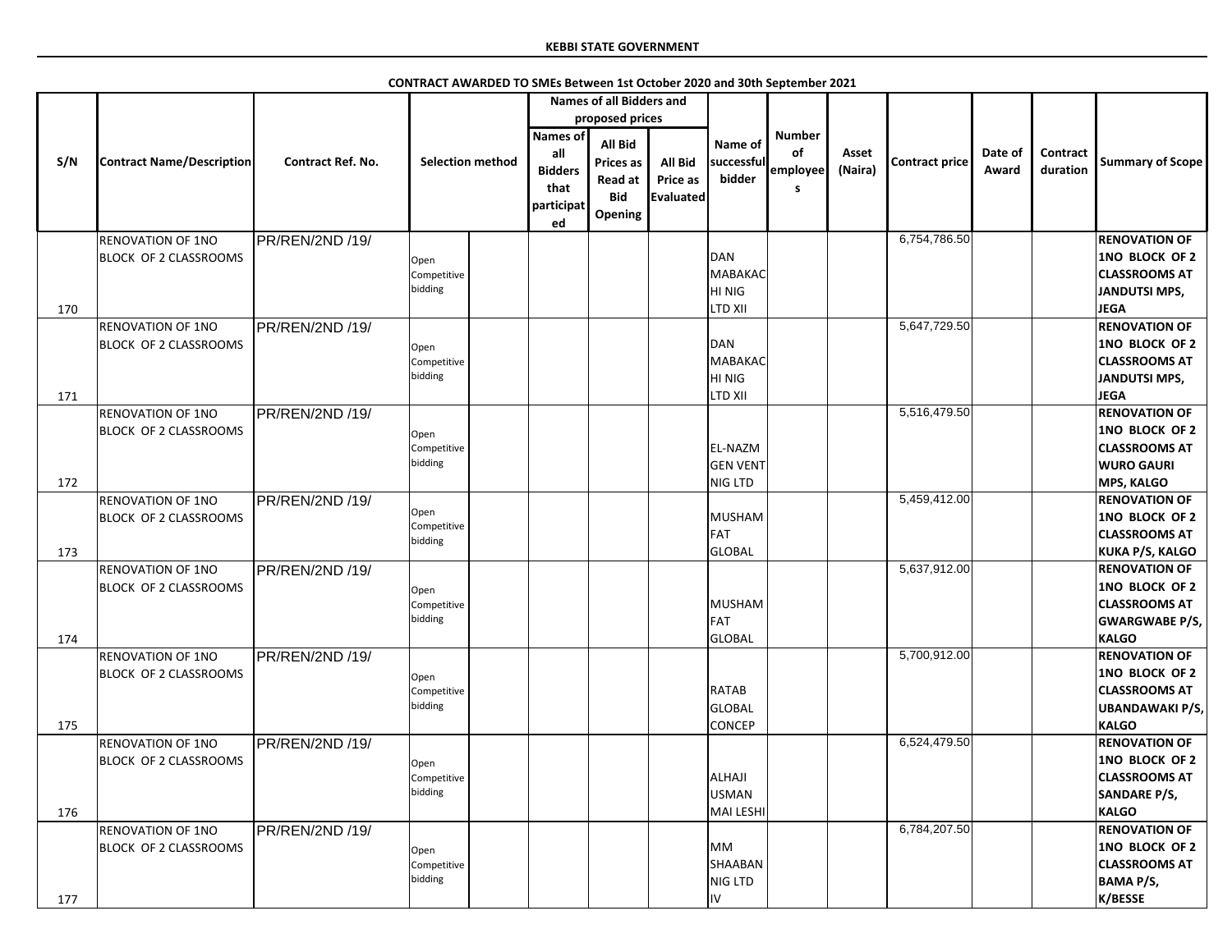**KEBBI STATE GOVERNMENT**

**CONTRACT AWARDED TO SMEs Between 1st October 2020 and 30th September 2021**

| S/N | Contract Name/Description | Contract Ref. No. | Selection method | | Names of all Bidders and proposed prices | | | Name of successful bidder | Number of employees | Asset (Naira) | Contract price | Date of Award | Contract duration | Summary of Scope |
|---|---|---|---|---|---|---|---|---|---|---|---|---|---|---|
| | | | | | Names of all Bidders that participated | All Bid Prices as Read at Bid Opening | All Bid Price as Evaluated | | | | | | | |
| 170 | RENOVATION OF 1NO BLOCK OF 2 CLASSROOMS | PR/REN/2ND /19/ | Open Competitive bidding | | | | | DAN MABAKACHI NIG LTD XII | | | 6,754,786.50 | | | RENOVATION OF 1NO BLOCK OF 2 CLASSROOMS AT JANDUTSI MPS, JEGA |
| 171 | RENOVATION OF 1NO BLOCK OF 2 CLASSROOMS | PR/REN/2ND /19/ | Open Competitive bidding | | | | | DAN MABAKACHI NIG LTD XII | | | 5,647,729.50 | | | RENOVATION OF 1NO BLOCK OF 2 CLASSROOMS AT JANDUTSI MPS, JEGA |
| 172 | RENOVATION OF 1NO BLOCK OF 2 CLASSROOMS | PR/REN/2ND /19/ | Open Competitive bidding | | | | | EL-NAZM GEN VENT NIG LTD | | | 5,516,479.50 | | | RENOVATION OF 1NO BLOCK OF 2 CLASSROOMS AT WURO GAURI MPS, KALGO |
| 173 | RENOVATION OF 1NO BLOCK OF 2 CLASSROOMS | PR/REN/2ND /19/ | Open Competitive bidding | | | | | MUSHAMFAT GLOBAL | | | 5,459,412.00 | | | RENOVATION OF 1NO BLOCK OF 2 CLASSROOMS AT KUKA P/S, KALGO |
| 174 | RENOVATION OF 1NO BLOCK OF 2 CLASSROOMS | PR/REN/2ND /19/ | Open Competitive bidding | | | | | MUSHAMFAT GLOBAL | | | 5,637,912.00 | | | RENOVATION OF 1NO BLOCK OF 2 CLASSROOMS AT GWARGWABE P/S, KALGO |
| 175 | RENOVATION OF 1NO BLOCK OF 2 CLASSROOMS | PR/REN/2ND /19/ | Open Competitive bidding | | | | | RATAB GLOBAL CONCEP | | | 5,700,912.00 | | | RENOVATION OF 1NO BLOCK OF 2 CLASSROOMS AT UBANDAWAKI P/S, KALGO |
| 176 | RENOVATION OF 1NO BLOCK OF 2 CLASSROOMS | PR/REN/2ND /19/ | Open Competitive bidding | | | | | ALHAJI USMAN MAI LESHI | | | 6,524,479.50 | | | RENOVATION OF 1NO BLOCK OF 2 CLASSROOMS AT SANDARE P/S, KALGO |
| 177 | RENOVATION OF 1NO BLOCK OF 2 CLASSROOMS | PR/REN/2ND /19/ | Open Competitive bidding | | | | | MM SHAABAN NIG LTD IV | | | 6,784,207.50 | | | RENOVATION OF 1NO BLOCK OF 2 CLASSROOMS AT BAMA P/S, K/BESSE |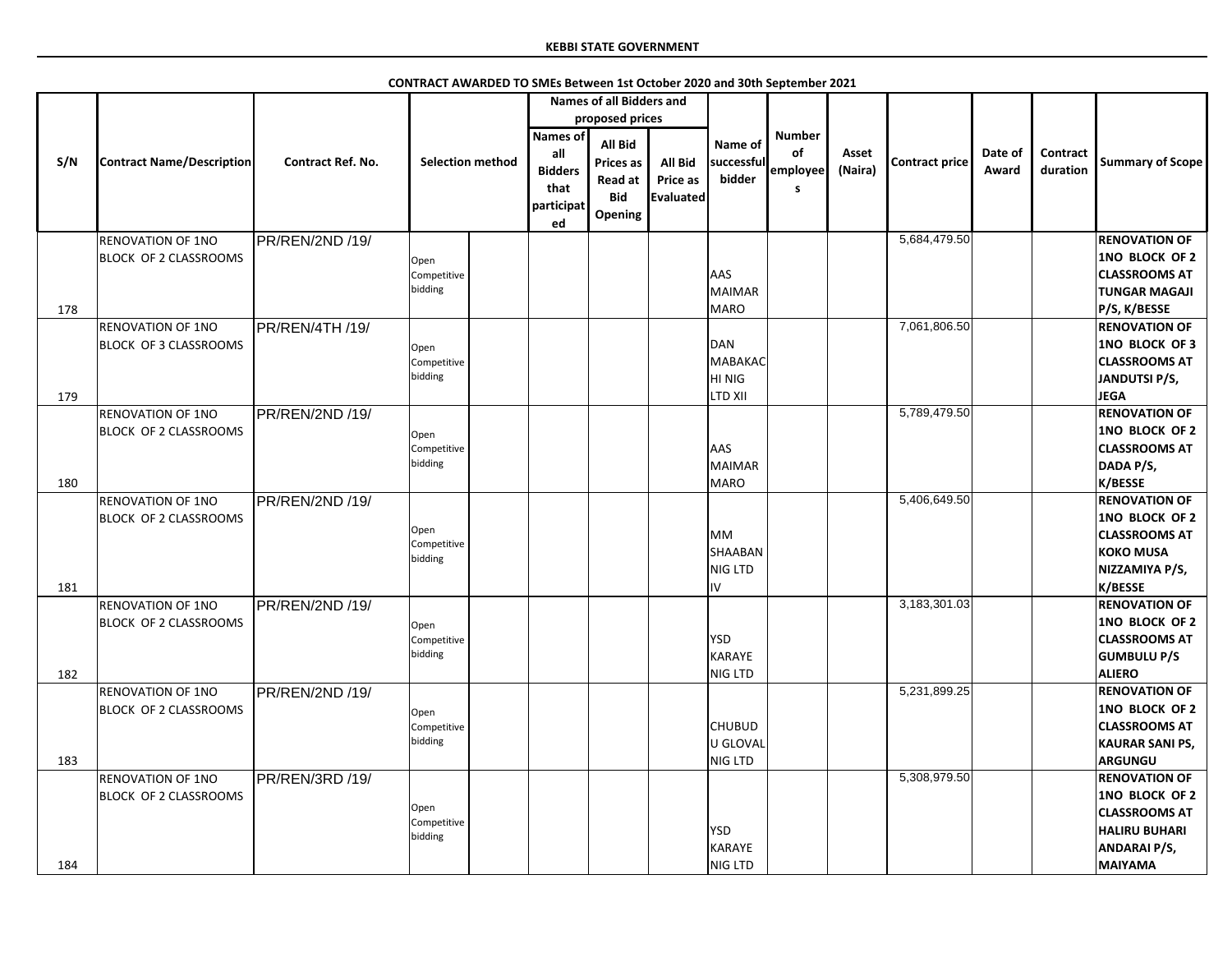**KEBBI STATE GOVERNMENT**

**CONTRACT AWARDED TO SMEs Between 1st October 2020 and 30th September 2021**

| S/N | Contract Name/Description | Contract Ref. No. | Selection method | | Names of all Bidders and proposed prices | | | Name of successful bidder | Number of employees | Asset (Naira) | Contract price | Date of Award | Contract duration | Summary of Scope |
|---|---|---|---|---|---|---|---|---|---|---|---|---|---|---|
| | | | | | Names of all Bidders that participated | All Bid Prices as Read at Bid Opening | All Bid Price as Evaluated | | | | | | | |
| 178 | RENOVATION OF 1NO BLOCK OF 2 CLASSROOMS | PR/REN/2ND /19/ | Open Competitive bidding | | | | | AAS MAIMAR MARO | | | 5,684,479.50 | | | **RENOVATION OF 1NO BLOCK OF 2 CLASSROOMS AT TUNGAR MAGAJI P/S, K/BESSE** |
| 179 | RENOVATION OF 1NO BLOCK OF 3 CLASSROOMS | PR/REN/4TH /19/ | Open Competitive bidding | | | | | DAN MABAKACHI NIG LTD XII | | | 7,061,806.50 | | | **RENOVATION OF 1NO BLOCK OF 3 CLASSROOMS AT JANDUTSI P/S, JEGA** |
| 180 | RENOVATION OF 1NO BLOCK OF 2 CLASSROOMS | PR/REN/2ND /19/ | Open Competitive bidding | | | | | AAS MAIMAR MARO | | | 5,789,479.50 | | | **RENOVATION OF 1NO BLOCK OF 2 CLASSROOMS AT DADA P/S, K/BESSE** |
| 181 | RENOVATION OF 1NO BLOCK OF 2 CLASSROOMS | PR/REN/2ND /19/ | Open Competitive bidding | | | | | MM SHAABAN NIG LTD IV | | | 5,406,649.50 | | | **RENOVATION OF 1NO BLOCK OF 2 CLASSROOMS AT KOKO MUSA NIZZAMIYA P/S, K/BESSE** |
| 182 | RENOVATION OF 1NO BLOCK OF 2 CLASSROOMS | PR/REN/2ND /19/ | Open Competitive bidding | | | | | YSD KARAYE NIG LTD | | | 3,183,301.03 | | | **RENOVATION OF 1NO BLOCK OF 2 CLASSROOMS AT GUMBULU P/S ALIERO** |
| 183 | RENOVATION OF 1NO BLOCK OF 2 CLASSROOMS | PR/REN/2ND /19/ | Open Competitive bidding | | | | | CHUBUDU GLOVAL NIG LTD | | | 5,231,899.25 | | | **RENOVATION OF 1NO BLOCK OF 2 CLASSROOMS AT KAURAR SANI PS, ARGUNGU** |
| 184 | RENOVATION OF 1NO BLOCK OF 2 CLASSROOMS | PR/REN/3RD /19/ | Open Competitive bidding | | | | | YSD KARAYE NIG LTD | | | 5,308,979.50 | | | **RENOVATION OF 1NO BLOCK OF 2 CLASSROOMS AT HALIRU BUHARI ANDARAI P/S, MAIYAMA** |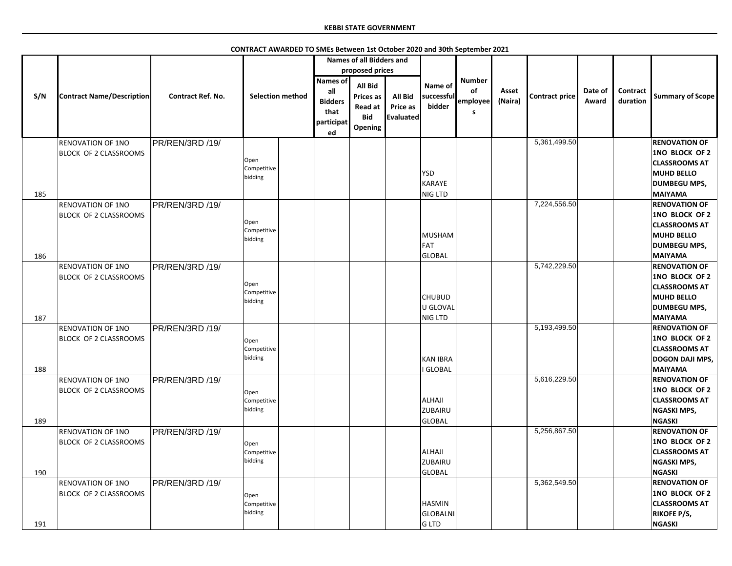**KEBBI STATE GOVERNMENT**

**CONTRACT AWARDED TO SMEs Between 1st October 2020 and 30th September 2021**

| S/N | Contract Name/Description | Contract Ref. No. | Selection method | | Names of all Bidders and proposed prices | | | Name of successful bidder | Number of employees | Asset (Naira) | Contract price | Date of Award | Contract duration | Summary of Scope |
|---|---|---|---|---|---|---|---|---|---|---|---|---|---|---|
| | | | | | Names of all Bidders that participated | All Bid Prices as Read at Bid Opening | All Bid Price as Evaluated | | | | | | | |
| 185 | RENOVATION OF 1NO BLOCK OF 2 CLASSROOMS | PR/REN/3RD /19/ | Open Competitive bidding | | | | | YSD KARAYE NIG LTD | | | 5,361,499.50 | | | **RENOVATION OF 1NO BLOCK OF 2 CLASSROOMS AT MUHD BELLO DUMBEGU MPS, MAIYAMA** |
| 186 | RENOVATION OF 1NO BLOCK OF 2 CLASSROOMS | PR/REN/3RD /19/ | Open Competitive bidding | | | | | MUSHAM FAT GLOBAL | | | 7,224,556.50 | | | **RENOVATION OF 1NO BLOCK OF 2 CLASSROOMS AT MUHD BELLO DUMBEGU MPS, MAIYAMA** |
| 187 | RENOVATION OF 1NO BLOCK OF 2 CLASSROOMS | PR/REN/3RD /19/ | Open Competitive bidding | | | | | CHUBUDU GLOVAL NIG LTD | | | 5,742,229.50 | | | **RENOVATION OF 1NO BLOCK OF 2 CLASSROOMS AT MUHD BELLO DUMBEGU MPS, MAIYAMA** |
| 188 | RENOVATION OF 1NO BLOCK OF 2 CLASSROOMS | PR/REN/3RD /19/ | Open Competitive bidding | | | | | KAN IBRAI GLOBAL | | | 5,193,499.50 | | | **RENOVATION OF 1NO BLOCK OF 2 CLASSROOMS AT DOGON DAJI MPS, MAIYAMA** |
| 189 | RENOVATION OF 1NO BLOCK OF 2 CLASSROOMS | PR/REN/3RD /19/ | Open Competitive bidding | | | | | ALHAJI ZUBAIRU GLOBAL | | | 5,616,229.50 | | | **RENOVATION OF 1NO BLOCK OF 2 CLASSROOMS AT NGASKI MPS, NGASKI** |
| 190 | RENOVATION OF 1NO BLOCK OF 2 CLASSROOMS | PR/REN/3RD /19/ | Open Competitive bidding | | | | | ALHAJI ZUBAIRU GLOBAL | | | 5,256,867.50 | | | **RENOVATION OF 1NO BLOCK OF 2 CLASSROOMS AT NGASKI MPS, NGASKI** |
| 191 | RENOVATION OF 1NO BLOCK OF 2 CLASSROOMS | PR/REN/3RD /19/ | Open Competitive bidding | | | | | HASMIN GLOBALNIG LTD | | | 5,362,549.50 | | | **RENOVATION OF 1NO BLOCK OF 2 CLASSROOMS AT RIKOFE P/S, NGASKI** |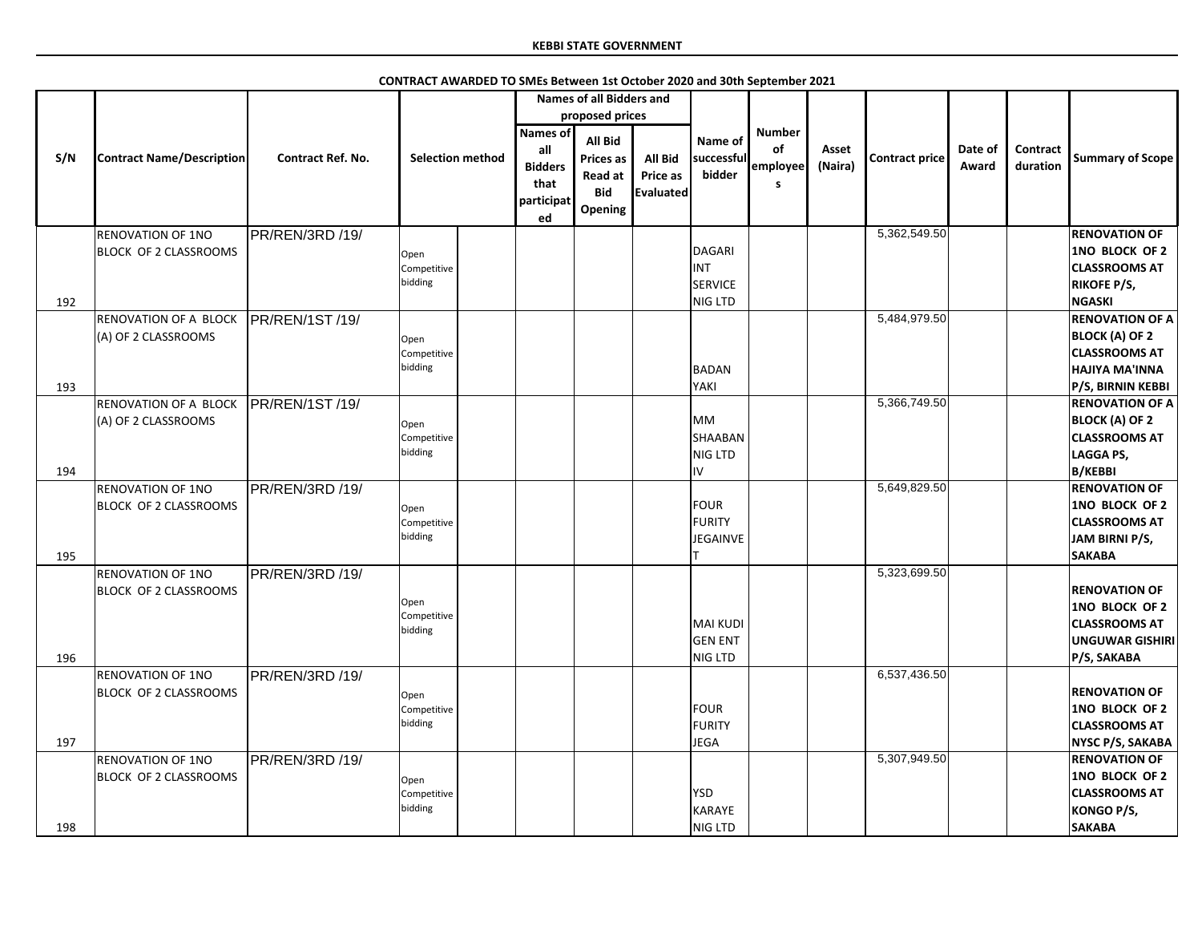**KEBBI STATE GOVERNMENT**

**CONTRACT AWARDED TO SMEs Between 1st October 2020 and 30th September 2021**

| S/N | Contract Name/Description | Contract Ref. No. | Selection method | | Names of all Bidders and proposed prices | | | Name of successful bidder | Number of employees | Asset (Naira) | Contract price | Date of Award | Contract duration | Summary of Scope |
|---|---|---|---|---|---|---|---|---|---|---|---|---|---|---|
| | | | | | Names of all Bidders that participated | All Bid Prices as Read at Bid Opening | All Bid Price as Evaluated | | | | | | | |
| 192 | RENOVATION OF 1NO BLOCK OF 2 CLASSROOMS | PR/REN/3RD /19/ | Open Competitive bidding | | | | | DAGARI INT SERVICE NIG LTD | | | 5,362,549.50 | | | RENOVATION OF 1NO BLOCK OF 2 CLASSROOMS AT RIKOFE P/S, NGASKI |
| 193 | RENOVATION OF A BLOCK (A) OF 2 CLASSROOMS | PR/REN/1ST /19/ | Open Competitive bidding | | | | | BADAN YAKI | | | 5,484,979.50 | | | RENOVATION OF A BLOCK (A) OF 2 CLASSROOMS AT HAJIYA MA'INNA P/S, BIRNIN KEBBI |
| 194 | RENOVATION OF A BLOCK (A) OF 2 CLASSROOMS | PR/REN/1ST /19/ | Open Competitive bidding | | | | | MM SHAABAN NIG LTD IV | | | 5,366,749.50 | | | RENOVATION OF A BLOCK (A) OF 2 CLASSROOMS AT LAGGA PS, B/KEBBI |
| 195 | RENOVATION OF 1NO BLOCK OF 2 CLASSROOMS | PR/REN/3RD /19/ | Open Competitive bidding | | | | | FOUR FURITY JEGAINVET | | | 5,649,829.50 | | | RENOVATION OF 1NO BLOCK OF 2 CLASSROOMS AT JAM BIRNI P/S, SAKABA |
| 196 | RENOVATION OF 1NO BLOCK OF 2 CLASSROOMS | PR/REN/3RD /19/ | Open Competitive bidding | | | | | MAI KUDI GEN ENT NIG LTD | | | 5,323,699.50 | | | RENOVATION OF 1NO BLOCK OF 2 CLASSROOMS AT UNGUWAR GISHIRI P/S, SAKABA |
| 197 | RENOVATION OF 1NO BLOCK OF 2 CLASSROOMS | PR/REN/3RD /19/ | Open Competitive bidding | | | | | FOUR FURITY JEGA | | | 6,537,436.50 | | | RENOVATION OF 1NO BLOCK OF 2 CLASSROOMS AT NYSC P/S, SAKABA |
| 198 | RENOVATION OF 1NO BLOCK OF 2 CLASSROOMS | PR/REN/3RD /19/ | Open Competitive bidding | | | | | YSD KARAYE NIG LTD | | | 5,307,949.50 | | | RENOVATION OF 1NO BLOCK OF 2 CLASSROOMS AT KONGO P/S, SAKABA |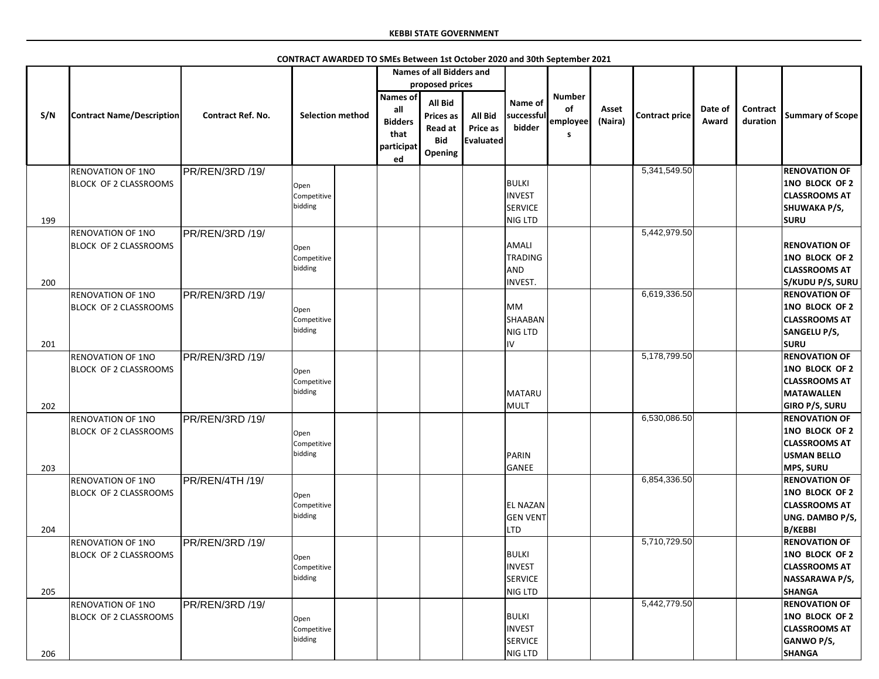**KEBBI STATE GOVERNMENT**

**CONTRACT AWARDED TO SMEs Between 1st October 2020 and 30th September 2021**

| S/N | Contract Name/Description | Contract Ref. No. | Selection method | | Names of all Bidders and proposed prices | | | Name of successful bidder | Number of employees | Asset (Naira) | Contract price | Date of Award | Contract duration | Summary of Scope |
|---|---|---|---|---|---|---|---|---|---|---|---|---|---|---|
| | | | | | Names of all Bidders that participated | All Bid Prices as Read at Bid Opening | All Bid Price as Evaluated | | | | | | | |
| 199 | RENOVATION OF 1NO BLOCK OF 2 CLASSROOMS | PR/REN/3RD /19/ | Open Competitive bidding | | | | | BULKI INVEST SERVICE NIG LTD | | | 5,341,549.50 | | | RENOVATION OF 1NO BLOCK OF 2 CLASSROOMS AT SHUWAKA P/S, SURU |
| 200 | RENOVATION OF 1NO BLOCK OF 2 CLASSROOMS | PR/REN/3RD /19/ | Open Competitive bidding | | | | | AMALI TRADING AND INVEST. | | | 5,442,979.50 | | | RENOVATION OF 1NO BLOCK OF 2 CLASSROOMS AT S/KUDU P/S, SURU |
| 201 | RENOVATION OF 1NO BLOCK OF 2 CLASSROOMS | PR/REN/3RD /19/ | Open Competitive bidding | | | | | MM SHAABAN NIG LTD IV | | | 6,619,336.50 | | | RENOVATION OF 1NO BLOCK OF 2 CLASSROOMS AT SANGELU P/S, SURU |
| 202 | RENOVATION OF 1NO BLOCK OF 2 CLASSROOMS | PR/REN/3RD /19/ | Open Competitive bidding | | | | | MATARU MULT | | | 5,178,799.50 | | | RENOVATION OF 1NO BLOCK OF 2 CLASSROOMS AT MATAWALLEN GIRO P/S, SURU |
| 203 | RENOVATION OF 1NO BLOCK OF 2 CLASSROOMS | PR/REN/3RD /19/ | Open Competitive bidding | | | | | PARIN GANEE | | | 6,530,086.50 | | | RENOVATION OF 1NO BLOCK OF 2 CLASSROOMS AT USMAN BELLO MPS, SURU |
| 204 | RENOVATION OF 1NO BLOCK OF 2 CLASSROOMS | PR/REN/4TH /19/ | Open Competitive bidding | | | | | EL NAZAN GEN VENT LTD | | | 6,854,336.50 | | | RENOVATION OF 1NO BLOCK OF 2 CLASSROOMS AT UNG. DAMBO P/S, B/KEBBI |
| 205 | RENOVATION OF 1NO BLOCK OF 2 CLASSROOMS | PR/REN/3RD /19/ | Open Competitive bidding | | | | | BULKI INVEST SERVICE NIG LTD | | | 5,710,729.50 | | | RENOVATION OF 1NO BLOCK OF 2 CLASSROOMS AT NASSARAWA P/S, SHANGA |
| 206 | RENOVATION OF 1NO BLOCK OF 2 CLASSROOMS | PR/REN/3RD /19/ | Open Competitive bidding | | | | | BULKI INVEST SERVICE NIG LTD | | | 5,442,779.50 | | | RENOVATION OF 1NO BLOCK OF 2 CLASSROOMS AT GANWO P/S, SHANGA |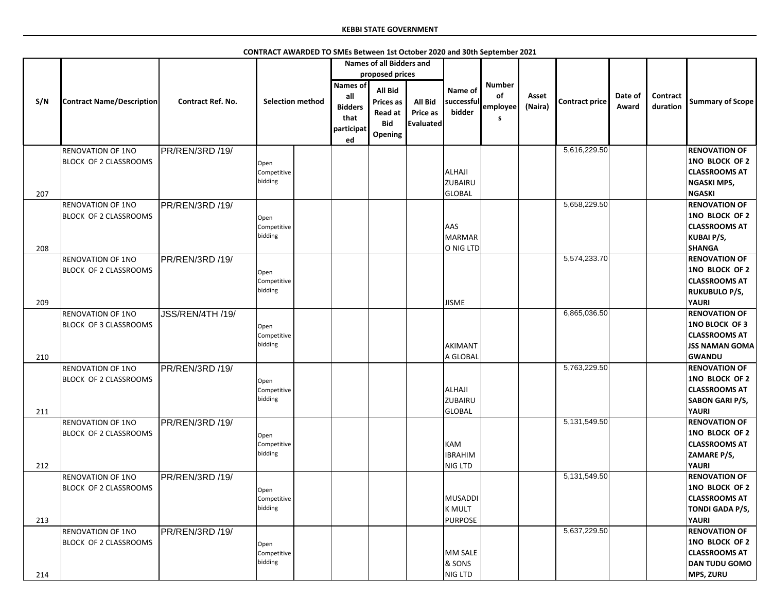**KEBBI STATE GOVERNMENT**

**CONTRACT AWARDED TO SMEs Between 1st October 2020 and 30th September 2021**

| S/N | Contract Name/Description | Contract Ref. No. | Selection method | | Names of all Bidders and proposed prices | | | Name of successful bidder | Number of employees | Asset (Naira) | Contract price | Date of Award | Contract duration | Summary of Scope |
|---|---|---|---|---|---|---|---|---|---|---|---|---|---|---|
| | | | | | Names of all Bidders that participated | All Bid Prices as Read at Bid Opening | All Bid Price as Evaluated | | | | | | | |
| 207 | RENOVATION OF 1NO BLOCK OF 2 CLASSROOMS | PR/REN/3RD /19/ | Open Competitive bidding | | | | | ALHAJI ZUBAIRU GLOBAL | | | 5,616,229.50 | | | RENOVATION OF 1NO BLOCK OF 2 CLASSROOMS AT NGASKI MPS, NGASKI |
| 208 | RENOVATION OF 1NO BLOCK OF 2 CLASSROOMS | PR/REN/3RD /19/ | Open Competitive bidding | | | | | AAS MARMARO NIG LTD | | | 5,658,229.50 | | | RENOVATION OF 1NO BLOCK OF 2 CLASSROOMS AT KUBAI P/S, SHANGA |
| 209 | RENOVATION OF 1NO BLOCK OF 2 CLASSROOMS | PR/REN/3RD /19/ | Open Competitive bidding | | | | | JISME | | | 5,574,233.70 | | | RENOVATION OF 1NO BLOCK OF 2 CLASSROOMS AT RUKUBULO P/S, YAURI |
| 210 | RENOVATION OF 1NO BLOCK OF 3 CLASSROOMS | JSS/REN/4TH /19/ | Open Competitive bidding | | | | | AKIMANTA GLOBAL | | | 6,865,036.50 | | | RENOVATION OF 1NO BLOCK OF 3 CLASSROOMS AT JSS NAMAN GOMA GWANDU |
| 211 | RENOVATION OF 1NO BLOCK OF 2 CLASSROOMS | PR/REN/3RD /19/ | Open Competitive bidding | | | | | ALHAJI ZUBAIRU GLOBAL | | | 5,763,229.50 | | | RENOVATION OF 1NO BLOCK OF 2 CLASSROOMS AT SABON GARI P/S, YAURI |
| 212 | RENOVATION OF 1NO BLOCK OF 2 CLASSROOMS | PR/REN/3RD /19/ | Open Competitive bidding | | | | | KAM IBRAHIM NIG LTD | | | 5,131,549.50 | | | RENOVATION OF 1NO BLOCK OF 2 CLASSROOMS AT ZAMARE P/S, YAURI |
| 213 | RENOVATION OF 1NO BLOCK OF 2 CLASSROOMS | PR/REN/3RD /19/ | Open Competitive bidding | | | | | MUSADDIK MULT PURPOSE | | | 5,131,549.50 | | | RENOVATION OF 1NO BLOCK OF 2 CLASSROOMS AT TONDI GADA P/S, YAURI |
| 214 | RENOVATION OF 1NO BLOCK OF 2 CLASSROOMS | PR/REN/3RD /19/ | Open Competitive bidding | | | | | MM SALE & SONS NIG LTD | | | 5,637,229.50 | | | RENOVATION OF 1NO BLOCK OF 2 CLASSROOMS AT DAN TUDU GOMO MPS, ZURU |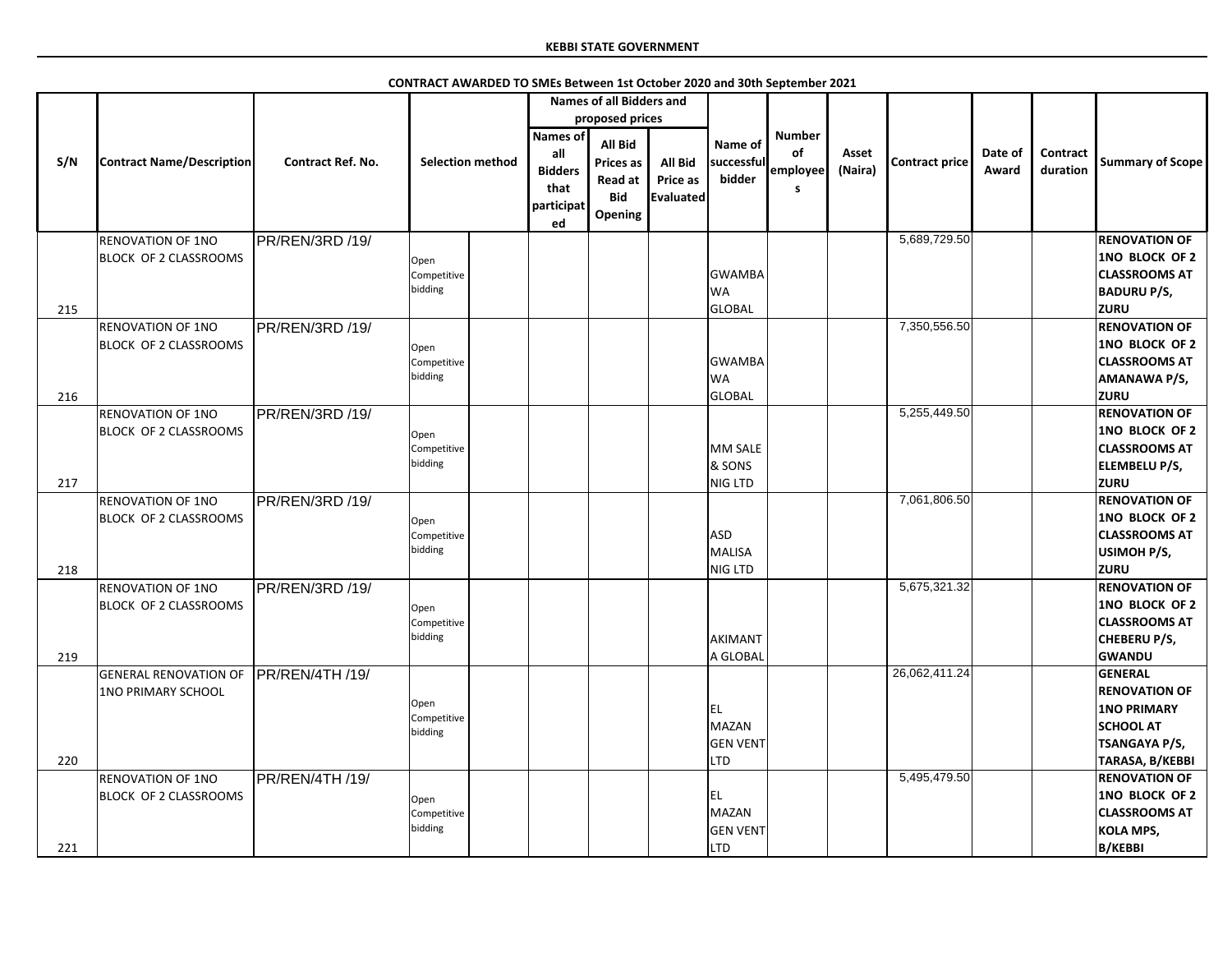**KEBBI STATE GOVERNMENT**

**CONTRACT AWARDED TO SMEs Between 1st October 2020 and 30th September 2021**

| S/N | Contract Name/Description | Contract Ref. No. | Selection method | | Names of all Bidders and proposed prices | | | Name of successful bidder | Number of employees | Asset (Naira) | Contract price | Date of Award | Contract duration | Summary of Scope |
|---|---|---|---|---|---|---|---|---|---|---|---|---|---|---|
| | | | | | Names of all Bidders that participated | All Bid Prices as Read at Bid Opening | All Bid Price as Evaluated | | | | | | | |
| 215 | RENOVATION OF 1NO BLOCK OF 2 CLASSROOMS | PR/REN/3RD /19/ | Open Competitive bidding | | | | | GWAMBAWA GLOBAL | | | 5,689,729.50 | | | RENOVATION OF 1NO BLOCK OF 2 CLASSROOMS AT BADURU P/S, ZURU |
| 216 | RENOVATION OF 1NO BLOCK OF 2 CLASSROOMS | PR/REN/3RD /19/ | Open Competitive bidding | | | | | GWAMBAWA GLOBAL | | | 7,350,556.50 | | | RENOVATION OF 1NO BLOCK OF 2 CLASSROOMS AT AMANAWA P/S, ZURU |
| 217 | RENOVATION OF 1NO BLOCK OF 2 CLASSROOMS | PR/REN/3RD /19/ | Open Competitive bidding | | | | | MM SALE & SONS NIG LTD | | | 5,255,449.50 | | | RENOVATION OF 1NO BLOCK OF 2 CLASSROOMS AT ELEMBELU P/S, ZURU |
| 218 | RENOVATION OF 1NO BLOCK OF 2 CLASSROOMS | PR/REN/3RD /19/ | Open Competitive bidding | | | | | ASD MALISA NIG LTD | | | 7,061,806.50 | | | RENOVATION OF 1NO BLOCK OF 2 CLASSROOMS AT USIMOH P/S, ZURU |
| 219 | RENOVATION OF 1NO BLOCK OF 2 CLASSROOMS | PR/REN/3RD /19/ | Open Competitive bidding | | | | | AKIMANTA GLOBAL | | | 5,675,321.32 | | | RENOVATION OF 1NO BLOCK OF 2 CLASSROOMS AT CHEBERU P/S, GWANDU |
| 220 | GENERAL RENOVATION OF 1NO PRIMARY SCHOOL | PR/REN/4TH /19/ | Open Competitive bidding | | | | | EL MAZAN GEN VENT LTD | | | 26,062,411.24 | | | GENERAL RENOVATION OF 1NO PRIMARY SCHOOL AT TSANGAYA P/S, TARASA, B/KEBBI |
| 221 | RENOVATION OF 1NO BLOCK OF 2 CLASSROOMS | PR/REN/4TH /19/ | Open Competitive bidding | | | | | EL MAZAN GEN VENT LTD | | | 5,495,479.50 | | | RENOVATION OF 1NO BLOCK OF 2 CLASSROOMS AT KOLA MPS, B/KEBBI |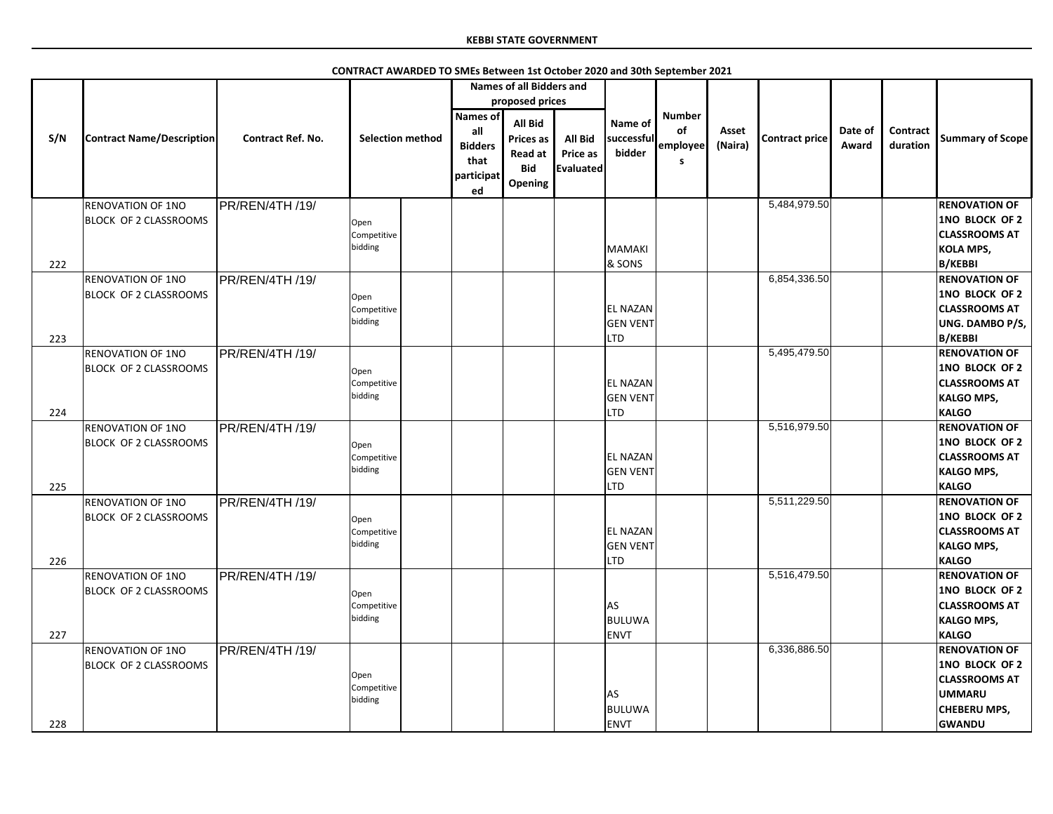**KEBBI STATE GOVERNMENT**

**CONTRACT AWARDED TO SMEs Between 1st October 2020 and 30th September 2021**

| S/N | Contract Name/Description | Contract Ref. No. | Selection method | | Names of all Bidders and proposed prices | | | Name of successful bidder | Number of employees | Asset (Naira) | Contract price | Date of Award | Contract duration | Summary of Scope |
|---|---|---|---|---|---|---|---|---|---|---|---|---|---|---|
| | | | | | Names of all Bidders that participated | All Bid Prices as Read at Bid Opening | All Bid Price as Evaluated | | | | | | | |
| 222 | RENOVATION OF 1NO BLOCK OF 2 CLASSROOMS | PR/REN/4TH /19/ | Open Competitive bidding | | | | | MAMAKI & SONS | | | 5,484,979.50 | | | **RENOVATION OF 1NO BLOCK OF 2 CLASSROOMS AT KOLA MPS, B/KEBBI** |
| 223 | RENOVATION OF 1NO BLOCK OF 2 CLASSROOMS | PR/REN/4TH /19/ | Open Competitive bidding | | | | | EL NAZAN GEN VENT LTD | | | 6,854,336.50 | | | **RENOVATION OF 1NO BLOCK OF 2 CLASSROOMS AT UNG. DAMBO P/S, B/KEBBI** |
| 224 | RENOVATION OF 1NO BLOCK OF 2 CLASSROOMS | PR/REN/4TH /19/ | Open Competitive bidding | | | | | EL NAZAN GEN VENT LTD | | | 5,495,479.50 | | | **RENOVATION OF 1NO BLOCK OF 2 CLASSROOMS AT KALGO MPS, KALGO** |
| 225 | RENOVATION OF 1NO BLOCK OF 2 CLASSROOMS | PR/REN/4TH /19/ | Open Competitive bidding | | | | | EL NAZAN GEN VENT LTD | | | 5,516,979.50 | | | **RENOVATION OF 1NO BLOCK OF 2 CLASSROOMS AT KALGO MPS, KALGO** |
| 226 | RENOVATION OF 1NO BLOCK OF 2 CLASSROOMS | PR/REN/4TH /19/ | Open Competitive bidding | | | | | EL NAZAN GEN VENT LTD | | | 5,511,229.50 | | | **RENOVATION OF 1NO BLOCK OF 2 CLASSROOMS AT KALGO MPS, KALGO** |
| 227 | RENOVATION OF 1NO BLOCK OF 2 CLASSROOMS | PR/REN/4TH /19/ | Open Competitive bidding | | | | | AS BULUWA ENVT | | | 5,516,479.50 | | | **RENOVATION OF 1NO BLOCK OF 2 CLASSROOMS AT KALGO MPS, KALGO** |
| 228 | RENOVATION OF 1NO BLOCK OF 2 CLASSROOMS | PR/REN/4TH /19/ | Open Competitive bidding | | | | | AS BULUWA ENVT | | | 6,336,886.50 | | | **RENOVATION OF 1NO BLOCK OF 2 CLASSROOMS AT UMMARU CHEBERU MPS, GWANDU** |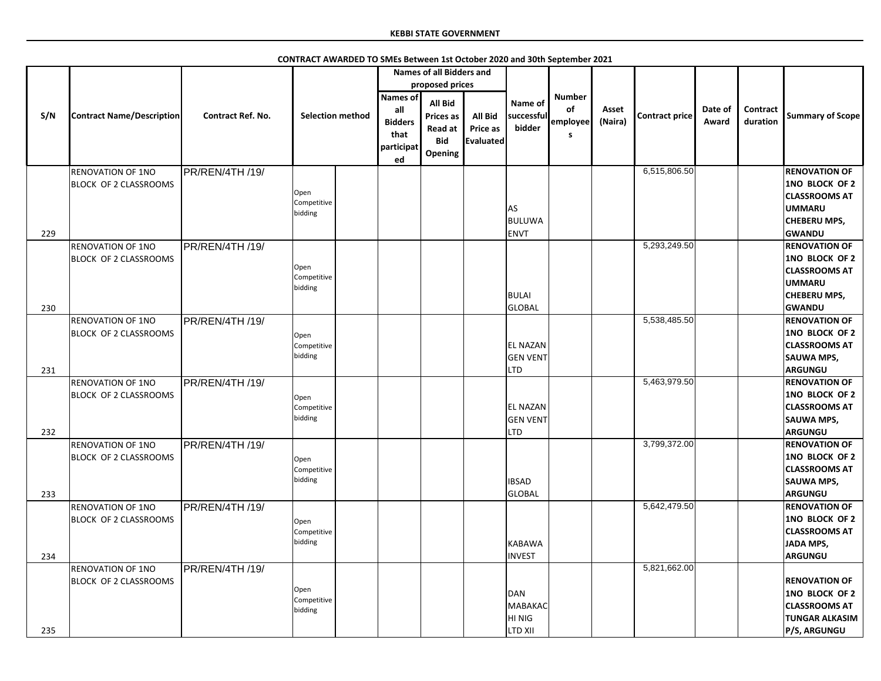**KEBBI STATE GOVERNMENT**

**CONTRACT AWARDED TO SMEs Between 1st October 2020 and 30th September 2021**

| S/N | Contract Name/Description | Contract Ref. No. | Selection method | | Names of all Bidders and proposed prices | | | Name of successful bidder | Number of employees | Asset (Naira) | Contract price | Date of Award | Contract duration | Summary of Scope |
|---|---|---|---|---|---|---|---|---|---|---|---|---|---|---|
| | | | | | Names of all Bidders that participated | All Bid Prices as Read at Bid Opening | All Bid Price as Evaluated | | | | | | | |
| 229 | RENOVATION OF 1NO BLOCK OF 2 CLASSROOMS | PR/REN/4TH /19/ | Open Competitive bidding | | | | | AS BULUWA ENVT | | | 6,515,806.50 | | | **RENOVATION OF 1NO BLOCK OF 2 CLASSROOMS AT UMMARU CHEBERU MPS, GWANDU** |
| 230 | RENOVATION OF 1NO BLOCK OF 2 CLASSROOMS | PR/REN/4TH /19/ | Open Competitive bidding | | | | | BULAI GLOBAL | | | 5,293,249.50 | | | **RENOVATION OF 1NO BLOCK OF 2 CLASSROOMS AT UMMARU CHEBERU MPS, GWANDU** |
| 231 | RENOVATION OF 1NO BLOCK OF 2 CLASSROOMS | PR/REN/4TH /19/ | Open Competitive bidding | | | | | EL NAZAN GEN VENT LTD | | | 5,538,485.50 | | | **RENOVATION OF 1NO BLOCK OF 2 CLASSROOMS AT SAUWA MPS, ARGUNGU** |
| 232 | RENOVATION OF 1NO BLOCK OF 2 CLASSROOMS | PR/REN/4TH /19/ | Open Competitive bidding | | | | | EL NAZAN GEN VENT LTD | | | 5,463,979.50 | | | **RENOVATION OF 1NO BLOCK OF 2 CLASSROOMS AT SAUWA MPS, ARGUNGU** |
| 233 | RENOVATION OF 1NO BLOCK OF 2 CLASSROOMS | PR/REN/4TH /19/ | Open Competitive bidding | | | | | IBSAD GLOBAL | | | 3,799,372.00 | | | **RENOVATION OF 1NO BLOCK OF 2 CLASSROOMS AT SAUWA MPS, ARGUNGU** |
| 234 | RENOVATION OF 1NO BLOCK OF 2 CLASSROOMS | PR/REN/4TH /19/ | Open Competitive bidding | | | | | KABAWA INVEST | | | 5,642,479.50 | | | **RENOVATION OF 1NO BLOCK OF 2 CLASSROOMS AT JADA MPS, ARGUNGU** |
| 235 | RENOVATION OF 1NO BLOCK OF 2 CLASSROOMS | PR/REN/4TH /19/ | Open Competitive bidding | | | | | DAN MABAKACHI NIG LTD XII | | | 5,821,662.00 | | | **RENOVATION OF 1NO BLOCK OF 2 CLASSROOMS AT TUNGAR ALKASIM P/S, ARGUNGU** |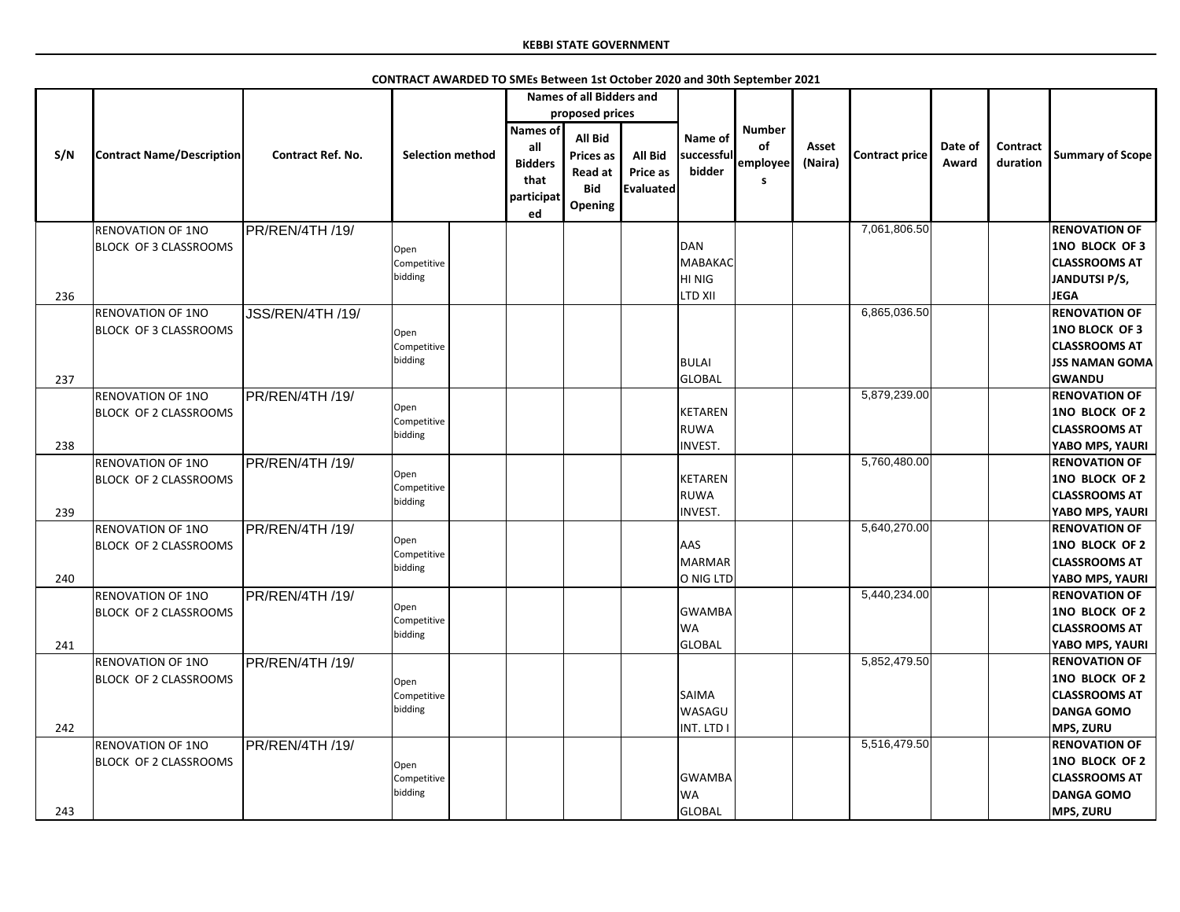**KEBBI STATE GOVERNMENT**

**CONTRACT AWARDED TO SMEs Between 1st October 2020 and 30th September 2021**

| S/N | Contract Name/Description | Contract Ref. No. | Selection method | | Names of all Bidders and proposed prices | | | Name of successful bidder | Number of employees | Asset (Naira) | Contract price | Date of Award | Contract duration | Summary of Scope |
|---|---|---|---|---|---|---|---|---|---|---|---|---|---|---|
| | | | | | Names of all Bidders that participated | All Bid Prices as Read at Bid Opening | All Bid Price as Evaluated | | | | | | | |
| 236 | RENOVATION OF 1NO BLOCK OF 3 CLASSROOMS | PR/REN/4TH /19/ | Open Competitive bidding | | | | | DAN MABAKACHI NIG LTD XII | | | 7,061,806.50 | | | RENOVATION OF 1NO BLOCK OF 3 CLASSROOMS AT JANDUTSI P/S, JEGA |
| 237 | RENOVATION OF 1NO BLOCK OF 3 CLASSROOMS | JSS/REN/4TH /19/ | Open Competitive bidding | | | | | BULAI GLOBAL | | | 6,865,036.50 | | | RENOVATION OF 1NO BLOCK OF 3 CLASSROOMS AT JSS NAMAN GOMA GWANDU |
| 238 | RENOVATION OF 1NO BLOCK OF 2 CLASSROOMS | PR/REN/4TH /19/ | Open Competitive bidding | | | | | KETARENRUWA INVEST. | | | 5,879,239.00 | | | RENOVATION OF 1NO BLOCK OF 2 CLASSROOMS AT YABO MPS, YAURI |
| 239 | RENOVATION OF 1NO BLOCK OF 2 CLASSROOMS | PR/REN/4TH /19/ | Open Competitive bidding | | | | | KETARENRUWA INVEST. | | | 5,760,480.00 | | | RENOVATION OF 1NO BLOCK OF 2 CLASSROOMS AT YABO MPS, YAURI |
| 240 | RENOVATION OF 1NO BLOCK OF 2 CLASSROOMS | PR/REN/4TH /19/ | Open Competitive bidding | | | | | AAS MARMARO NIG LTD | | | 5,640,270.00 | | | RENOVATION OF 1NO BLOCK OF 2 CLASSROOMS AT YABO MPS, YAURI |
| 241 | RENOVATION OF 1NO BLOCK OF 2 CLASSROOMS | PR/REN/4TH /19/ | Open Competitive bidding | | | | | GWAMBAWA GLOBAL | | | 5,440,234.00 | | | RENOVATION OF 1NO BLOCK OF 2 CLASSROOMS AT YABO MPS, YAURI |
| 242 | RENOVATION OF 1NO BLOCK OF 2 CLASSROOMS | PR/REN/4TH /19/ | Open Competitive bidding | | | | | SAIMA WASAGU INT. LTD I | | | 5,852,479.50 | | | RENOVATION OF 1NO BLOCK OF 2 CLASSROOMS AT DANGA GOMO MPS, ZURU |
| 243 | RENOVATION OF 1NO BLOCK OF 2 CLASSROOMS | PR/REN/4TH /19/ | Open Competitive bidding | | | | | GWAMBAWA GLOBAL | | | 5,516,479.50 | | | RENOVATION OF 1NO BLOCK OF 2 CLASSROOMS AT DANGA GOMO MPS, ZURU |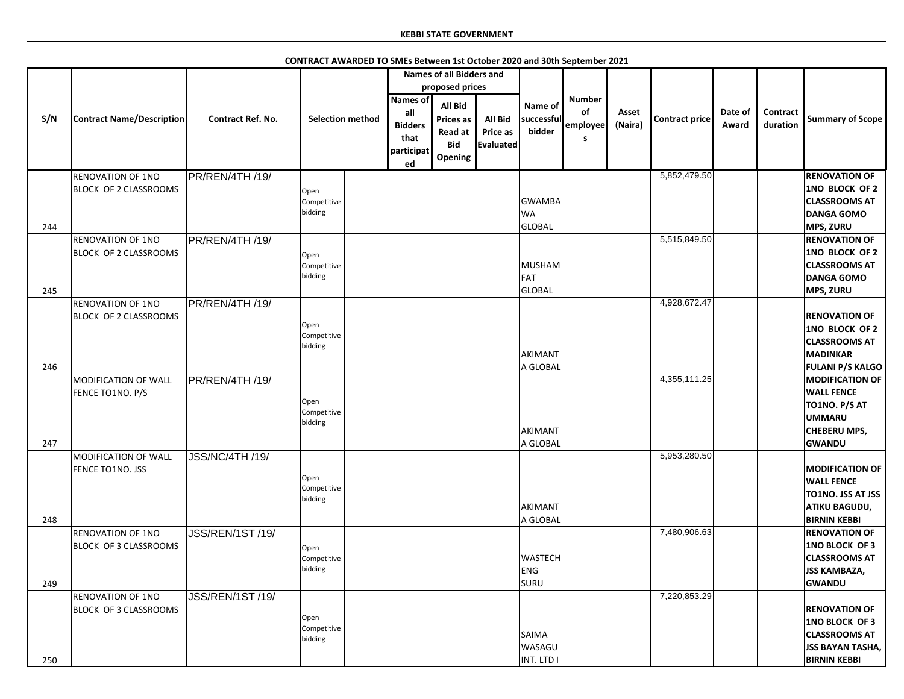**KEBBI STATE GOVERNMENT**

**CONTRACT AWARDED TO SMEs Between 1st October 2020 and 30th September 2021**

| S/N | Contract Name/Description | Contract Ref. No. | Selection method | | Names of all Bidders and proposed prices | | | Name of successful bidder | Number of employees | Asset (Naira) | Contract price | Date of Award | Contract duration | Summary of Scope |
|---|---|---|---|---|---|---|---|---|---|---|---|---|---|---|
| | | | | | Names of all Bidders that participated | All Bid Prices as Read at Bid Opening | All Bid Price as Evaluated | | | | | | | |
| 244 | RENOVATION OF 1NO BLOCK OF 2 CLASSROOMS | PR/REN/4TH /19/ | Open Competitive bidding | | | | | GWAMBAWA GLOBAL | | | 5,852,479.50 | | | RENOVATION OF 1NO BLOCK OF 2 CLASSROOMS AT DANGA GOMO MPS, ZURU |
| 245 | RENOVATION OF 1NO BLOCK OF 2 CLASSROOMS | PR/REN/4TH /19/ | Open Competitive bidding | | | | | MUSHAMFAT GLOBAL | | | 5,515,849.50 | | | RENOVATION OF 1NO BLOCK OF 2 CLASSROOMS AT DANGA GOMO MPS, ZURU |
| 246 | RENOVATION OF 1NO BLOCK OF 2 CLASSROOMS | PR/REN/4TH /19/ | Open Competitive bidding | | | | | AKIMANTA GLOBAL | | | 4,928,672.47 | | | RENOVATION OF 1NO BLOCK OF 2 CLASSROOMS AT MADINKAR FULANI P/S KALGO |
| 247 | MODIFICATION OF WALL FENCE TO1NO. P/S | PR/REN/4TH /19/ | Open Competitive bidding | | | | | AKIMANTA GLOBAL | | | 4,355,111.25 | | | MODIFICATION OF WALL FENCE TO1NO. P/S AT UMMARU CHEBERU MPS, GWANDU |
| 248 | MODIFICATION OF WALL FENCE TO1NO. JSS | JSS/NC/4TH /19/ | Open Competitive bidding | | | | | AKIMANTA GLOBAL | | | 5,953,280.50 | | | MODIFICATION OF WALL FENCE TO1NO. JSS AT JSS ATIKU BAGUDU, BIRNIN KEBBI |
| 249 | RENOVATION OF 1NO BLOCK OF 3 CLASSROOMS | JSS/REN/1ST /19/ | Open Competitive bidding | | | | | WASTECH ENG SURU | | | 7,480,906.63 | | | RENOVATION OF 1NO BLOCK OF 3 CLASSROOMS AT JSS KAMBAZA, GWANDU |
| 250 | RENOVATION OF 1NO BLOCK OF 3 CLASSROOMS | JSS/REN/1ST /19/ | Open Competitive bidding | | | | | SAIMA WASAGU INT. LTD I | | | 7,220,853.29 | | | RENOVATION OF 1NO BLOCK OF 3 CLASSROOMS AT JSS BAYAN TASHA, BIRNIN KEBBI |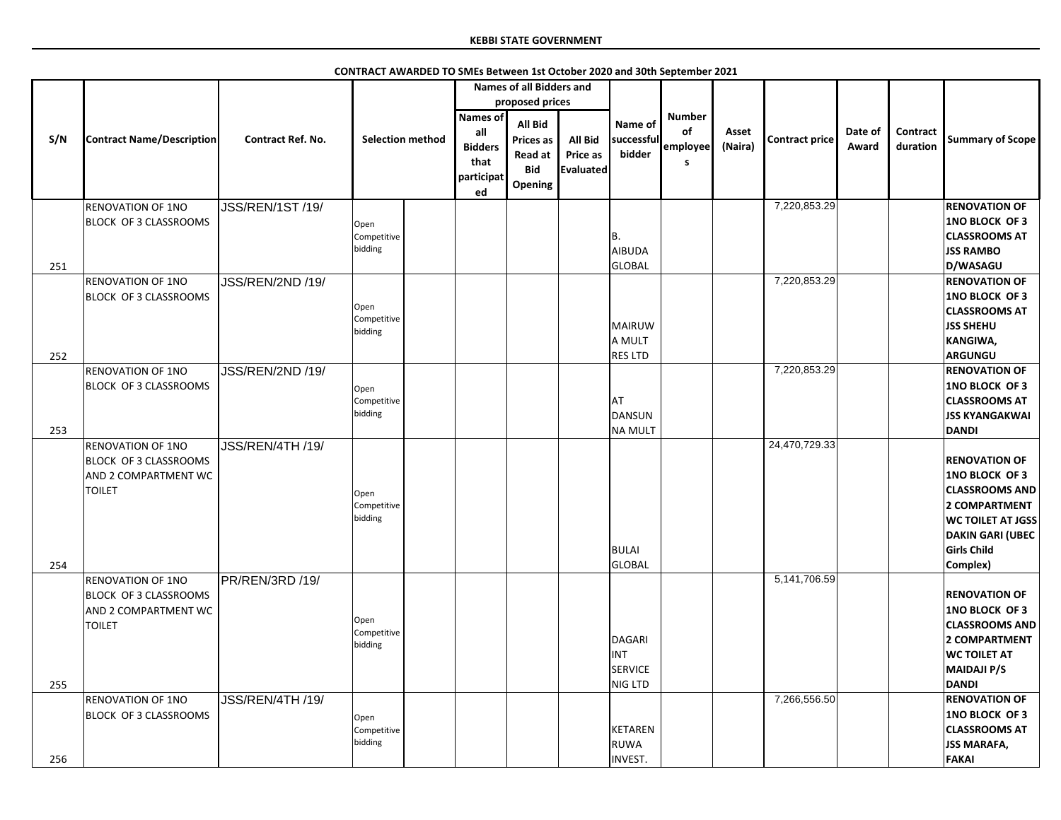**KEBBI STATE GOVERNMENT**

**CONTRACT AWARDED TO SMEs Between 1st October 2020 and 30th September 2021**

| S/N | Contract Name/Description | Contract Ref. No. | Selection method | | Names of all Bidders and proposed prices | | | Name of successful bidder | Number of employees | Asset (Naira) | Contract price | Date of Award | Contract duration | Summary of Scope |
|---|---|---|---|---|---|---|---|---|---|---|---|---|---|---|
| | | | | | Names of all Bidders that participated | All Bid Prices as Read at Bid Opening | All Bid Price as Evaluated | | | | | | | |
| 251 | RENOVATION OF 1NO BLOCK OF 3 CLASSROOMS | JSS/REN/1ST /19/ | Open Competitive bidding | | | | | B. AIBUDA GLOBAL | | | 7,220,853.29 | | | **RENOVATION OF 1NO BLOCK OF 3 CLASSROOMS AT JSS RAMBO D/WASAGU** |
| 252 | RENOVATION OF 1NO BLOCK OF 3 CLASSROOMS | JSS/REN/2ND /19/ | Open Competitive bidding | | | | | MAIRUWA MULT RES LTD | | | 7,220,853.29 | | | **RENOVATION OF 1NO BLOCK OF 3 CLASSROOMS AT JSS SHEHU KANGIWA, ARGUNGU** |
| 253 | RENOVATION OF 1NO BLOCK OF 3 CLASSROOMS | JSS/REN/2ND /19/ | Open Competitive bidding | | | | | AT DANSUNNA MULT | | | 7,220,853.29 | | | **RENOVATION OF 1NO BLOCK OF 3 CLASSROOMS AT JSS KYANGAKWAI DANDI** |
| 254 | RENOVATION OF 1NO BLOCK OF 3 CLASSROOMS AND 2 COMPARTMENT WC TOILET | JSS/REN/4TH /19/ | Open Competitive bidding | | | | | BULAI GLOBAL | | | 24,470,729.33 | | | **RENOVATION OF 1NO BLOCK OF 3 CLASSROOMS AND 2 COMPARTMENT WC TOILET AT JGSS DAKIN GARI (UBEC Girls Child Complex)** |
| 255 | RENOVATION OF 1NO BLOCK OF 3 CLASSROOMS AND 2 COMPARTMENT WC TOILET | PR/REN/3RD /19/ | Open Competitive bidding | | | | | DAGARI INT SERVICE NIG LTD | | | 5,141,706.59 | | | **RENOVATION OF 1NO BLOCK OF 3 CLASSROOMS AND 2 COMPARTMENT WC TOILET AT MAIDAJI P/S DANDI** |
| 256 | RENOVATION OF 1NO BLOCK OF 3 CLASSROOMS | JSS/REN/4TH /19/ | Open Competitive bidding | | | | | KETARENRUWA INVEST. | | | 7,266,556.50 | | | **RENOVATION OF 1NO BLOCK OF 3 CLASSROOMS AT JSS MARAFA, FAKAI** |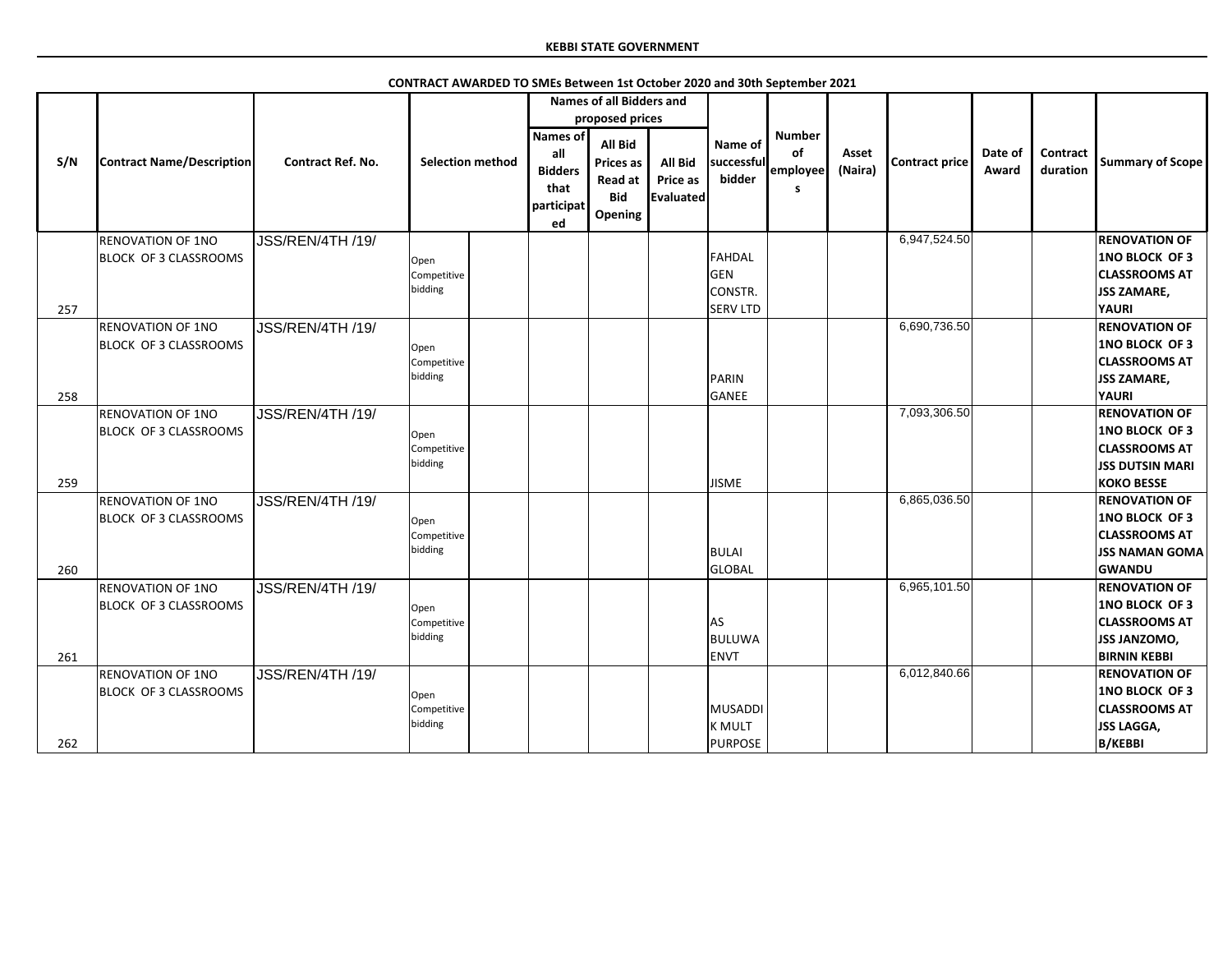**KEBBI STATE GOVERNMENT**

**CONTRACT AWARDED TO SMEs Between 1st October 2020 and 30th September 2021**

| S/N | Contract Name/Description | Contract Ref. No. | Selection method | | Names of all Bidders and proposed prices | | | Name of successful bidder | Number of employees | Asset (Naira) | Contract price | Date of Award | Contract duration | Summary of Scope |
|---|---|---|---|---|---|---|---|---|---|---|---|---|---|---|
| | | | | | Names of all Bidders that participated | All Bid Prices as Read at Bid Opening | All Bid Price as Evaluated | | | | | | | |
| 257 | RENOVATION OF 1NO BLOCK OF 3 CLASSROOMS | JSS/REN/4TH /19/ | Open Competitive bidding | | | | | FAHDAL GEN CONSTR. SERV LTD | | | 6,947,524.50 | | | RENOVATION OF 1NO BLOCK OF 3 CLASSROOMS AT JSS ZAMARE, YAURI |
| 258 | RENOVATION OF 1NO BLOCK OF 3 CLASSROOMS | JSS/REN/4TH /19/ | Open Competitive bidding | | | | | PARIN GANEE | | | 6,690,736.50 | | | RENOVATION OF 1NO BLOCK OF 3 CLASSROOMS AT JSS ZAMARE, YAURI |
| 259 | RENOVATION OF 1NO BLOCK OF 3 CLASSROOMS | JSS/REN/4TH /19/ | Open Competitive bidding | | | | | JISME | | | 7,093,306.50 | | | RENOVATION OF 1NO BLOCK OF 3 CLASSROOMS AT JSS DUTSIN MARI KOKO BESSE |
| 260 | RENOVATION OF 1NO BLOCK OF 3 CLASSROOMS | JSS/REN/4TH /19/ | Open Competitive bidding | | | | | BULAI GLOBAL | | | 6,865,036.50 | | | RENOVATION OF 1NO BLOCK OF 3 CLASSROOMS AT JSS NAMAN GOMA GWANDU |
| 261 | RENOVATION OF 1NO BLOCK OF 3 CLASSROOMS | JSS/REN/4TH /19/ | Open Competitive bidding | | | | | AS BULUWA ENVT | | | 6,965,101.50 | | | RENOVATION OF 1NO BLOCK OF 3 CLASSROOMS AT JSS JANZOMO, BIRNIN KEBBI |
| 262 | RENOVATION OF 1NO BLOCK OF 3 CLASSROOMS | JSS/REN/4TH /19/ | Open Competitive bidding | | | | | MUSADDIK MULT PURPOSE | | | 6,012,840.66 | | | RENOVATION OF 1NO BLOCK OF 3 CLASSROOMS AT JSS LAGGA, B/KEBBI |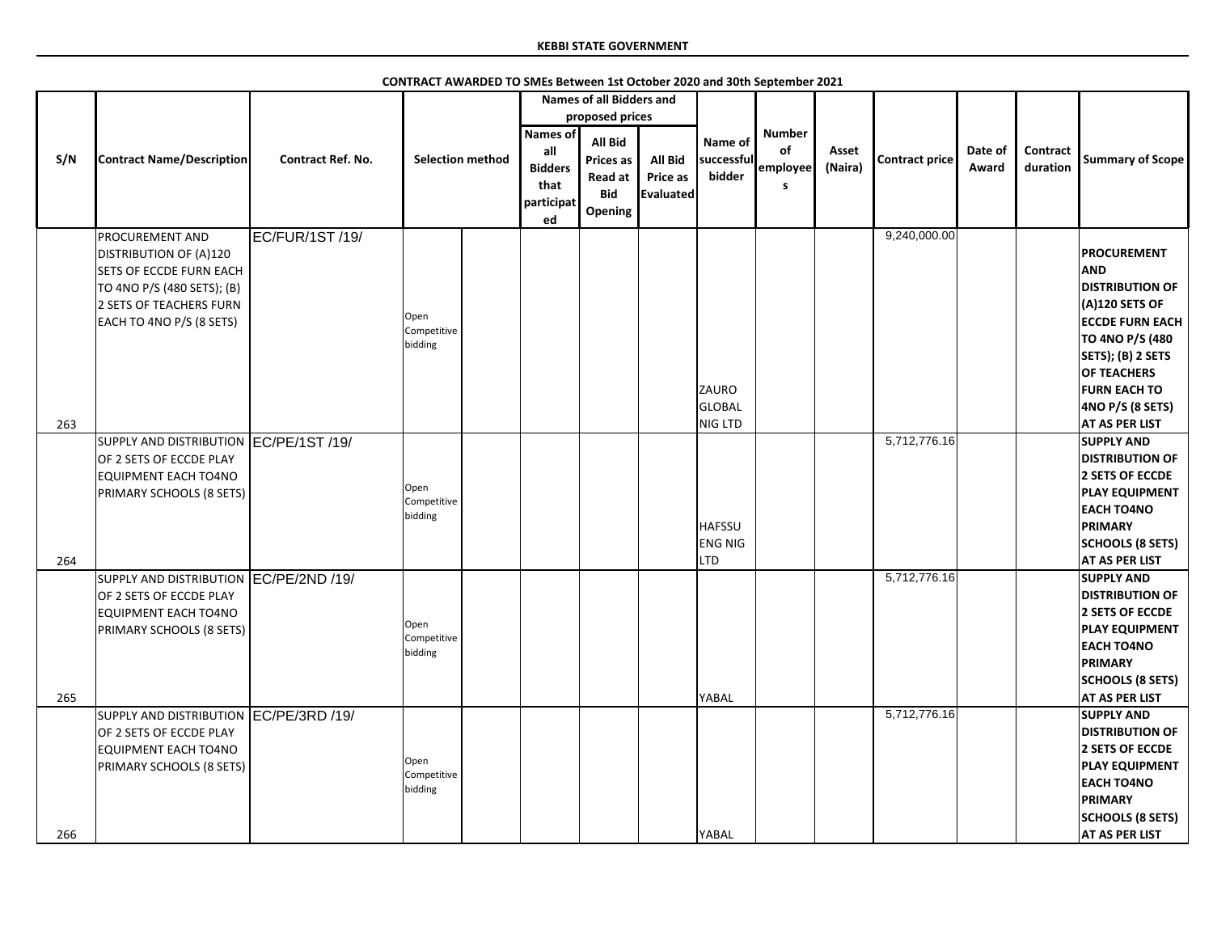KEBBI STATE GOVERNMENT

CONTRACT AWARDED TO SMEs Between 1st October 2020 and 30th September 2021

| S/N | Contract Name/Description | Contract Ref. No. | Selection method | | Names of all Bidders and proposed prices | | | Name of successful bidder | Number of employees | Asset (Naira) | Contract price | Date of Award | Contract duration | Summary of Scope |
|---|---|---|---|---|---|---|---|---|---|---|---|---|---|---|
| | | | | | Names of all Bidders that participated | All Bid Prices as Read at Bid Opening | All Bid Price as Evaluated | | | | | | | |
| 263 | PROCUREMENT AND DISTRIBUTION OF (A)120 SETS OF ECCDE FURN EACH TO 4NO P/S (480 SETS); (B) 2 SETS OF TEACHERS FURN EACH TO 4NO P/S (8 SETS) | EC/FUR/1ST /19/ | Open Competitive bidding | | | | | ZAURO GLOBAL NIG LTD | | | 9,240,000.00 | | | PROCUREMENT AND DISTRIBUTION OF (A)120 SETS OF ECCDE FURN EACH TO 4NO P/S (480 SETS); (B) 2 SETS OF TEACHERS FURN EACH TO 4NO P/S (8 SETS) AT AS PER LIST |
| 264 | SUPPLY AND DISTRIBUTION OF 2 SETS OF ECCDE PLAY EQUIPMENT EACH TO4NO PRIMARY SCHOOLS (8 SETS) | EC/PE/1ST /19/ | Open Competitive bidding | | | | | HAFSSU ENG NIG LTD | | | 5,712,776.16 | | | SUPPLY AND DISTRIBUTION OF 2 SETS OF ECCDE PLAY EQUIPMENT EACH TO4NO PRIMARY SCHOOLS (8 SETS) AT AS PER LIST |
| 265 | SUPPLY AND DISTRIBUTION OF 2 SETS OF ECCDE PLAY EQUIPMENT EACH TO4NO PRIMARY SCHOOLS (8 SETS) | EC/PE/2ND /19/ | Open Competitive bidding | | | | | YABAL | | | 5,712,776.16 | | | SUPPLY AND DISTRIBUTION OF 2 SETS OF ECCDE PLAY EQUIPMENT EACH TO4NO PRIMARY SCHOOLS (8 SETS) AT AS PER LIST |
| 266 | SUPPLY AND DISTRIBUTION OF 2 SETS OF ECCDE PLAY EQUIPMENT EACH TO4NO PRIMARY SCHOOLS (8 SETS) | EC/PE/3RD /19/ | Open Competitive bidding | | | | | YABAL | | | 5,712,776.16 | | | SUPPLY AND DISTRIBUTION OF 2 SETS OF ECCDE PLAY EQUIPMENT EACH TO4NO PRIMARY SCHOOLS (8 SETS) AT AS PER LIST |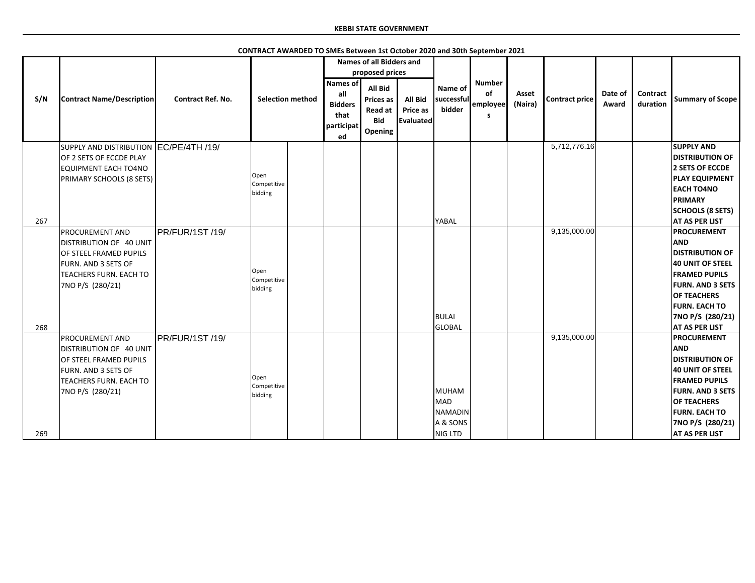**KEBBI STATE GOVERNMENT**

**CONTRACT AWARDED TO SMEs Between 1st October 2020 and 30th September 2021**

| S/N | Contract Name/Description | Contract Ref. No. | Selection method | | Names of all Bidders and proposed prices | | | Name of successful bidder | Number of employees | Asset (Naira) | Contract price | Date of Award | Contract duration | Summary of Scope |
|---|---|---|---|---|---|---|---|---|---|---|---|---|---|---|
| | | | | | Names of all Bidders that participated | All Bid Prices as Read at Bid Opening | All Bid Price as Evaluated | | | | | | | |
| 267 | SUPPLY AND DISTRIBUTION OF 2 SETS OF ECCDE PLAY EQUIPMENT EACH TO4NO PRIMARY SCHOOLS (8 SETS) | EC/PE/4TH /19/ | Open Competitive bidding | | | | | YABAL | | | 5,712,776.16 | | | SUPPLY AND DISTRIBUTION OF 2 SETS OF ECCDE PLAY EQUIPMENT EACH TO4NO PRIMARY SCHOOLS (8 SETS) AT AS PER LIST |
| 268 | PROCUREMENT AND DISTRIBUTION OF 40 UNIT OF STEEL FRAMED PUPILS FURN. AND 3 SETS OF TEACHERS FURN. EACH TO 7NO P/S (280/21) | PR/FUR/1ST /19/ | Open Competitive bidding | | | | | BULAI GLOBAL | | | 9,135,000.00 | | | PROCUREMENT AND DISTRIBUTION OF 40 UNIT OF STEEL FRAMED PUPILS FURN. AND 3 SETS OF TEACHERS FURN. EACH TO 7NO P/S (280/21) AT AS PER LIST |
| 269 | PROCUREMENT AND DISTRIBUTION OF 40 UNIT OF STEEL FRAMED PUPILS FURN. AND 3 SETS OF TEACHERS FURN. EACH TO 7NO P/S (280/21) | PR/FUR/1ST /19/ | Open Competitive bidding | | | | | MUHAMMAD NAMADINA & SONS NIG LTD | | | 9,135,000.00 | | | PROCUREMENT AND DISTRIBUTION OF 40 UNIT OF STEEL FRAMED PUPILS FURN. AND 3 SETS OF TEACHERS FURN. EACH TO 7NO P/S (280/21) AT AS PER LIST |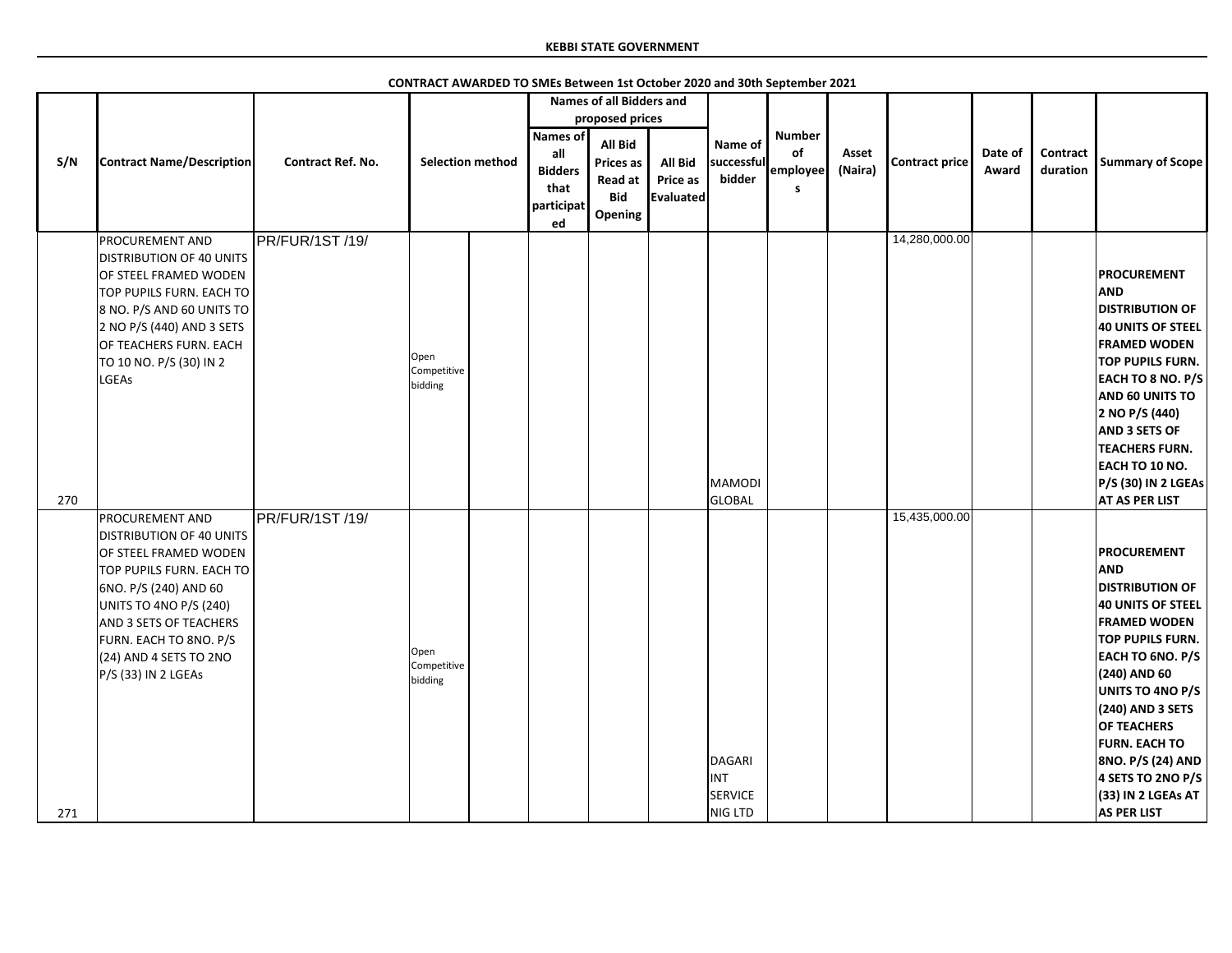**KEBBI STATE GOVERNMENT**

**CONTRACT AWARDED TO SMEs Between 1st October 2020 and 30th September 2021**

| S/N | Contract Name/Description | Contract Ref. No. | Selection method | | Names of all Bidders and proposed prices | | | Name of successful bidder | Number of employees | Asset (Naira) | Contract price | Date of Award | Contract duration | Summary of Scope |
|---|---|---|---|---|---|---|---|---|---|---|---|---|---|---|
| | | | | | Names of all Bidders that participated | All Bid Prices as Read at Bid Opening | All Bid Price as Evaluated | | | | | | | |
| 270 | PROCUREMENT AND DISTRIBUTION OF 40 UNITS OF STEEL FRAMED WODEN TOP PUPILS FURN. EACH TO 8 NO. P/S AND 60 UNITS TO 2 NO P/S (440) AND 3 SETS OF TEACHERS FURN. EACH TO 10 NO. P/S (30) IN 2 LGEAs | PR/FUR/1ST /19/ | Open Competitive bidding | | | | | MAMODI GLOBAL | | | 14,280,000.00 | | | **PROCUREMENT AND DISTRIBUTION OF 40 UNITS OF STEEL FRAMED WODEN TOP PUPILS FURN. EACH TO 8 NO. P/S AND 60 UNITS TO 2 NO P/S (440) AND 3 SETS OF TEACHERS FURN. EACH TO 10 NO. P/S (30) IN 2 LGEAs AT AS PER LIST** |
| 271 | PROCUREMENT AND DISTRIBUTION OF 40 UNITS OF STEEL FRAMED WODEN TOP PUPILS FURN. EACH TO 6NO. P/S (240) AND 60 UNITS TO 4NO P/S (240) AND 3 SETS OF TEACHERS FURN. EACH TO 8NO. P/S (24) AND 4 SETS TO 2NO P/S (33) IN 2 LGEAs | PR/FUR/1ST /19/ | Open Competitive bidding | | | | | DAGARI INT SERVICE NIG LTD | | | 15,435,000.00 | | | **PROCUREMENT AND DISTRIBUTION OF 40 UNITS OF STEEL FRAMED WODEN TOP PUPILS FURN. EACH TO 6NO. P/S (240) AND 60 UNITS TO 4NO P/S (240) AND 3 SETS OF TEACHERS FURN. EACH TO 8NO. P/S (24) AND 4 SETS TO 2NO P/S (33) IN 2 LGEAs AT AS PER LIST** |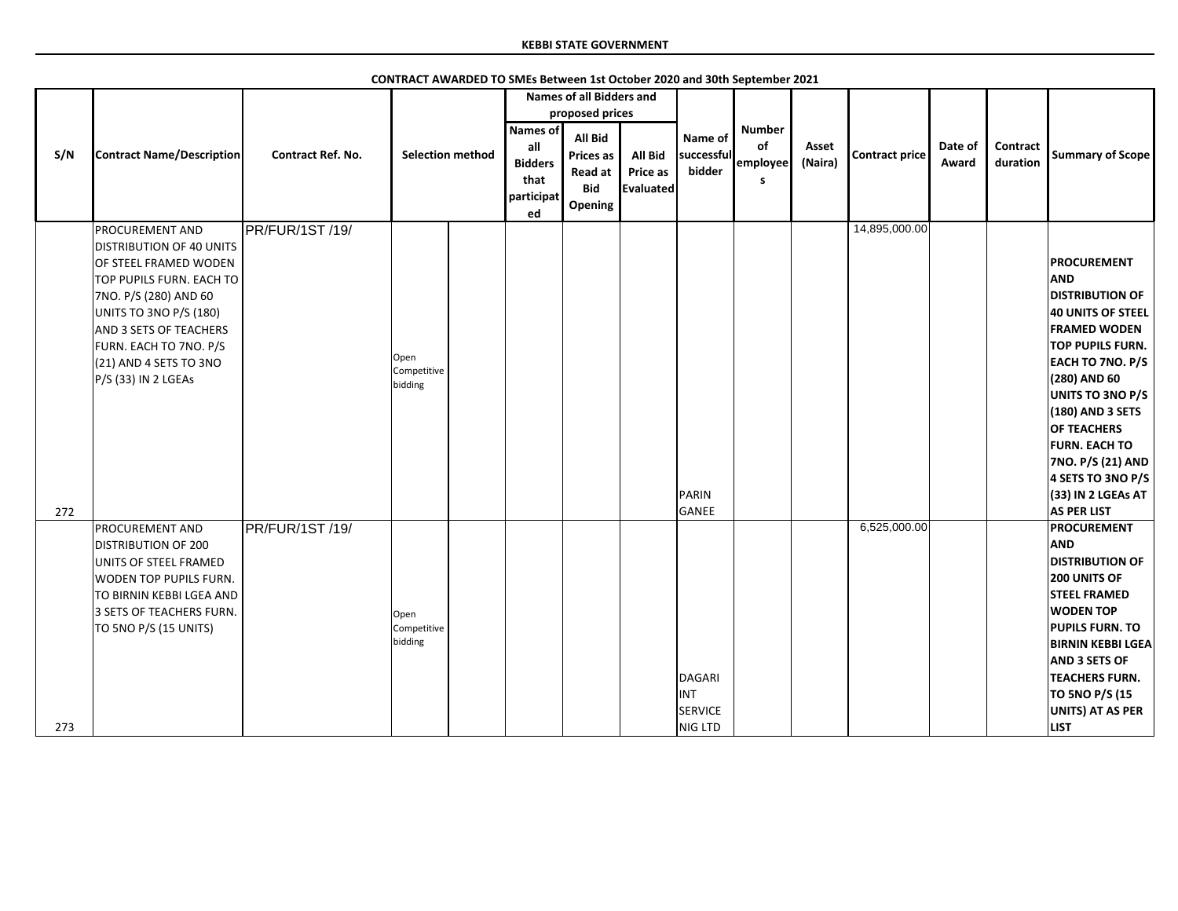**KEBBI STATE GOVERNMENT**

**CONTRACT AWARDED TO SMEs Between 1st October 2020 and 30th September 2021**

| S/N | Contract Name/Description | Contract Ref. No. | Selection method | | Names of all Bidders and proposed prices | | | Name of successful bidder | Number of employees | Asset (Naira) | Contract price | Date of Award | Contract duration | Summary of Scope |
|---|---|---|---|---|---|---|---|---|---|---|---|---|---|---|
| | | | | | Names of all Bidders that participated | All Bid Prices as Read at Bid Opening | All Bid Price as Evaluated | | | | | | | |
| 272 | PROCUREMENT AND DISTRIBUTION OF 40 UNITS OF STEEL FRAMED WODEN TOP PUPILS FURN. EACH TO 7NO. P/S (280) AND 60 UNITS TO 3NO P/S (180) AND 3 SETS OF TEACHERS FURN. EACH TO 7NO. P/S (21) AND 4 SETS TO 3NO P/S (33) IN 2 LGEAs | PR/FUR/1ST /19/ | Open Competitive bidding | | | | | PARIN GANEE | | | 14,895,000.00 | | | **PROCUREMENT AND DISTRIBUTION OF 40 UNITS OF STEEL FRAMED WODEN TOP PUPILS FURN. EACH TO 7NO. P/S (280) AND 60 UNITS TO 3NO P/S (180) AND 3 SETS OF TEACHERS FURN. EACH TO 7NO. P/S (21) AND 4 SETS TO 3NO P/S (33) IN 2 LGEAs AT AS PER LIST** |
| 273 | PROCUREMENT AND DISTRIBUTION OF 200 UNITS OF STEEL FRAMED WODEN TOP PUPILS FURN. TO BIRNIN KEBBI LGEA AND 3 SETS OF TEACHERS FURN. TO 5NO P/S (15 UNITS) | PR/FUR/1ST /19/ | Open Competitive bidding | | | | | DAGARI INT SERVICE NIG LTD | | | 6,525,000.00 | | | **PROCUREMENT AND DISTRIBUTION OF 200 UNITS OF STEEL FRAMED WODEN TOP PUPILS FURN. TO BIRNIN KEBBI LGEA AND 3 SETS OF TEACHERS FURN. TO 5NO P/S (15 UNITS) AT AS PER LIST** |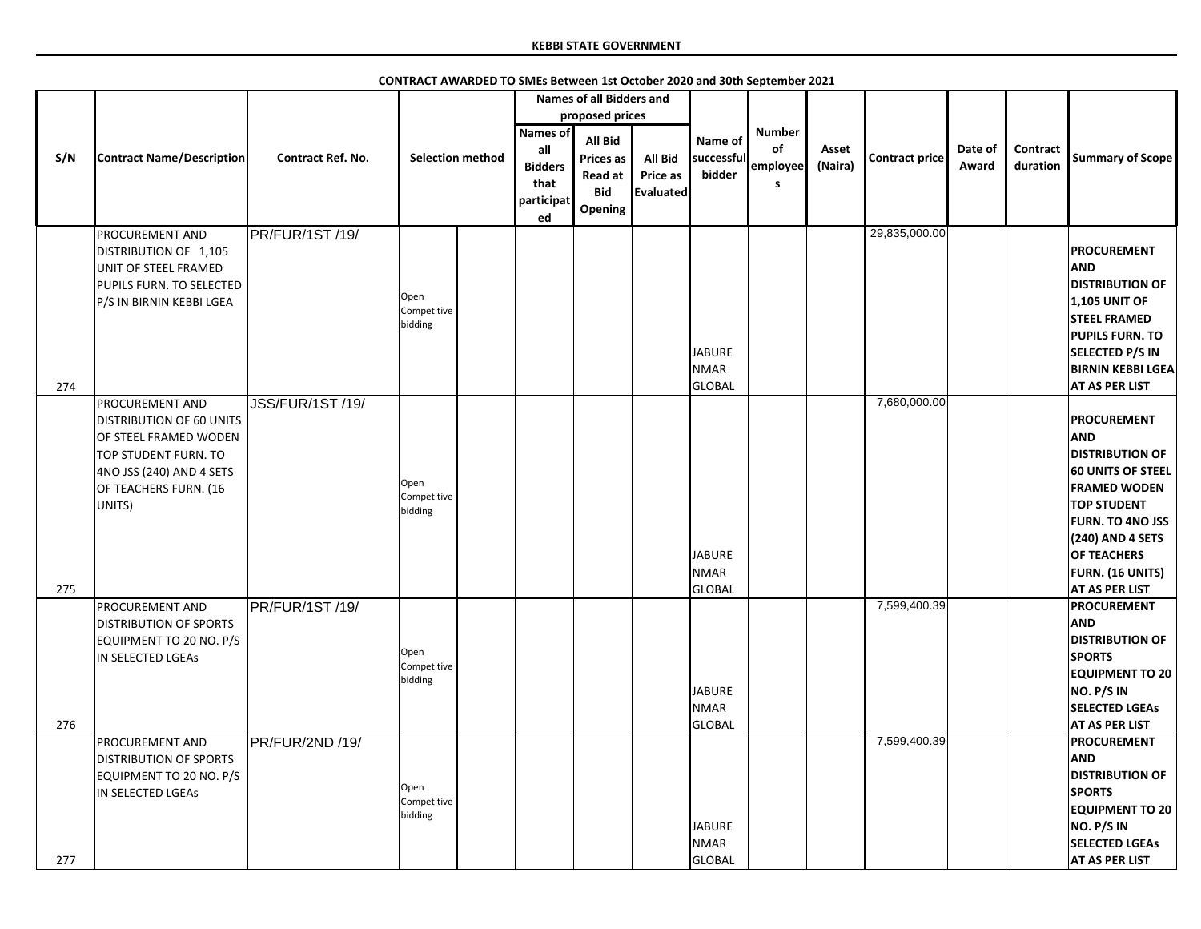**KEBBI STATE GOVERNMENT**

**CONTRACT AWARDED TO SMEs Between 1st October 2020 and 30th September 2021**

| S/N | Contract Name/Description | Contract Ref. No. | Selection method | | Names of all Bidders and proposed prices | | | Name of successful bidder | Number of employees | Asset (Naira) | Contract price | Date of Award | Contract duration | Summary of Scope |
|---|---|---|---|---|---|---|---|---|---|---|---|---|---|---|
| | | | | | Names of all Bidders that participated | All Bid Prices as Read at Bid Opening | All Bid Price as Evaluated | | | | | | | |
| 274 | PROCUREMENT AND DISTRIBUTION OF 1,105 UNIT OF STEEL FRAMED PUPILS FURN. TO SELECTED P/S IN BIRNIN KEBBI LGEA | PR/FUR/1ST /19/ | Open Competitive bidding | | | | | JABURE NMAR GLOBAL | | | 29,835,000.00 | | | **PROCUREMENT AND DISTRIBUTION OF 1,105 UNIT OF STEEL FRAMED PUPILS FURN. TO SELECTED P/S IN BIRNIN KEBBI LGEA AT AS PER LIST** |
| 275 | PROCUREMENT AND DISTRIBUTION OF 60 UNITS OF STEEL FRAMED WODEN TOP STUDENT FURN. TO 4NO JSS (240) AND 4 SETS OF TEACHERS FURN. (16 UNITS) | JSS/FUR/1ST /19/ | Open Competitive bidding | | | | | JABURE NMAR GLOBAL | | | 7,680,000.00 | | | **PROCUREMENT AND DISTRIBUTION OF 60 UNITS OF STEEL FRAMED WODEN TOP STUDENT FURN. TO 4NO JSS (240) AND 4 SETS OF TEACHERS FURN. (16 UNITS) AT AS PER LIST** |
| 276 | PROCUREMENT AND DISTRIBUTION OF SPORTS EQUIPMENT TO 20 NO. P/S IN SELECTED LGEAs | PR/FUR/1ST /19/ | Open Competitive bidding | | | | | JABURE NMAR GLOBAL | | | 7,599,400.39 | | | **PROCUREMENT AND DISTRIBUTION OF SPORTS EQUIPMENT TO 20 NO. P/S IN SELECTED LGEAs AT AS PER LIST** |
| 277 | PROCUREMENT AND DISTRIBUTION OF SPORTS EQUIPMENT TO 20 NO. P/S IN SELECTED LGEAs | PR/FUR/2ND /19/ | Open Competitive bidding | | | | | JABURE NMAR GLOBAL | | | 7,599,400.39 | | | **PROCUREMENT AND DISTRIBUTION OF SPORTS EQUIPMENT TO 20 NO. P/S IN SELECTED LGEAs AT AS PER LIST** |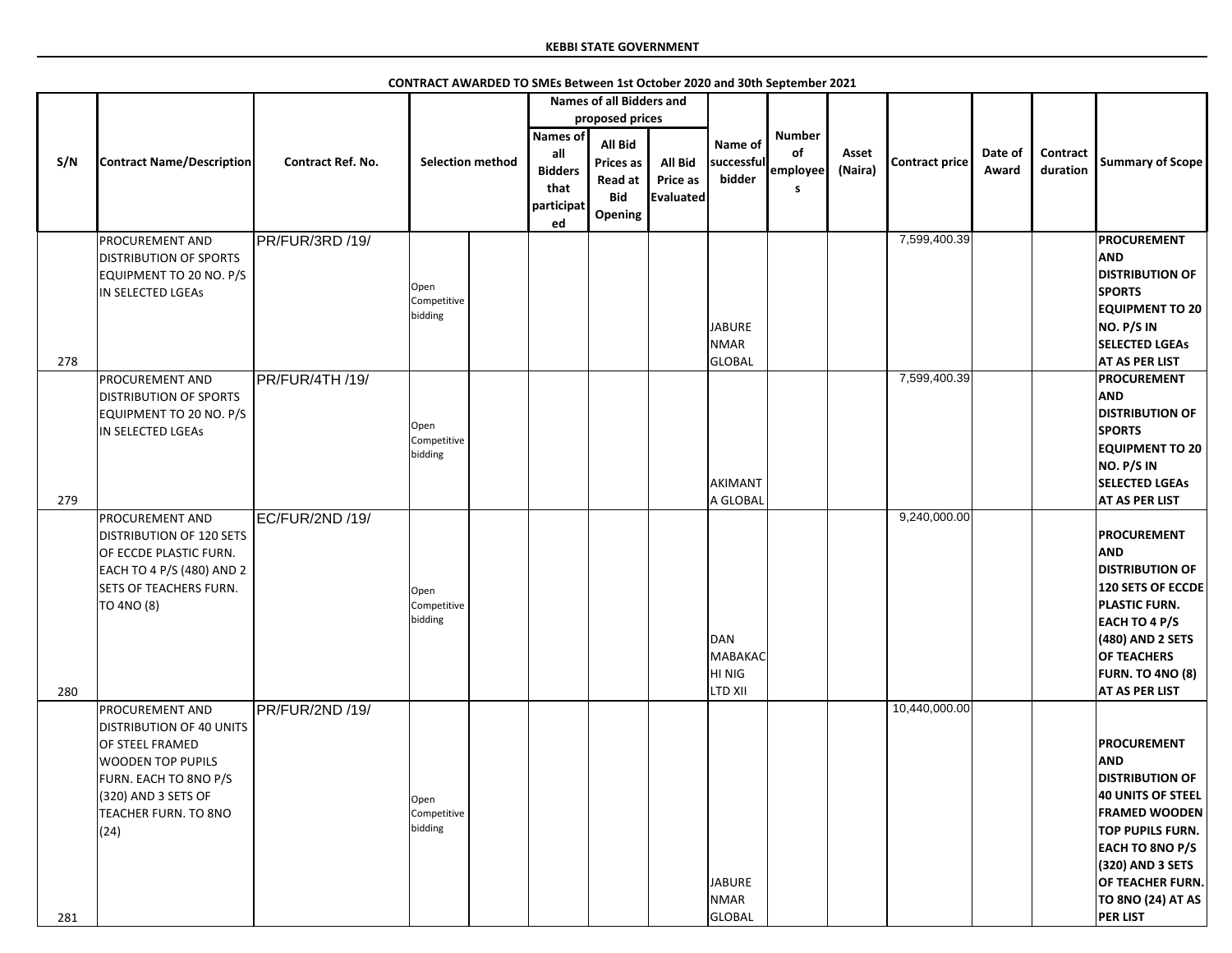**KEBBI STATE GOVERNMENT**

**CONTRACT AWARDED TO SMEs Between 1st October 2020 and 30th September 2021**

| S/N | Contract Name/Description | Contract Ref. No. | Selection method | | Names of all Bidders and proposed prices | | | Name of successful bidder | Number of employees | Asset (Naira) | Contract price | Date of Award | Contract duration | Summary of Scope |
|---|---|---|---|---|---|---|---|---|---|---|---|---|---|---|
| | | | | | Names of all Bidders that participated | All Bid Prices as Read at Bid Opening | All Bid Price as Evaluated | | | | | | | |
| 278 | PROCUREMENT AND DISTRIBUTION OF SPORTS EQUIPMENT TO 20 NO. P/S IN SELECTED LGEAs | PR/FUR/3RD /19/ | Open Competitive bidding | | | | | JABURE NMAR GLOBAL | | | 7,599,400.39 | | | **PROCUREMENT AND DISTRIBUTION OF SPORTS EQUIPMENT TO 20 NO. P/S IN SELECTED LGEAs AT AS PER LIST** |
| 279 | PROCUREMENT AND DISTRIBUTION OF SPORTS EQUIPMENT TO 20 NO. P/S IN SELECTED LGEAs | PR/FUR/4TH /19/ | Open Competitive bidding | | | | | AKIMANTA GLOBAL | | | 7,599,400.39 | | | **PROCUREMENT AND DISTRIBUTION OF SPORTS EQUIPMENT TO 20 NO. P/S IN SELECTED LGEAs AT AS PER LIST** |
| 280 | PROCUREMENT AND DISTRIBUTION OF 120 SETS OF ECCDE PLASTIC FURN. EACH TO 4 P/S (480) AND 2 SETS OF TEACHERS FURN. TO 4NO (8) | EC/FUR/2ND /19/ | Open Competitive bidding | | | | | DAN MABAKACHI NIG LTD XII | | | 9,240,000.00 | | | **PROCUREMENT AND DISTRIBUTION OF 120 SETS OF ECCDE PLASTIC FURN. EACH TO 4 P/S (480) AND 2 SETS OF TEACHERS FURN. TO 4NO (8) AT AS PER LIST** |
| 281 | PROCUREMENT AND DISTRIBUTION OF 40 UNITS OF STEEL FRAMED WOODEN TOP PUPILS FURN. EACH TO 8NO P/S (320) AND 3 SETS OF TEACHER FURN. TO 8NO (24) | PR/FUR/2ND /19/ | Open Competitive bidding | | | | | JABURE NMAR GLOBAL | | | 10,440,000.00 | | | **PROCUREMENT AND DISTRIBUTION OF 40 UNITS OF STEEL FRAMED WOODEN TOP PUPILS FURN. EACH TO 8NO P/S (320) AND 3 SETS OF TEACHER FURN. TO 8NO (24) AT AS PER LIST** |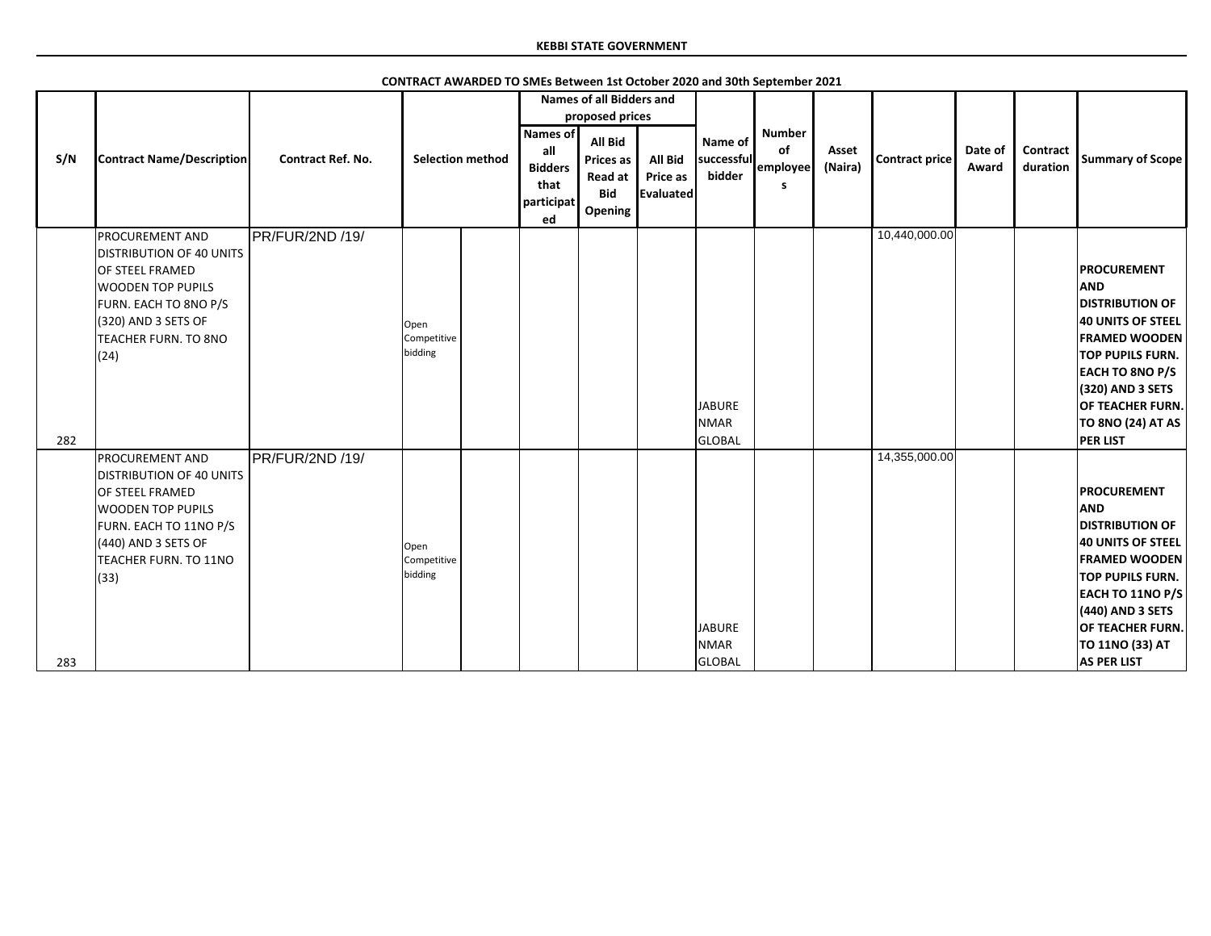**KEBBI STATE GOVERNMENT**

**CONTRACT AWARDED TO SMEs Between 1st October 2020 and 30th September 2021**

| S/N | Contract Name/Description | Contract Ref. No. | Selection method | | Names of all Bidders and proposed prices | | | Name of successful bidder | Number of employees | Asset (Naira) | Contract price | Date of Award | Contract duration | Summary of Scope |
|---|---|---|---|---|---|---|---|---|---|---|---|---|---|---|
| | | | | | Names of all Bidders that participated | All Bid Prices as Read at Bid Opening | All Bid Price as Evaluated | | | | | | | |
| 282 | PROCUREMENT AND DISTRIBUTION OF 40 UNITS OF STEEL FRAMED WOODEN TOP PUPILS FURN. EACH TO 8NO P/S (320) AND 3 SETS OF TEACHER FURN. TO 8NO (24) | PR/FUR/2ND /19/ | Open Competitive bidding | | | | | JABURE NMAR GLOBAL | | | 10,440,000.00 | | | **PROCUREMENT AND DISTRIBUTION OF 40 UNITS OF STEEL FRAMED WOODEN TOP PUPILS FURN. EACH TO 8NO P/S (320) AND 3 SETS OF TEACHER FURN. TO 8NO (24) AT AS PER LIST** |
| 283 | PROCUREMENT AND DISTRIBUTION OF 40 UNITS OF STEEL FRAMED WOODEN TOP PUPILS FURN. EACH TO 11NO P/S (440) AND 3 SETS OF TEACHER FURN. TO 11NO (33) | PR/FUR/2ND /19/ | Open Competitive bidding | | | | | JABURE NMAR GLOBAL | | | 14,355,000.00 | | | **PROCUREMENT AND DISTRIBUTION OF 40 UNITS OF STEEL FRAMED WOODEN TOP PUPILS FURN. EACH TO 11NO P/S (440) AND 3 SETS OF TEACHER FURN. TO 11NO (33) AT AS PER LIST** |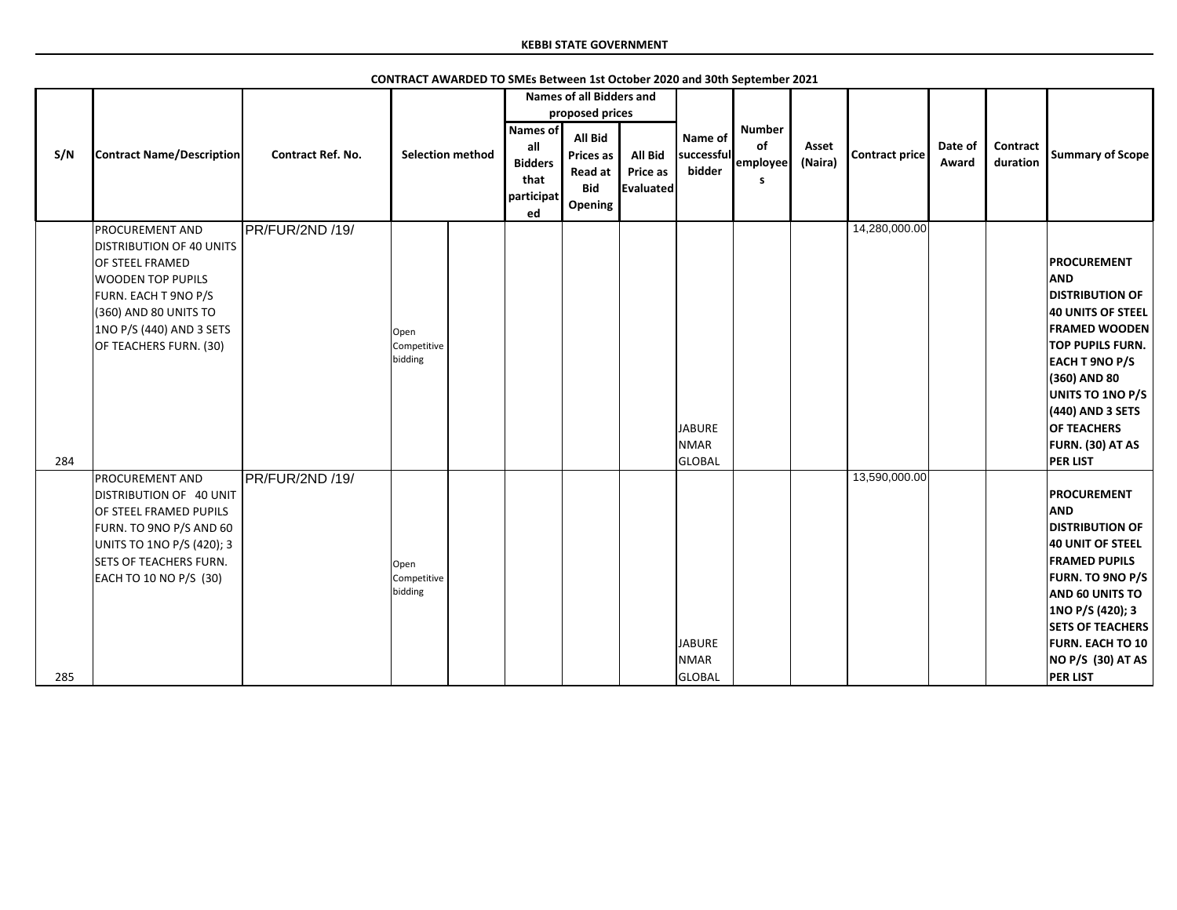**KEBBI STATE GOVERNMENT**

**CONTRACT AWARDED TO SMEs Between 1st October 2020 and 30th September 2021**

| S/N | Contract Name/Description | Contract Ref. No. | Selection method | | Names of all Bidders and proposed prices | | | Name of successful bidder | Number of employees | Asset (Naira) | Contract price | Date of Award | Contract duration | Summary of Scope |
|---|---|---|---|---|---|---|---|---|---|---|---|---|---|---|
| | | | | | Names of all Bidders that participated | All Bid Prices as Read at Bid Opening | All Bid Price as Evaluated | | | | | | | |
| 284 | PROCUREMENT AND DISTRIBUTION OF 40 UNITS OF STEEL FRAMED WOODEN TOP PUPILS FURN. EACH T 9NO P/S (360) AND 80 UNITS TO 1NO P/S (440) AND 3 SETS OF TEACHERS FURN. (30) | PR/FUR/2ND /19/ | Open Competitive bidding | | | | | JABURE NMAR GLOBAL | | | 14,280,000.00 | | | PROCUREMENT AND DISTRIBUTION OF 40 UNITS OF STEEL FRAMED WOODEN TOP PUPILS FURN. EACH T 9NO P/S (360) AND 80 UNITS TO 1NO P/S (440) AND 3 SETS OF TEACHERS FURN. (30) AT AS PER LIST |
| 285 | PROCUREMENT AND DISTRIBUTION OF 40 UNIT OF STEEL FRAMED PUPILS FURN. TO 9NO P/S AND 60 UNITS TO 1NO P/S (420); 3 SETS OF TEACHERS FURN. EACH TO 10 NO P/S (30) | PR/FUR/2ND /19/ | Open Competitive bidding | | | | | JABURE NMAR GLOBAL | | | 13,590,000.00 | | | PROCUREMENT AND DISTRIBUTION OF 40 UNIT OF STEEL FRAMED PUPILS FURN. TO 9NO P/S AND 60 UNITS TO 1NO P/S (420); 3 SETS OF TEACHERS FURN. EACH TO 10 NO P/S (30) AT AS PER LIST |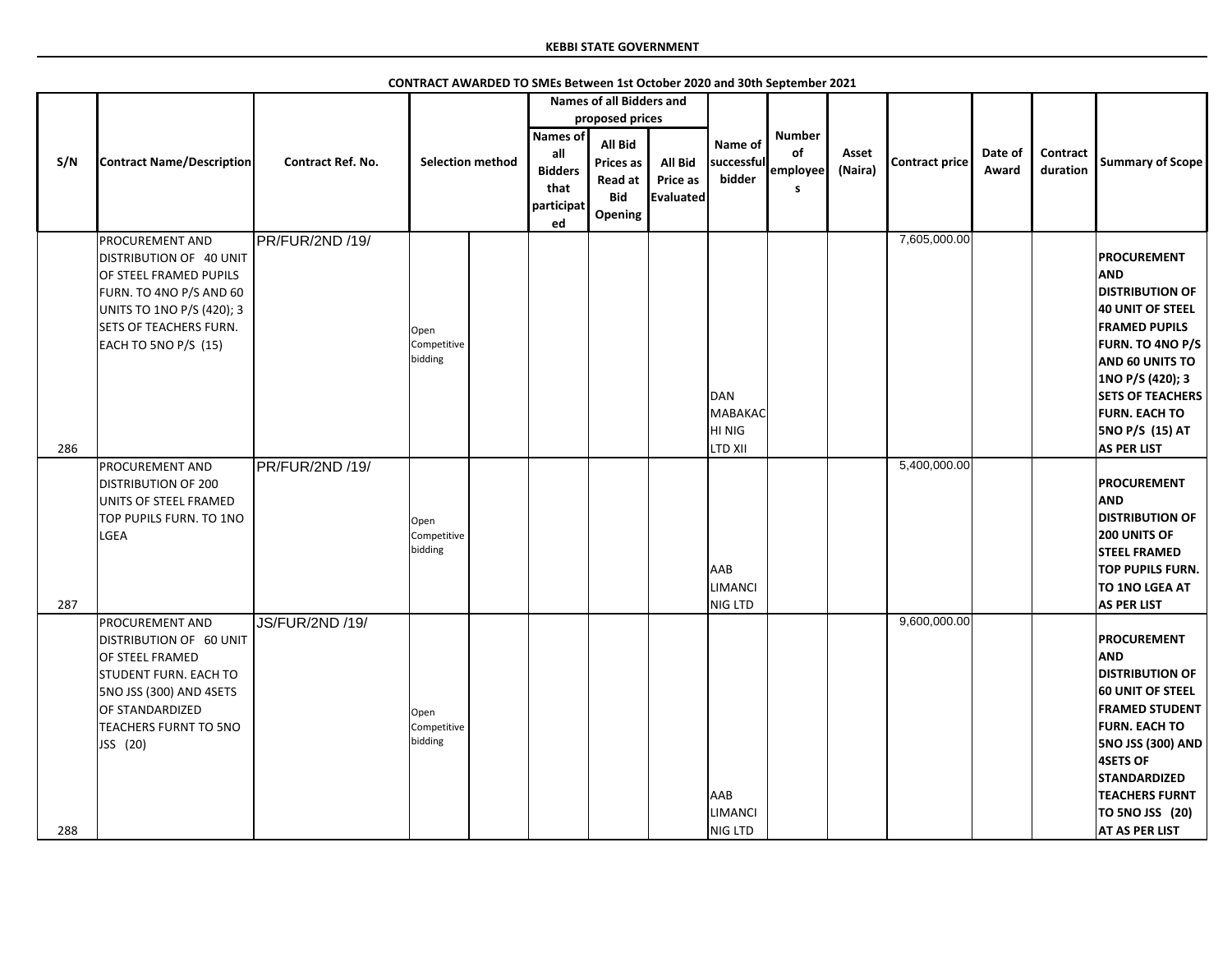**KEBBI STATE GOVERNMENT**

**CONTRACT AWARDED TO SMEs Between 1st October 2020 and 30th September 2021**

| S/N | Contract Name/Description | Contract Ref. No. | Selection method | | Names of all Bidders and proposed prices | | | Name of successful bidder | Number of employees | Asset (Naira) | Contract price | Date of Award | Contract duration | Summary of Scope |
|---|---|---|---|---|---|---|---|---|---|---|---|---|---|---|
| | | | | | Names of all Bidders that participated | All Bid Prices as Read at Bid Opening | All Bid Price as Evaluated | | | | | | | |
| 286 | PROCUREMENT AND DISTRIBUTION OF 40 UNIT OF STEEL FRAMED PUPILS FURN. TO 4NO P/S AND 60 UNITS TO 1NO P/S (420); 3 SETS OF TEACHERS FURN. EACH TO 5NO P/S (15) | PR/FUR/2ND /19/ | Open Competitive bidding | | | | | DAN MABAKACHI NIG LTD XII | | | 7,605,000.00 | | | **PROCUREMENT AND DISTRIBUTION OF 40 UNIT OF STEEL FRAMED PUPILS FURN. TO 4NO P/S AND 60 UNITS TO 1NO P/S (420); 3 SETS OF TEACHERS FURN. EACH TO 5NO P/S (15) AT AS PER LIST** |
| 287 | PROCUREMENT AND DISTRIBUTION OF 200 UNITS OF STEEL FRAMED TOP PUPILS FURN. TO 1NO LGEA | PR/FUR/2ND /19/ | Open Competitive bidding | | | | | AAB LIMANCI NIG LTD | | | 5,400,000.00 | | | **PROCUREMENT AND DISTRIBUTION OF 200 UNITS OF STEEL FRAMED TOP PUPILS FURN. TO 1NO LGEA AT AS PER LIST** |
| 288 | PROCUREMENT AND DISTRIBUTION OF 60 UNIT OF STEEL FRAMED STUDENT FURN. EACH TO 5NO JSS (300) AND 4SETS OF STANDARDIZED TEACHERS FURNT TO 5NO JSS (20) | JS/FUR/2ND /19/ | Open Competitive bidding | | | | | AAB LIMANCI NIG LTD | | | 9,600,000.00 | | | **PROCUREMENT AND DISTRIBUTION OF 60 UNIT OF STEEL FRAMED STUDENT FURN. EACH TO 5NO JSS (300) AND 4SETS OF STANDARDIZED TEACHERS FURNT TO 5NO JSS (20) AT AS PER LIST** |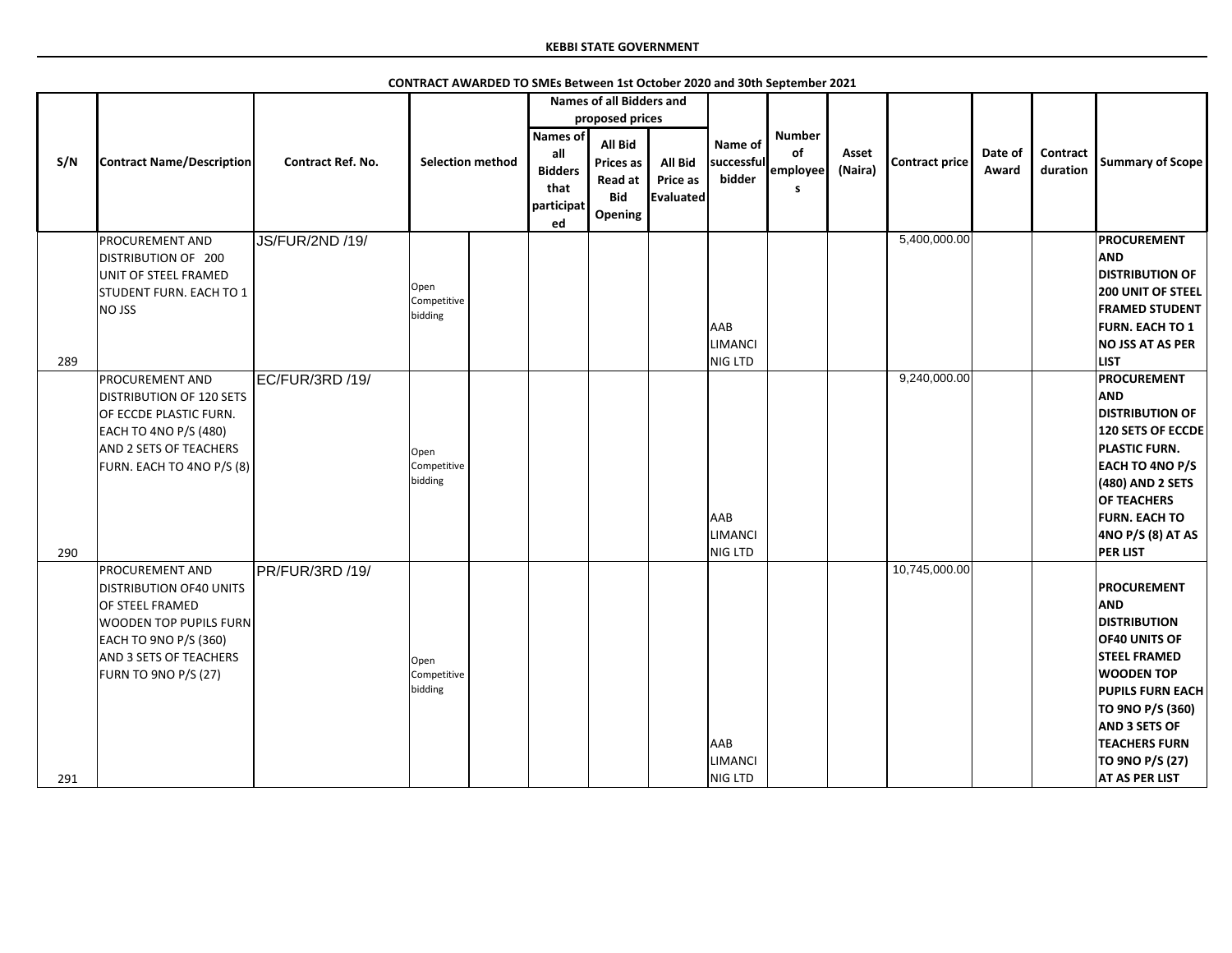**KEBBI STATE GOVERNMENT**

**CONTRACT AWARDED TO SMEs Between 1st October 2020 and 30th September 2021**

| S/N | Contract Name/Description | Contract Ref. No. | Selection method | | Names of all Bidders and proposed prices | | | Name of successful bidder | Number of employees | Asset (Naira) | Contract price | Date of Award | Contract duration | Summary of Scope |
|---|---|---|---|---|---|---|---|---|---|---|---|---|---|---|
| | | | | | Names of all Bidders that participated | All Bid Prices as Read at Bid Opening | All Bid Price as Evaluated | | | | | | | |
| 289 | PROCUREMENT AND DISTRIBUTION OF 200 UNIT OF STEEL FRAMED STUDENT FURN. EACH TO 1 NO JSS | JS/FUR/2ND /19/ | Open Competitive bidding | | | | | AAB LIMANCI NIG LTD | | | 5,400,000.00 | | | PROCUREMENT AND DISTRIBUTION OF 200 UNIT OF STEEL FRAMED STUDENT FURN. EACH TO 1 NO JSS AT AS PER LIST |
| 290 | PROCUREMENT AND DISTRIBUTION OF 120 SETS OF ECCDE PLASTIC FURN. EACH TO 4NO P/S (480) AND 2 SETS OF TEACHERS FURN. EACH TO 4NO P/S (8) | EC/FUR/3RD /19/ | Open Competitive bidding | | | | | AAB LIMANCI NIG LTD | | | 9,240,000.00 | | | PROCUREMENT AND DISTRIBUTION OF 120 SETS OF ECCDE PLASTIC FURN. EACH TO 4NO P/S (480) AND 2 SETS OF TEACHERS FURN. EACH TO 4NO P/S (8) AT AS PER LIST |
| 291 | PROCUREMENT AND DISTRIBUTION OF40 UNITS OF STEEL FRAMED WOODEN TOP PUPILS FURN EACH TO 9NO P/S (360) AND 3 SETS OF TEACHERS FURN TO 9NO P/S (27) | PR/FUR/3RD /19/ | Open Competitive bidding | | | | | AAB LIMANCI NIG LTD | | | 10,745,000.00 | | | PROCUREMENT AND DISTRIBUTION OF40 UNITS OF STEEL FRAMED WOODEN TOP PUPILS FURN EACH TO 9NO P/S (360) AND 3 SETS OF TEACHERS FURN TO 9NO P/S (27) AT AS PER LIST |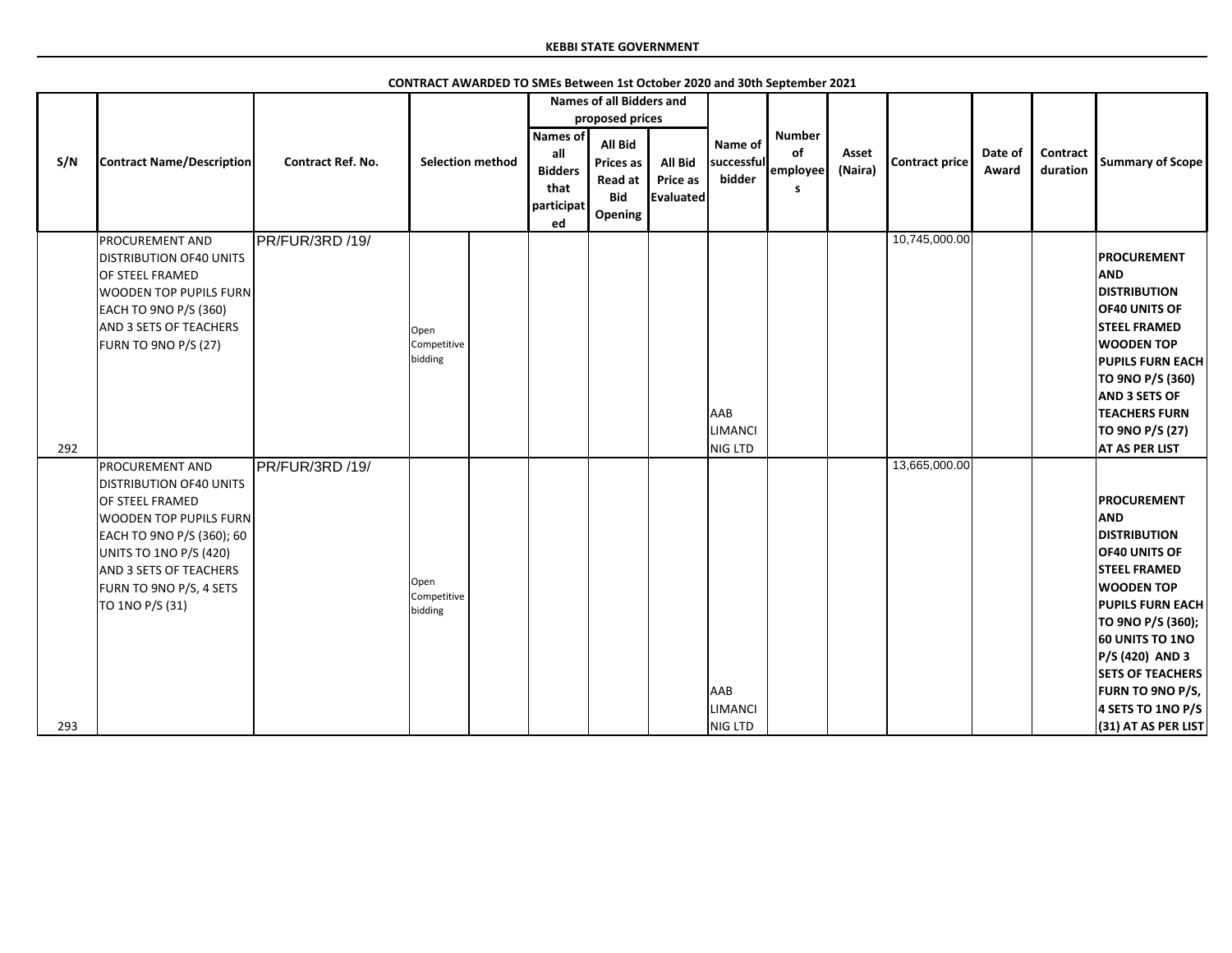**KEBBI STATE GOVERNMENT**

**CONTRACT AWARDED TO SMEs Between 1st October 2020 and 30th September 2021**

| S/N | Contract Name/Description | Contract Ref. No. | Selection method | | Names of all Bidders and proposed prices | | | Name of successful bidder | Number of employees | Asset (Naira) | Contract price | Date of Award | Contract duration | Summary of Scope |
|---|---|---|---|---|---|---|---|---|---|---|---|---|---|---|
| | | | | | Names of all Bidders that participated | All Bid Prices as Read at Bid Opening | All Bid Price as Evaluated | | | | | | | |
| 292 | PROCUREMENT AND DISTRIBUTION OF40 UNITS OF STEEL FRAMED WOODEN TOP PUPILS FURN EACH TO 9NO P/S (360) AND 3 SETS OF TEACHERS FURN TO 9NO P/S (27) | PR/FUR/3RD /19/ | Open Competitive bidding | | | | | AAB LIMANCI NIG LTD | | | 10,745,000.00 | | | **PROCUREMENT AND DISTRIBUTION OF40 UNITS OF STEEL FRAMED WOODEN TOP PUPILS FURN EACH TO 9NO P/S (360) AND 3 SETS OF TEACHERS FURN TO 9NO P/S (27) AT AS PER LIST** |
| 293 | PROCUREMENT AND DISTRIBUTION OF40 UNITS OF STEEL FRAMED WOODEN TOP PUPILS FURN EACH TO 9NO P/S (360); 60 UNITS TO 1NO P/S (420) AND 3 SETS OF TEACHERS FURN TO 9NO P/S, 4 SETS TO 1NO P/S (31) | PR/FUR/3RD /19/ | Open Competitive bidding | | | | | AAB LIMANCI NIG LTD | | | 13,665,000.00 | | | **PROCUREMENT AND DISTRIBUTION OF40 UNITS OF STEEL FRAMED WOODEN TOP PUPILS FURN EACH TO 9NO P/S (360); 60 UNITS TO 1NO P/S (420) AND 3 SETS OF TEACHERS FURN TO 9NO P/S, 4 SETS TO 1NO P/S (31) AT AS PER LIST** |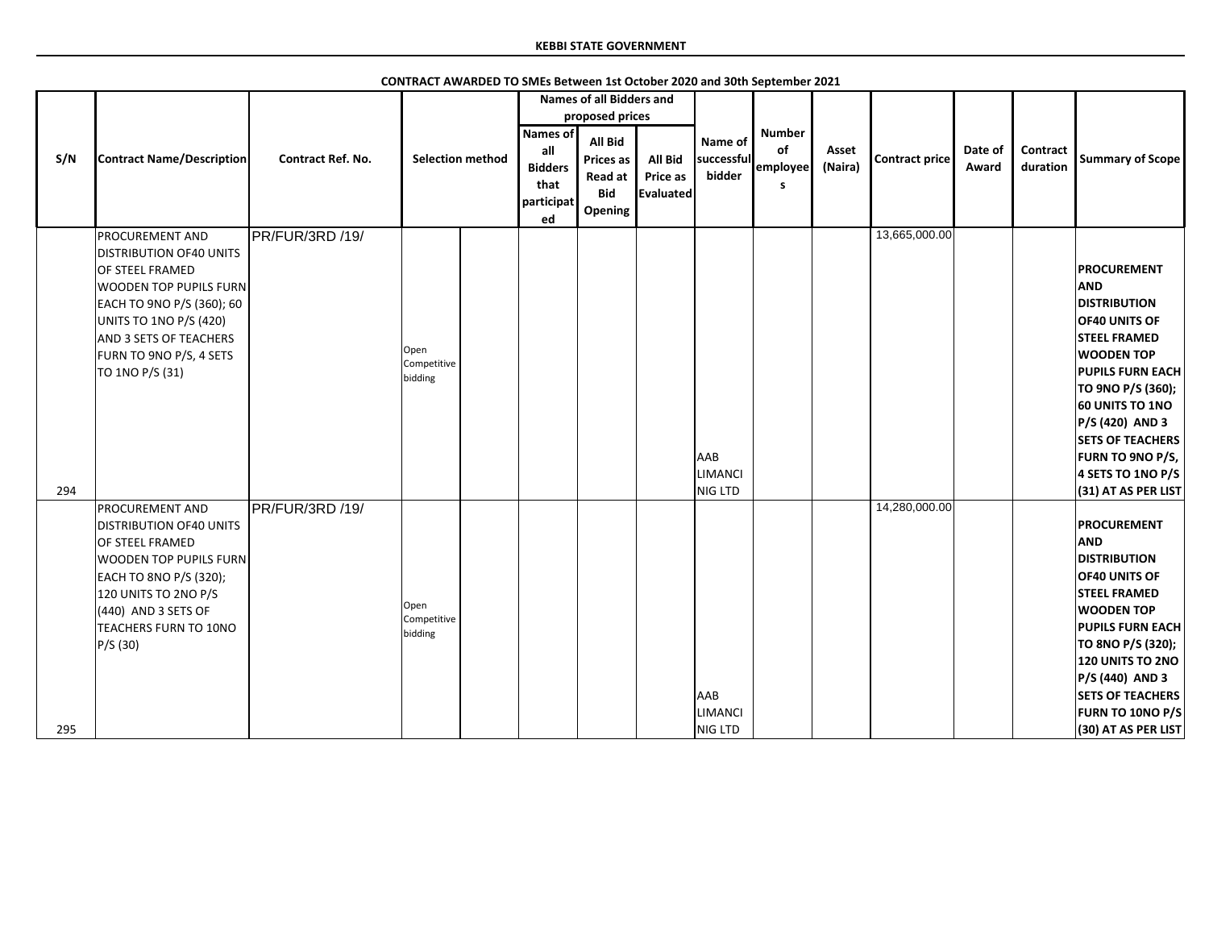**KEBBI STATE GOVERNMENT**

**CONTRACT AWARDED TO SMEs Between 1st October 2020 and 30th September 2021**

| S/N | Contract Name/Description | Contract Ref. No. | Selection method | | Names of all Bidders and proposed prices | | | Name of successful bidder | Number of employees | Asset (Naira) | Contract price | Date of Award | Contract duration | Summary of Scope |
|---|---|---|---|---|---|---|---|---|---|---|---|---|---|---|
| | | | | | Names of all Bidders that participated | All Bid Prices as Read at Bid Opening | All Bid Price as Evaluated | | | | | | | |
| 294 | PROCUREMENT AND DISTRIBUTION OF40 UNITS OF STEEL FRAMED WOODEN TOP PUPILS FURN EACH TO 9NO P/S (360); 60 UNITS TO 1NO P/S (420) AND 3 SETS OF TEACHERS FURN TO 9NO P/S, 4 SETS TO 1NO P/S (31) | PR/FUR/3RD /19/ | Open Competitive bidding | | | | | AAB LIMANCI NIG LTD | | | 13,665,000.00 | | | PROCUREMENT AND DISTRIBUTION OF40 UNITS OF STEEL FRAMED WOODEN TOP PUPILS FURN EACH TO 9NO P/S (360); 60 UNITS TO 1NO P/S (420) AND 3 SETS OF TEACHERS FURN TO 9NO P/S, 4 SETS TO 1NO P/S (31) AT AS PER LIST |
| 295 | PROCUREMENT AND DISTRIBUTION OF40 UNITS OF STEEL FRAMED WOODEN TOP PUPILS FURN EACH TO 8NO P/S (320); 120 UNITS TO 2NO P/S (440) AND 3 SETS OF TEACHERS FURN TO 10NO P/S (30) | PR/FUR/3RD /19/ | Open Competitive bidding | | | | | AAB LIMANCI NIG LTD | | | 14,280,000.00 | | | PROCUREMENT AND DISTRIBUTION OF40 UNITS OF STEEL FRAMED WOODEN TOP PUPILS FURN EACH TO 8NO P/S (320); 120 UNITS TO 2NO P/S (440) AND 3 SETS OF TEACHERS FURN TO 10NO P/S (30) AT AS PER LIST |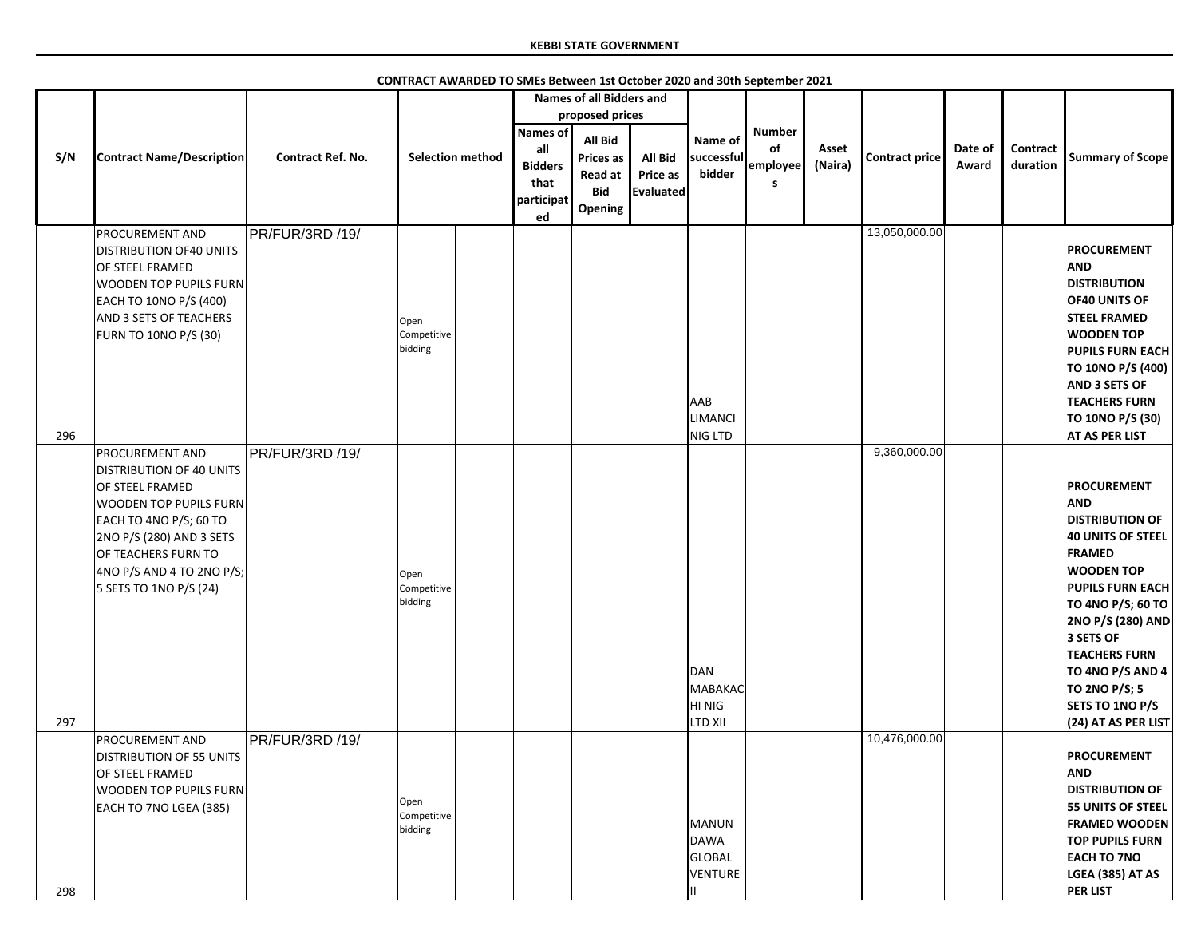**KEBBI STATE GOVERNMENT**

**CONTRACT AWARDED TO SMEs Between 1st October 2020 and 30th September 2021**

| S/N | Contract Name/Description | Contract Ref. No. | Selection method | | Names of all Bidders and proposed prices | | | Name of successful bidder | Number of employees | Asset (Naira) | Contract price | Date of Award | Contract duration | Summary of Scope |
|---|---|---|---|---|---|---|---|---|---|---|---|---|---|---|
| | | | | | Names of all Bidders that participated | All Bid Prices as Read at Bid Opening | All Bid Price as Evaluated | | | | | | | |
| 296 | PROCUREMENT AND DISTRIBUTION OF40 UNITS OF STEEL FRAMED WOODEN TOP PUPILS FURN EACH TO 10NO P/S (400) AND 3 SETS OF TEACHERS FURN TO 10NO P/S (30) | PR/FUR/3RD /19/ | Open Competitive bidding | | | | | AAB LIMANCI NIG LTD | | | 13,050,000.00 | | | **PROCUREMENT AND DISTRIBUTION OF40 UNITS OF STEEL FRAMED WOODEN TOP PUPILS FURN EACH TO 10NO P/S (400) AND 3 SETS OF TEACHERS FURN TO 10NO P/S (30) AT AS PER LIST** |
| 297 | PROCUREMENT AND DISTRIBUTION OF 40 UNITS OF STEEL FRAMED WOODEN TOP PUPILS FURN EACH TO 4NO P/S; 60 TO 2NO P/S (280) AND 3 SETS OF TEACHERS FURN TO 4NO P/S AND 4 TO 2NO P/S; 5 SETS TO 1NO P/S (24) | PR/FUR/3RD /19/ | Open Competitive bidding | | | | | DAN MABAKACHI NIG LTD XII | | | 9,360,000.00 | | | **PROCUREMENT AND DISTRIBUTION OF 40 UNITS OF STEEL FRAMED WOODEN TOP PUPILS FURN EACH TO 4NO P/S; 60 TO 2NO P/S (280) AND 3 SETS OF TEACHERS FURN TO 4NO P/S AND 4 TO 2NO P/S; 5 SETS TO 1NO P/S (24) AT AS PER LIST** |
| 298 | PROCUREMENT AND DISTRIBUTION OF 55 UNITS OF STEEL FRAMED WOODEN TOP PUPILS FURN EACH TO 7NO LGEA (385) | PR/FUR/3RD /19/ | Open Competitive bidding | | | | | MANUN DAWA GLOBAL VENTURE II | | | 10,476,000.00 | | | **PROCUREMENT AND DISTRIBUTION OF 55 UNITS OF STEEL FRAMED WOODEN TOP PUPILS FURN EACH TO 7NO LGEA (385) AT AS PER LIST** |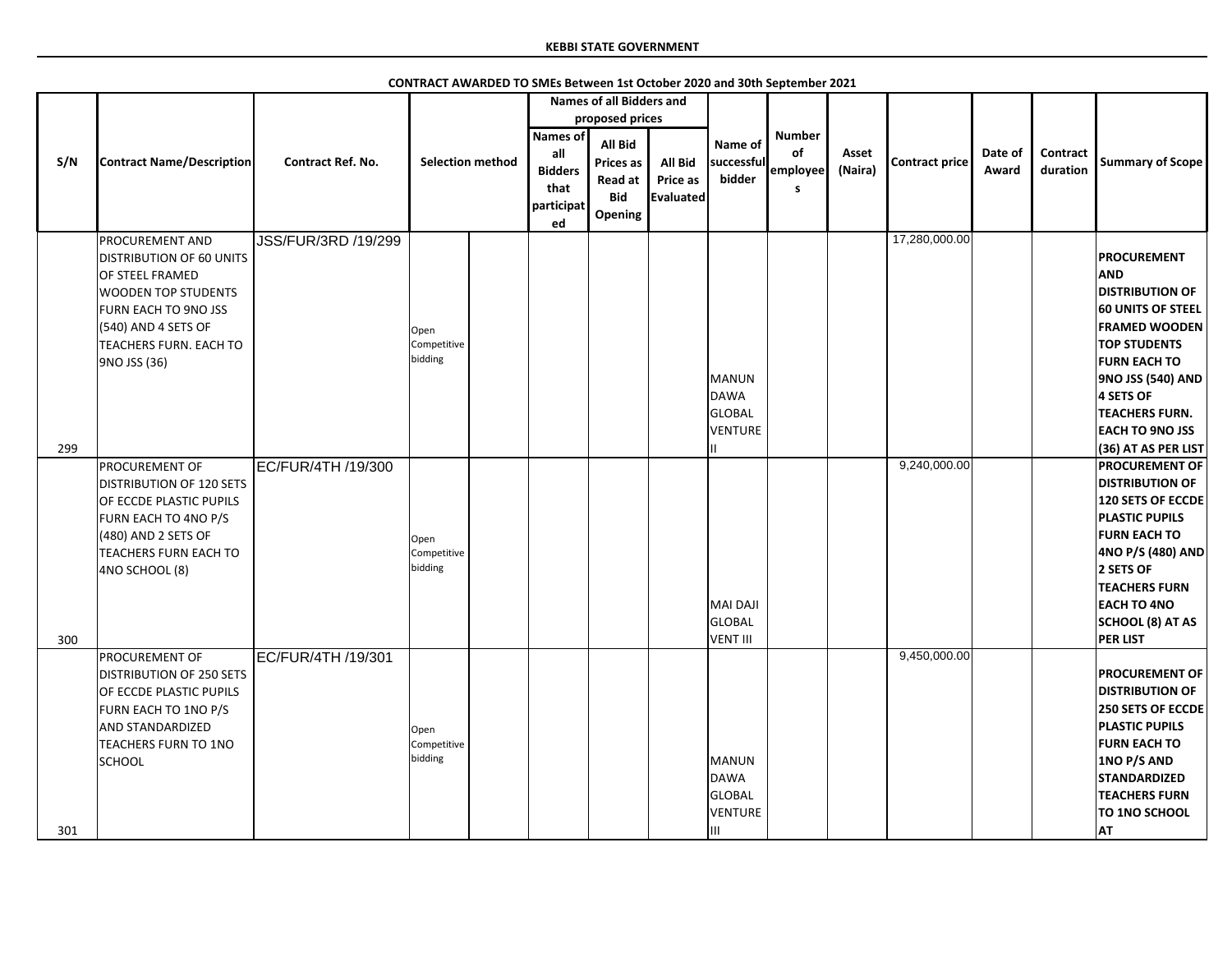**KEBBI STATE GOVERNMENT**

**CONTRACT AWARDED TO SMEs Between 1st October 2020 and 30th September 2021**

| S/N | Contract Name/Description | Contract Ref. No. | Selection method | | Names of all Bidders and proposed prices | | | Name of successful bidder | Number of employees | Asset (Naira) | Contract price | Date of Award | Contract duration | Summary of Scope |
|---|---|---|---|---|---|---|---|---|---|---|---|---|---|---|
| | | | | | Names of all Bidders that participated | All Bid Prices as Read at Bid Opening | All Bid Price as Evaluated | | | | | | | |
| 299 | PROCUREMENT AND DISTRIBUTION OF 60 UNITS OF STEEL FRAMED WOODEN TOP STUDENTS FURN EACH TO 9NO JSS (540) AND 4 SETS OF TEACHERS FURN. EACH TO 9NO JSS (36) | JSS/FUR/3RD /19/299 | Open Competitive bidding | | | | | MANUN DAWA GLOBAL VENTURE II | | | 17,280,000.00 | | | **PROCUREMENT AND DISTRIBUTION OF 60 UNITS OF STEEL FRAMED WOODEN TOP STUDENTS FURN EACH TO 9NO JSS (540) AND 4 SETS OF TEACHERS FURN. EACH TO 9NO JSS (36) AT AS PER LIST** |
| 300 | PROCUREMENT OF DISTRIBUTION OF 120 SETS OF ECCDE PLASTIC PUPILS FURN EACH TO 4NO P/S (480) AND 2 SETS OF TEACHERS FURN EACH TO 4NO SCHOOL (8) | EC/FUR/4TH /19/300 | Open Competitive bidding | | | | | MAI DAJI GLOBAL VENT III | | | 9,240,000.00 | | | **PROCUREMENT OF DISTRIBUTION OF 120 SETS OF ECCDE PLASTIC PUPILS FURN EACH TO 4NO P/S (480) AND 2 SETS OF TEACHERS FURN EACH TO 4NO SCHOOL (8) AT AS PER LIST** |
| 301 | PROCUREMENT OF DISTRIBUTION OF 250 SETS OF ECCDE PLASTIC PUPILS FURN EACH TO 1NO P/S AND STANDARDIZED TEACHERS FURN TO 1NO SCHOOL | EC/FUR/4TH /19/301 | Open Competitive bidding | | | | | MANUN DAWA GLOBAL VENTURE III | | | 9,450,000.00 | | | **PROCUREMENT OF DISTRIBUTION OF 250 SETS OF ECCDE PLASTIC PUPILS FURN EACH TO 1NO P/S AND STANDARDIZED TEACHERS FURN TO 1NO SCHOOL AT** |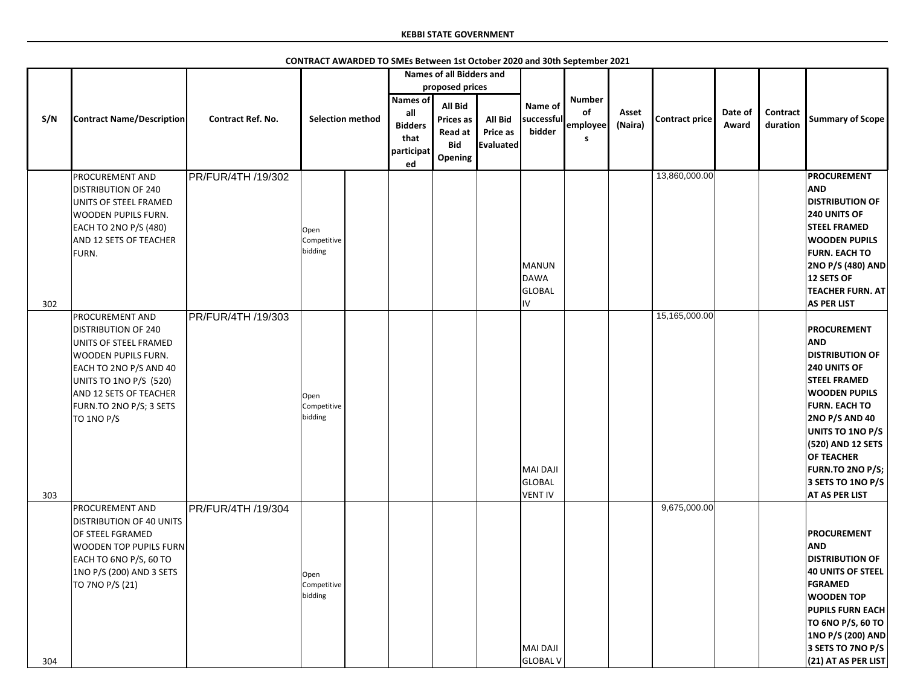**KEBBI STATE GOVERNMENT**

**CONTRACT AWARDED TO SMEs Between 1st October 2020 and 30th September 2021**

| S/N | Contract Name/Description | Contract Ref. No. | Selection method | | Names of all Bidders and proposed prices | | | Name of successful bidder | Number of employees | Asset (Naira) | Contract price | Date of Award | Contract duration | Summary of Scope |
|---|---|---|---|---|---|---|---|---|---|---|---|---|---|---|
| | | | | | Names of all Bidders that participated | All Bid Prices as Read at Bid Opening | All Bid Price as Evaluated | | | | | | | |
| 302 | PROCUREMENT AND DISTRIBUTION OF 240 UNITS OF STEEL FRAMED WOODEN PUPILS FURN. EACH TO 2NO P/S (480) AND 12 SETS OF TEACHER FURN. | PR/FUR/4TH /19/302 | Open Competitive bidding | | | | | MANUN DAWA GLOBAL IV | | | 13,860,000.00 | | | PROCUREMENT AND DISTRIBUTION OF 240 UNITS OF STEEL FRAMED WOODEN PUPILS FURN. EACH TO 2NO P/S (480) AND 12 SETS OF TEACHER FURN. AT AS PER LIST |
| 303 | PROCUREMENT AND DISTRIBUTION OF 240 UNITS OF STEEL FRAMED WOODEN PUPILS FURN. EACH TO 2NO P/S AND 40 UNITS TO 1NO P/S (520) AND 12 SETS OF TEACHER FURN.TO 2NO P/S; 3 SETS TO 1NO P/S | PR/FUR/4TH /19/303 | Open Competitive bidding | | | | | MAI DAJI GLOBAL VENT IV | | | 15,165,000.00 | | | PROCUREMENT AND DISTRIBUTION OF 240 UNITS OF STEEL FRAMED WOODEN PUPILS FURN. EACH TO 2NO P/S AND 40 UNITS TO 1NO P/S (520) AND 12 SETS OF TEACHER FURN.TO 2NO P/S; 3 SETS TO 1NO P/S AT AS PER LIST |
| 304 | PROCUREMENT AND DISTRIBUTION OF 40 UNITS OF STEEL FGRAMED WOODEN TOP PUPILS FURN EACH TO 6NO P/S, 60 TO 1NO P/S (200) AND 3 SETS TO 7NO P/S (21) | PR/FUR/4TH /19/304 | Open Competitive bidding | | | | | MAI DAJI GLOBAL V | | | 9,675,000.00 | | | PROCUREMENT AND DISTRIBUTION OF 40 UNITS OF STEEL FGRAMED WOODEN TOP PUPILS FURN EACH TO 6NO P/S, 60 TO 1NO P/S (200) AND 3 SETS TO 7NO P/S (21) AT AS PER LIST |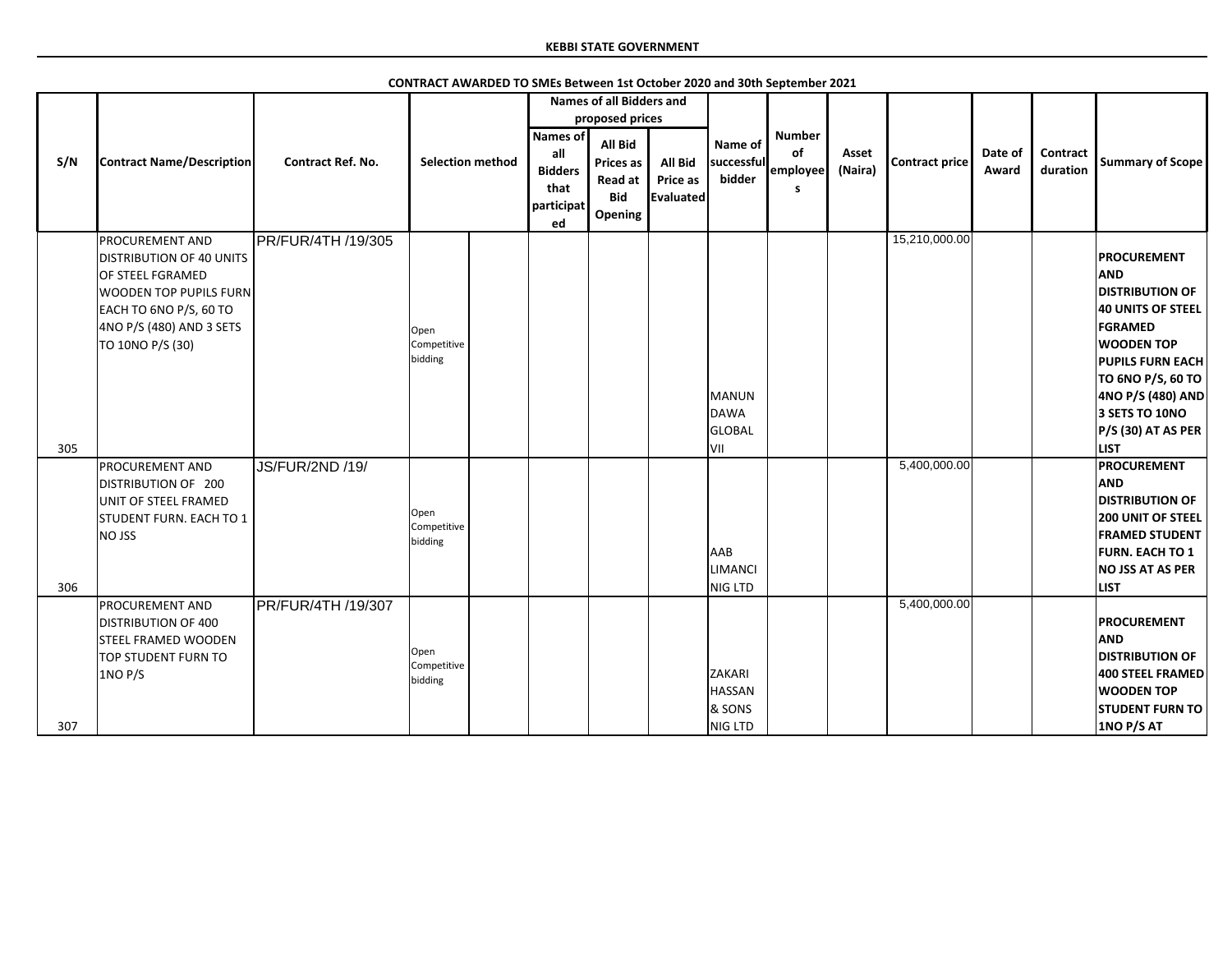**KEBBI STATE GOVERNMENT**

**CONTRACT AWARDED TO SMEs Between 1st October 2020 and 30th September 2021**

| S/N | Contract Name/Description | Contract Ref. No. | Selection method | | Names of all Bidders and proposed prices | | | Name of successful bidder | Number of employees | Asset (Naira) | Contract price | Date of Award | Contract duration | Summary of Scope |
|---|---|---|---|---|---|---|---|---|---|---|---|---|---|---|
| | | | | | Names of all Bidders that participated | All Bid Prices as Read at Bid Opening | All Bid Price as Evaluated | | | | | | | |
| 305 | PROCUREMENT AND DISTRIBUTION OF 40 UNITS OF STEEL FGRAMED WOODEN TOP PUPILS FURN EACH TO 6NO P/S, 60 TO 4NO P/S (480) AND 3 SETS TO 10NO P/S (30) | PR/FUR/4TH /19/305 | Open Competitive bidding | | | | | MANUN DAWA GLOBAL VII | | | 15,210,000.00 | | | PROCUREMENT AND DISTRIBUTION OF 40 UNITS OF STEEL FGRAMED WOODEN TOP PUPILS FURN EACH TO 6NO P/S, 60 TO 4NO P/S (480) AND 3 SETS TO 10NO P/S (30) AT AS PER LIST |
| 306 | PROCUREMENT AND DISTRIBUTION OF 200 UNIT OF STEEL FRAMED STUDENT FURN. EACH TO 1 NO JSS | JS/FUR/2ND /19/ | Open Competitive bidding | | | | | AAB LIMANCI NIG LTD | | | 5,400,000.00 | | | PROCUREMENT AND DISTRIBUTION OF 200 UNIT OF STEEL FRAMED STUDENT FURN. EACH TO 1 NO JSS AT AS PER LIST |
| 307 | PROCUREMENT AND DISTRIBUTION OF 400 STEEL FRAMED WOODEN TOP STUDENT FURN TO 1NO P/S | PR/FUR/4TH /19/307 | Open Competitive bidding | | | | | ZAKARI HASSAN & SONS NIG LTD | | | 5,400,000.00 | | | PROCUREMENT AND DISTRIBUTION OF 400 STEEL FRAMED WOODEN TOP STUDENT FURN TO 1NO P/S AT |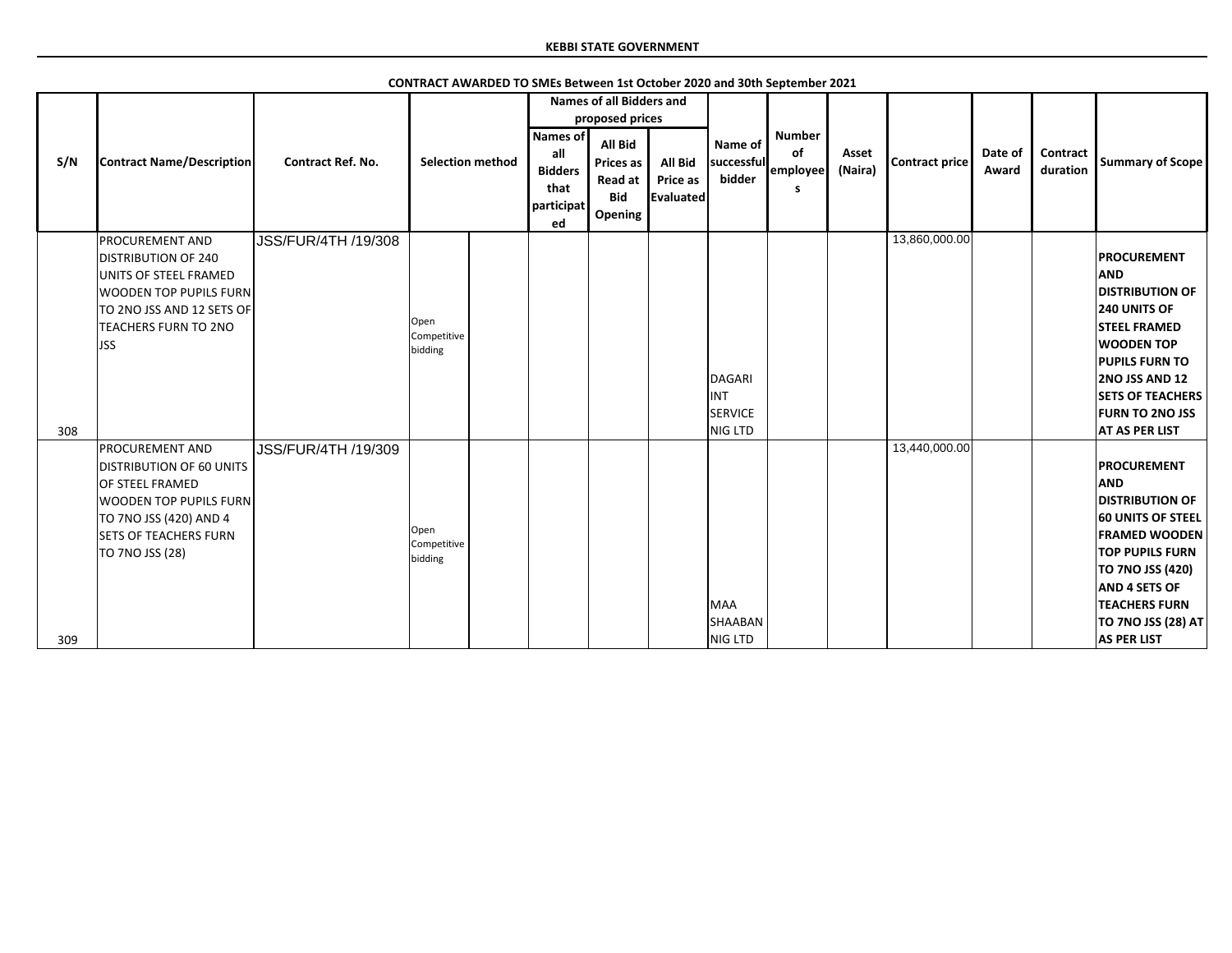**KEBBI STATE GOVERNMENT**

**CONTRACT AWARDED TO SMEs Between 1st October 2020 and 30th September 2021**

| S/N | Contract Name/Description | Contract Ref. No. | Selection method | | Names of all Bidders and proposed prices | | | Name of successful bidder | Number of employees | Asset (Naira) | Contract price | Date of Award | Contract duration | Summary of Scope |
|---|---|---|---|---|---|---|---|---|---|---|---|---|---|---|
| | | | | | Names of all Bidders that participated | All Bid Prices as Read at Bid Opening | All Bid Price as Evaluated | | | | | | | |
| 308 | PROCUREMENT AND DISTRIBUTION OF 240 UNITS OF STEEL FRAMED WOODEN TOP PUPILS FURN TO 2NO JSS AND 12 SETS OF TEACHERS FURN TO 2NO JSS | JSS/FUR/4TH /19/308 | Open Competitive bidding | | | | | DAGARI INT SERVICE NIG LTD | | | 13,860,000.00 | | | **PROCUREMENT AND DISTRIBUTION OF 240 UNITS OF STEEL FRAMED WOODEN TOP PUPILS FURN TO 2NO JSS AND 12 SETS OF TEACHERS FURN TO 2NO JSS AT AS PER LIST** |
| 309 | PROCUREMENT AND DISTRIBUTION OF 60 UNITS OF STEEL FRAMED WOODEN TOP PUPILS FURN TO 7NO JSS (420) AND 4 SETS OF TEACHERS FURN TO 7NO JSS (28) | JSS/FUR/4TH /19/309 | Open Competitive bidding | | | | | MAA SHAABAN NIG LTD | | | 13,440,000.00 | | | **PROCUREMENT AND DISTRIBUTION OF 60 UNITS OF STEEL FRAMED WOODEN TOP PUPILS FURN TO 7NO JSS (420) AND 4 SETS OF TEACHERS FURN TO 7NO JSS (28) AT AS PER LIST** |